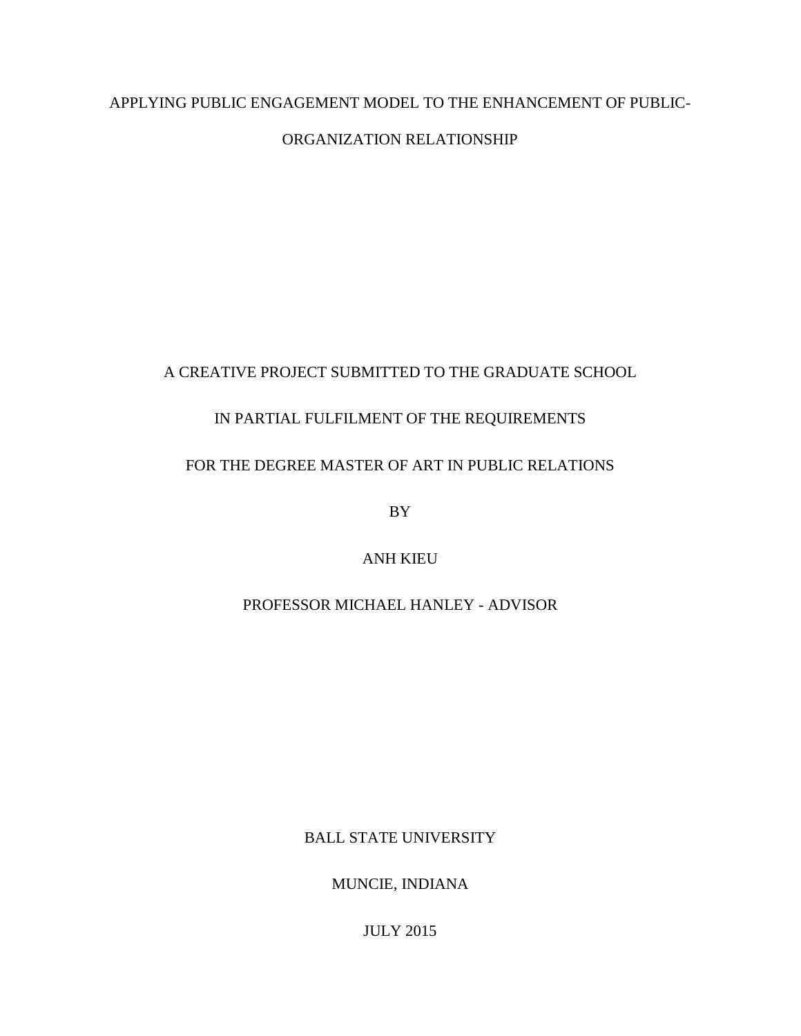# APPLYING PUBLIC ENGAGEMENT MODEL TO THE ENHANCEMENT OF PUBLIC-ORGANIZATION RELATIONSHIP

A CREATIVE PROJECT SUBMITTED TO THE GRADUATE SCHOOL

IN PARTIAL FULFILMENT OF THE REQUIREMENTS

FOR THE DEGREE MASTER OF ART IN PUBLIC RELATIONS

BY

ANH KIEU

PROFESSOR MICHAEL HANLEY - ADVISOR

BALL STATE UNIVERSITY

MUNCIE, INDIANA

JULY 2015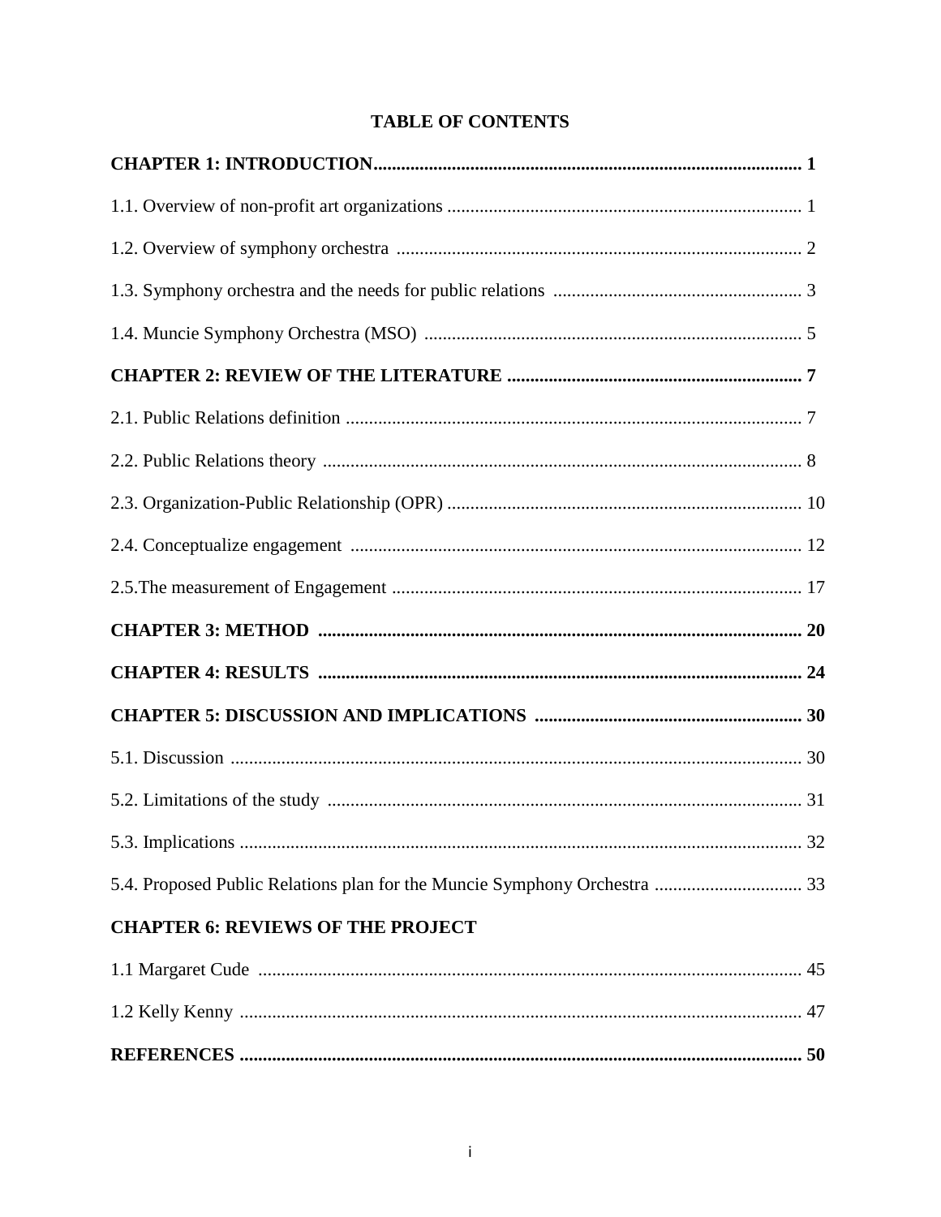# TABLE OF CONTENTS

**CHAPTER 1: INTRODUCTION** ..... **1**

1.1. Overview of non-profit art organizations ..... 1

1.2. Overview of symphony orchestra ..... 2

1.3. Symphony orchestra and the needs for public relations ..... 3

1.4. Muncie Symphony Orchestra (MSO) ..... 5

**CHAPTER 2: REVIEW OF THE LITERATURE** ..... **7**

2.1. Public Relations definition ..... 7

2.2. Public Relations theory ..... 8

2.3. Organization-Public Relationship (OPR) ..... 10

2.4. Conceptualize engagement ..... 12

2.5.The measurement of Engagement ..... 17

**CHAPTER 3: METHOD** ..... **20**

**CHAPTER 4: RESULTS** ..... **24**

**CHAPTER 5: DISCUSSION AND IMPLICATIONS** ..... **30**

5.1. Discussion ..... 30

5.2. Limitations of the study ..... 31

5.3. Implications ..... 32

5.4. Proposed Public Relations plan for the Muncie Symphony Orchestra ..... 33

**CHAPTER 6: REVIEWS OF THE PROJECT**

1.1 Margaret Cude ..... 45

1.2 Kelly Kenny ..... 47

**REFERENCES** ..... **50**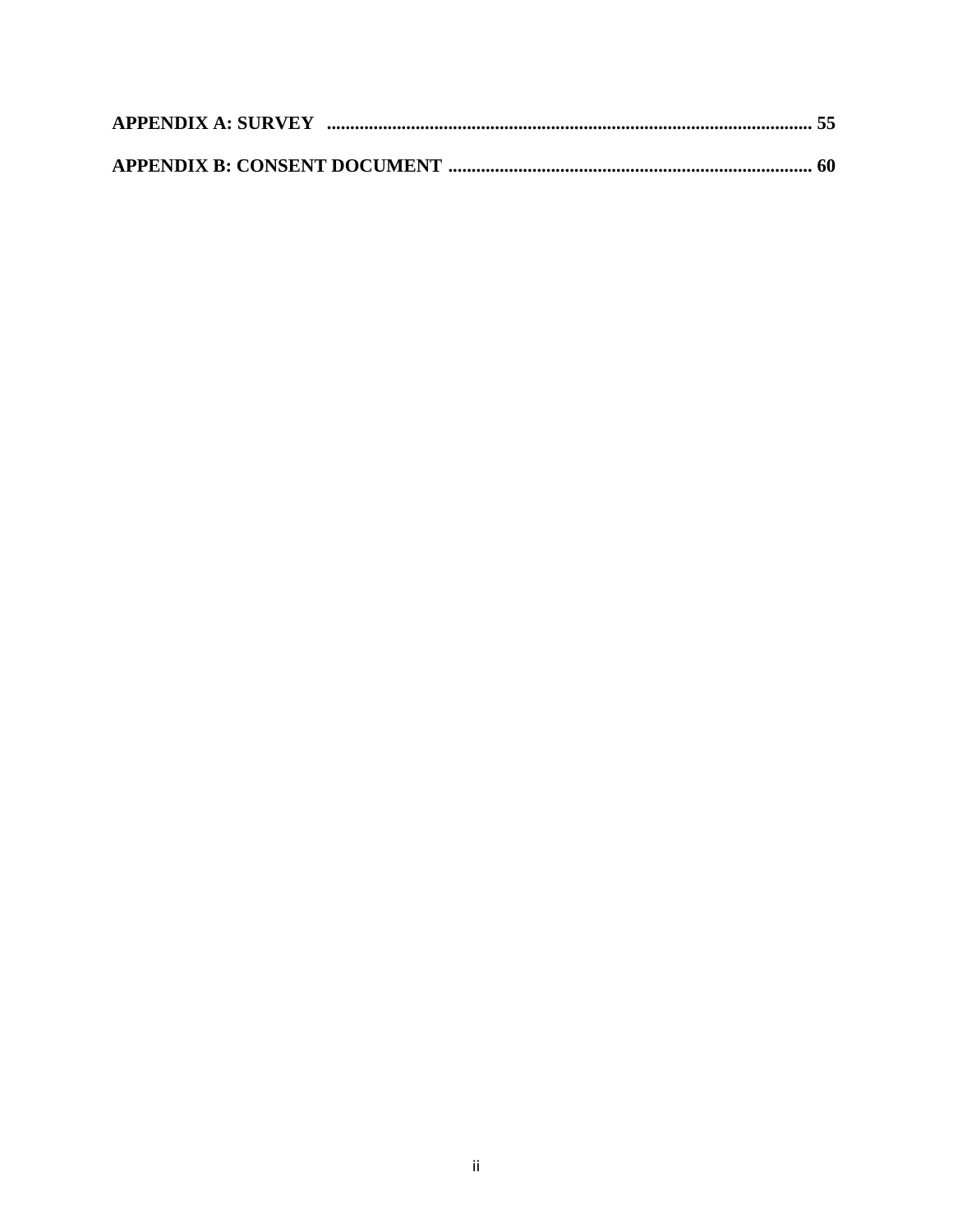**APPENDIX A: SURVEY** ........................................................................................................ **55**

**APPENDIX B: CONSENT DOCUMENT** ............................................................................. **60**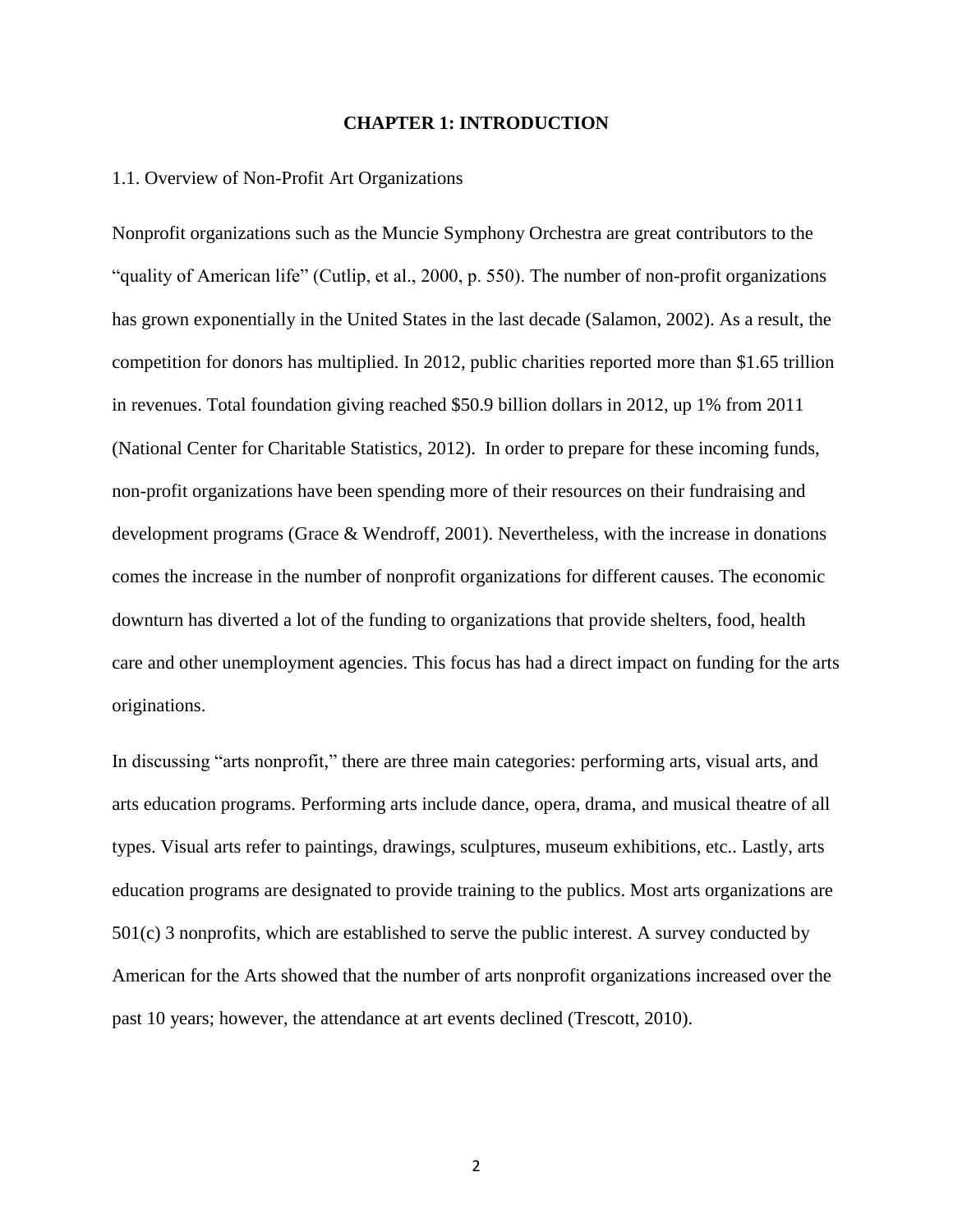# CHAPTER 1: INTRODUCTION

## 1.1. Overview of Non-Profit Art Organizations

Nonprofit organizations such as the Muncie Symphony Orchestra are great contributors to the "quality of American life" (Cutlip, et al., 2000, p. 550). The number of non-profit organizations has grown exponentially in the United States in the last decade (Salamon, 2002). As a result, the competition for donors has multiplied. In 2012, public charities reported more than $1.65 trillion in revenues. Total foundation giving reached $50.9 billion dollars in 2012, up 1% from 2011 (National Center for Charitable Statistics, 2012). In order to prepare for these incoming funds, non-profit organizations have been spending more of their resources on their fundraising and development programs (Grace & Wendroff, 2001). Nevertheless, with the increase in donations comes the increase in the number of nonprofit organizations for different causes. The economic downturn has diverted a lot of the funding to organizations that provide shelters, food, health care and other unemployment agencies. This focus has had a direct impact on funding for the arts originations.

In discussing "arts nonprofit," there are three main categories: performing arts, visual arts, and arts education programs. Performing arts include dance, opera, drama, and musical theatre of all types. Visual arts refer to paintings, drawings, sculptures, museum exhibitions, etc.. Lastly, arts education programs are designated to provide training to the publics. Most arts organizations are 501(c) 3 nonprofits, which are established to serve the public interest. A survey conducted by American for the Arts showed that the number of arts nonprofit organizations increased over the past 10 years; however, the attendance at art events declined (Trescott, 2010).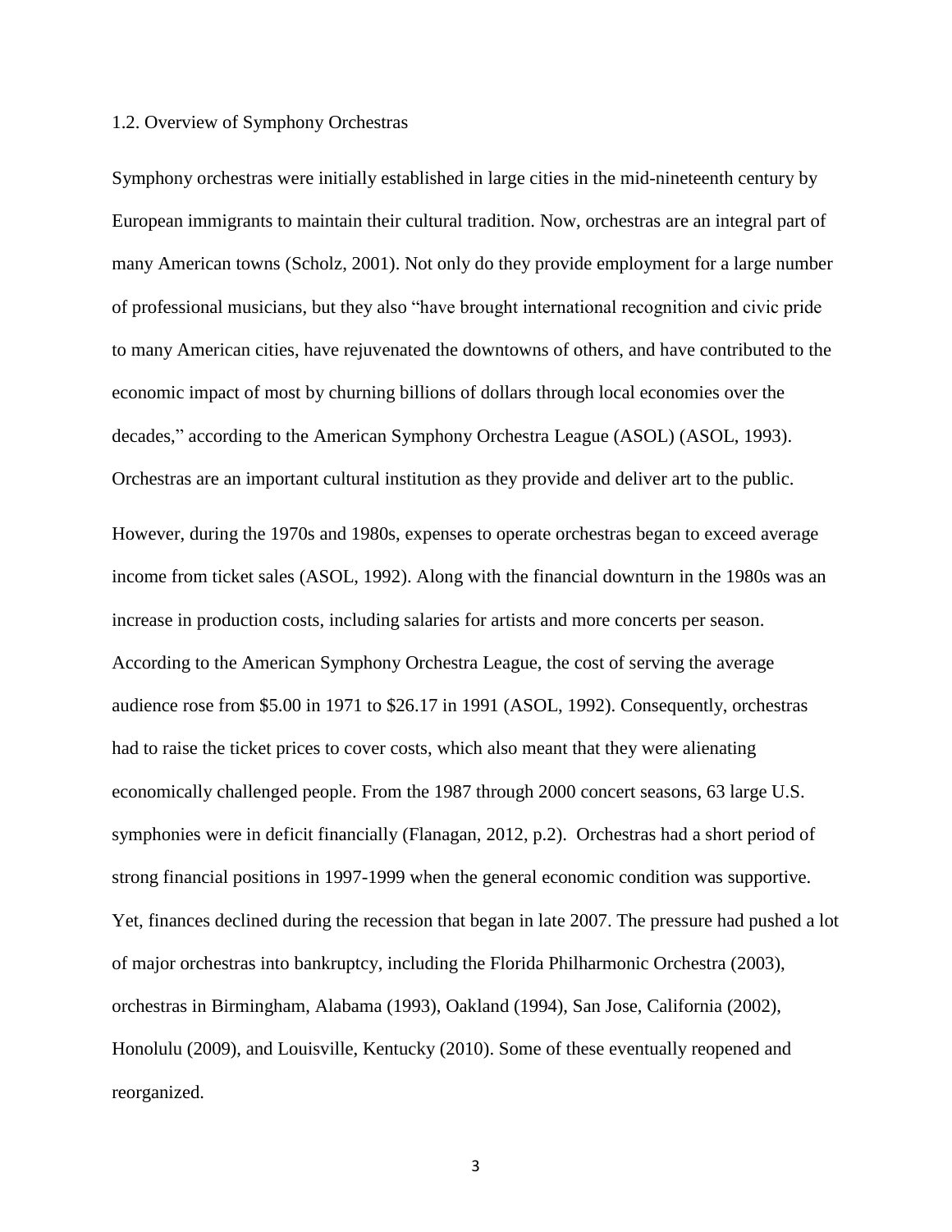### 1.2. Overview of Symphony Orchestras

Symphony orchestras were initially established in large cities in the mid-nineteenth century by European immigrants to maintain their cultural tradition. Now, orchestras are an integral part of many American towns (Scholz, 2001). Not only do they provide employment for a large number of professional musicians, but they also "have brought international recognition and civic pride to many American cities, have rejuvenated the downtowns of others, and have contributed to the economic impact of most by churning billions of dollars through local economies over the decades," according to the American Symphony Orchestra League (ASOL) (ASOL, 1993). Orchestras are an important cultural institution as they provide and deliver art to the public.

However, during the 1970s and 1980s, expenses to operate orchestras began to exceed average income from ticket sales (ASOL, 1992). Along with the financial downturn in the 1980s was an increase in production costs, including salaries for artists and more concerts per season. According to the American Symphony Orchestra League, the cost of serving the average audience rose from $5.00 in 1971 to $26.17 in 1991 (ASOL, 1992). Consequently, orchestras had to raise the ticket prices to cover costs, which also meant that they were alienating economically challenged people. From the 1987 through 2000 concert seasons, 63 large U.S. symphonies were in deficit financially (Flanagan, 2012, p.2). Orchestras had a short period of strong financial positions in 1997-1999 when the general economic condition was supportive. Yet, finances declined during the recession that began in late 2007. The pressure had pushed a lot of major orchestras into bankruptcy, including the Florida Philharmonic Orchestra (2003), orchestras in Birmingham, Alabama (1993), Oakland (1994), San Jose, California (2002), Honolulu (2009), and Louisville, Kentucky (2010). Some of these eventually reopened and reorganized.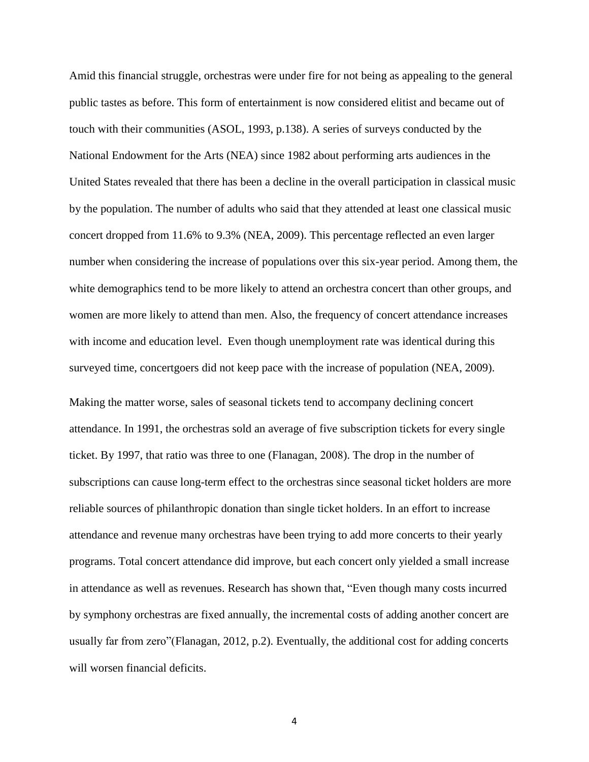Amid this financial struggle, orchestras were under fire for not being as appealing to the general public tastes as before. This form of entertainment is now considered elitist and became out of touch with their communities (ASOL, 1993, p.138). A series of surveys conducted by the National Endowment for the Arts (NEA) since 1982 about performing arts audiences in the United States revealed that there has been a decline in the overall participation in classical music by the population. The number of adults who said that they attended at least one classical music concert dropped from 11.6% to 9.3% (NEA, 2009). This percentage reflected an even larger number when considering the increase of populations over this six-year period. Among them, the white demographics tend to be more likely to attend an orchestra concert than other groups, and women are more likely to attend than men. Also, the frequency of concert attendance increases with income and education level. Even though unemployment rate was identical during this surveyed time, concertgoers did not keep pace with the increase of population (NEA, 2009).

Making the matter worse, sales of seasonal tickets tend to accompany declining concert attendance. In 1991, the orchestras sold an average of five subscription tickets for every single ticket. By 1997, that ratio was three to one (Flanagan, 2008). The drop in the number of subscriptions can cause long-term effect to the orchestras since seasonal ticket holders are more reliable sources of philanthropic donation than single ticket holders. In an effort to increase attendance and revenue many orchestras have been trying to add more concerts to their yearly programs. Total concert attendance did improve, but each concert only yielded a small increase in attendance as well as revenues. Research has shown that, "Even though many costs incurred by symphony orchestras are fixed annually, the incremental costs of adding another concert are usually far from zero"(Flanagan, 2012, p.2). Eventually, the additional cost for adding concerts will worsen financial deficits.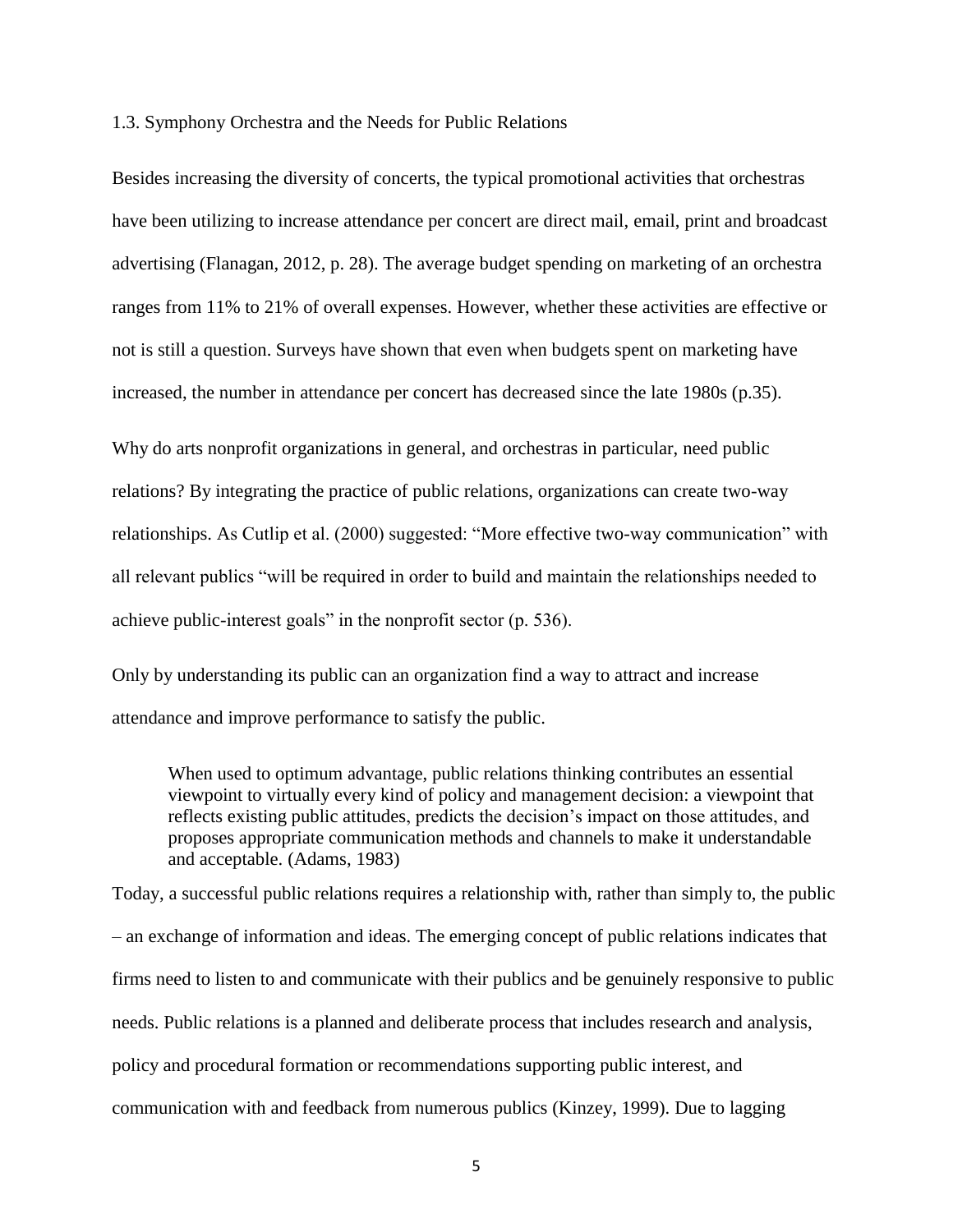### 1.3. Symphony Orchestra and the Needs for Public Relations

Besides increasing the diversity of concerts, the typical promotional activities that orchestras have been utilizing to increase attendance per concert are direct mail, email, print and broadcast advertising (Flanagan, 2012, p. 28). The average budget spending on marketing of an orchestra ranges from 11% to 21% of overall expenses. However, whether these activities are effective or not is still a question. Surveys have shown that even when budgets spent on marketing have increased, the number in attendance per concert has decreased since the late 1980s (p.35).

Why do arts nonprofit organizations in general, and orchestras in particular, need public relations? By integrating the practice of public relations, organizations can create two-way relationships. As Cutlip et al. (2000) suggested: "More effective two-way communication" with all relevant publics "will be required in order to build and maintain the relationships needed to achieve public-interest goals" in the nonprofit sector (p. 536).

Only by understanding its public can an organization find a way to attract and increase attendance and improve performance to satisfy the public.

> When used to optimum advantage, public relations thinking contributes an essential viewpoint to virtually every kind of policy and management decision: a viewpoint that reflects existing public attitudes, predicts the decision's impact on those attitudes, and proposes appropriate communication methods and channels to make it understandable and acceptable. (Adams, 1983)

Today, a successful public relations requires a relationship with, rather than simply to, the public – an exchange of information and ideas. The emerging concept of public relations indicates that firms need to listen to and communicate with their publics and be genuinely responsive to public needs. Public relations is a planned and deliberate process that includes research and analysis, policy and procedural formation or recommendations supporting public interest, and communication with and feedback from numerous publics (Kinzey, 1999). Due to lagging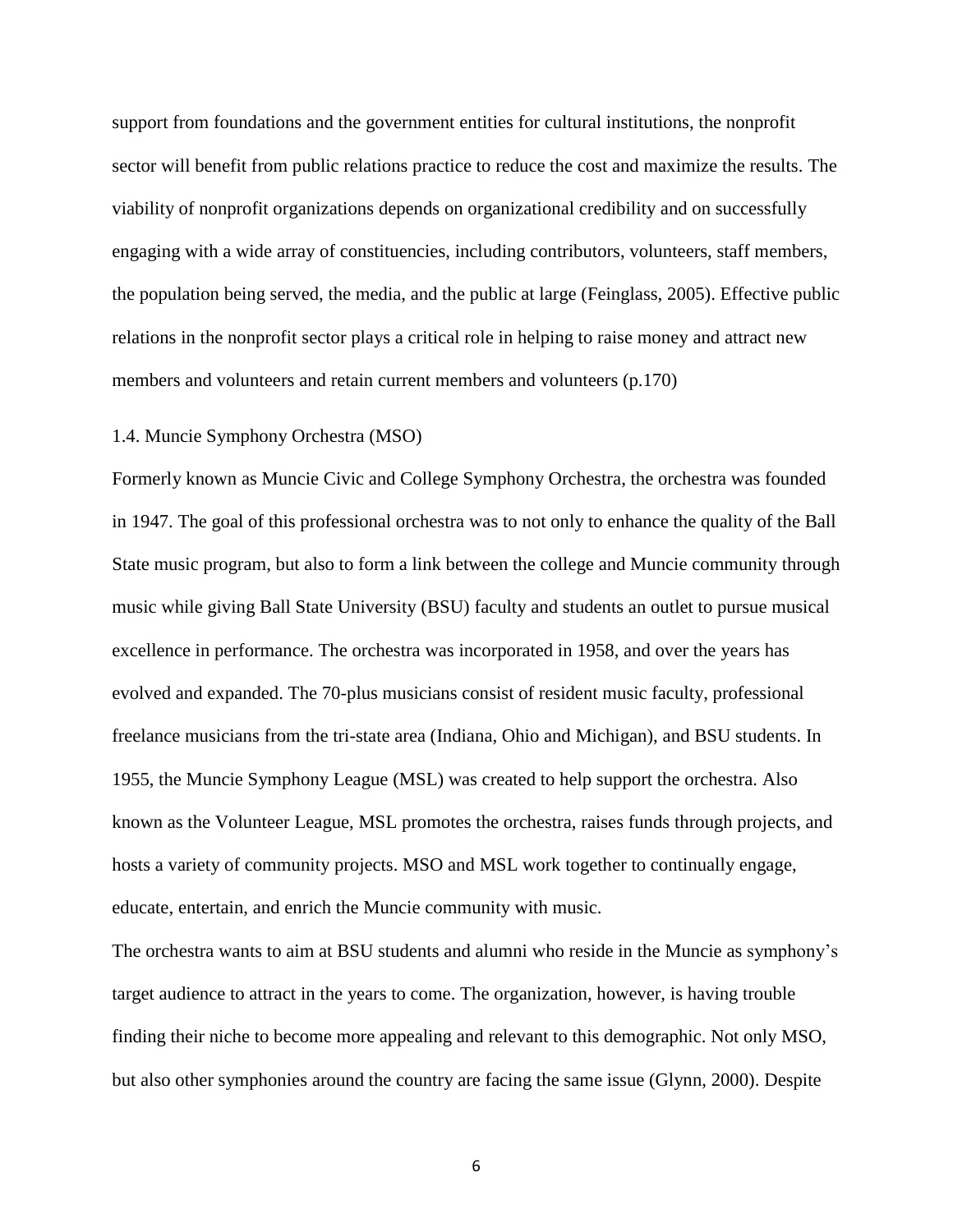support from foundations and the government entities for cultural institutions, the nonprofit sector will benefit from public relations practice to reduce the cost and maximize the results. The viability of nonprofit organizations depends on organizational credibility and on successfully engaging with a wide array of constituencies, including contributors, volunteers, staff members, the population being served, the media, and the public at large (Feinglass, 2005). Effective public relations in the nonprofit sector plays a critical role in helping to raise money and attract new members and volunteers and retain current members and volunteers (p.170)

### 1.4. Muncie Symphony Orchestra (MSO)

Formerly known as Muncie Civic and College Symphony Orchestra, the orchestra was founded in 1947. The goal of this professional orchestra was to not only to enhance the quality of the Ball State music program, but also to form a link between the college and Muncie community through music while giving Ball State University (BSU) faculty and students an outlet to pursue musical excellence in performance. The orchestra was incorporated in 1958, and over the years has evolved and expanded. The 70-plus musicians consist of resident music faculty, professional freelance musicians from the tri-state area (Indiana, Ohio and Michigan), and BSU students. In 1955, the Muncie Symphony League (MSL) was created to help support the orchestra. Also known as the Volunteer League, MSL promotes the orchestra, raises funds through projects, and hosts a variety of community projects. MSO and MSL work together to continually engage, educate, entertain, and enrich the Muncie community with music.

The orchestra wants to aim at BSU students and alumni who reside in the Muncie as symphony's target audience to attract in the years to come. The organization, however, is having trouble finding their niche to become more appealing and relevant to this demographic. Not only MSO, but also other symphonies around the country are facing the same issue (Glynn, 2000). Despite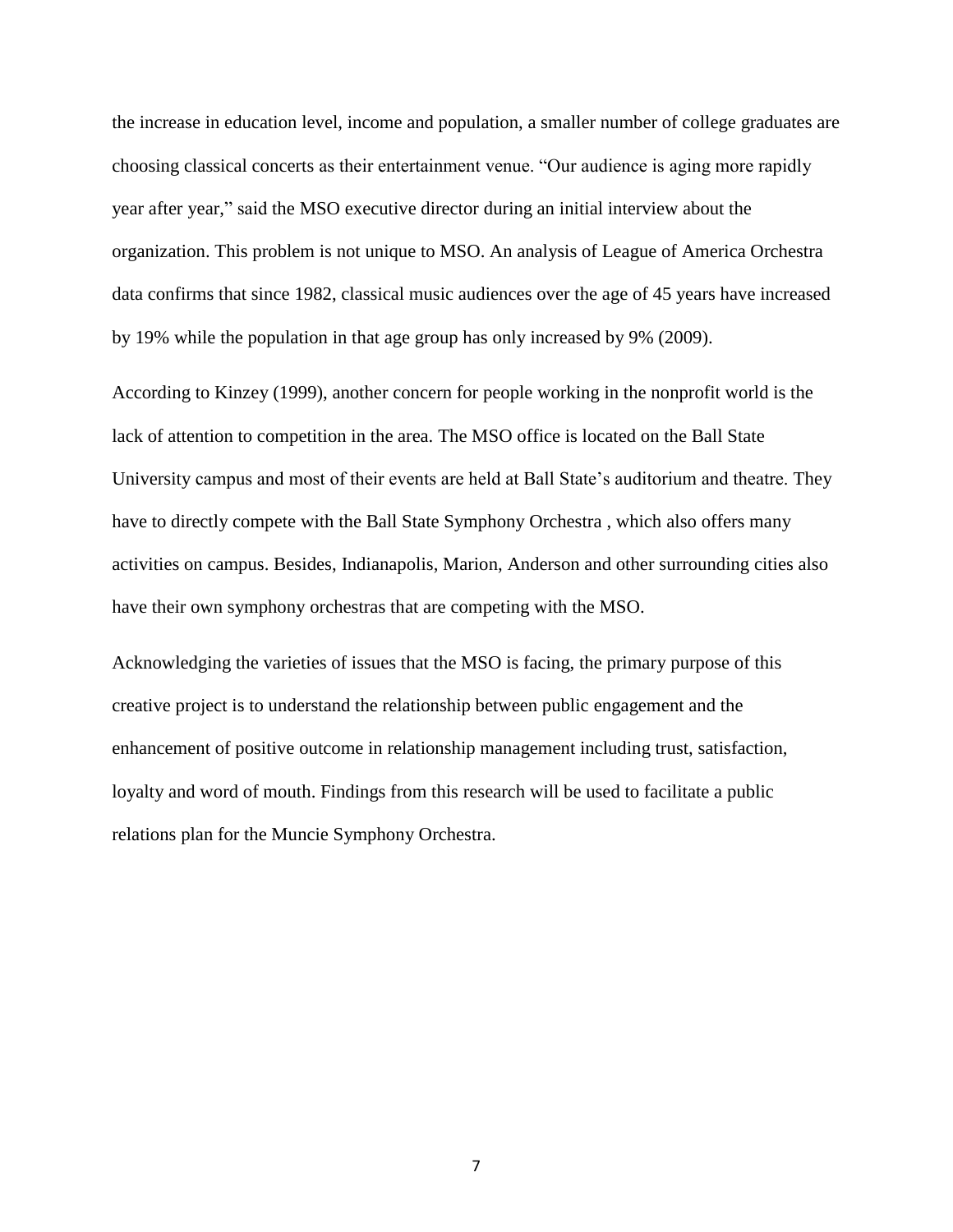the increase in education level, income and population, a smaller number of college graduates are choosing classical concerts as their entertainment venue. "Our audience is aging more rapidly year after year," said the MSO executive director during an initial interview about the organization. This problem is not unique to MSO. An analysis of League of America Orchestra data confirms that since 1982, classical music audiences over the age of 45 years have increased by 19% while the population in that age group has only increased by 9% (2009).

According to Kinzey (1999), another concern for people working in the nonprofit world is the lack of attention to competition in the area. The MSO office is located on the Ball State University campus and most of their events are held at Ball State's auditorium and theatre. They have to directly compete with the Ball State Symphony Orchestra , which also offers many activities on campus. Besides, Indianapolis, Marion, Anderson and other surrounding cities also have their own symphony orchestras that are competing with the MSO.

Acknowledging the varieties of issues that the MSO is facing, the primary purpose of this creative project is to understand the relationship between public engagement and the enhancement of positive outcome in relationship management including trust, satisfaction, loyalty and word of mouth. Findings from this research will be used to facilitate a public relations plan for the Muncie Symphony Orchestra.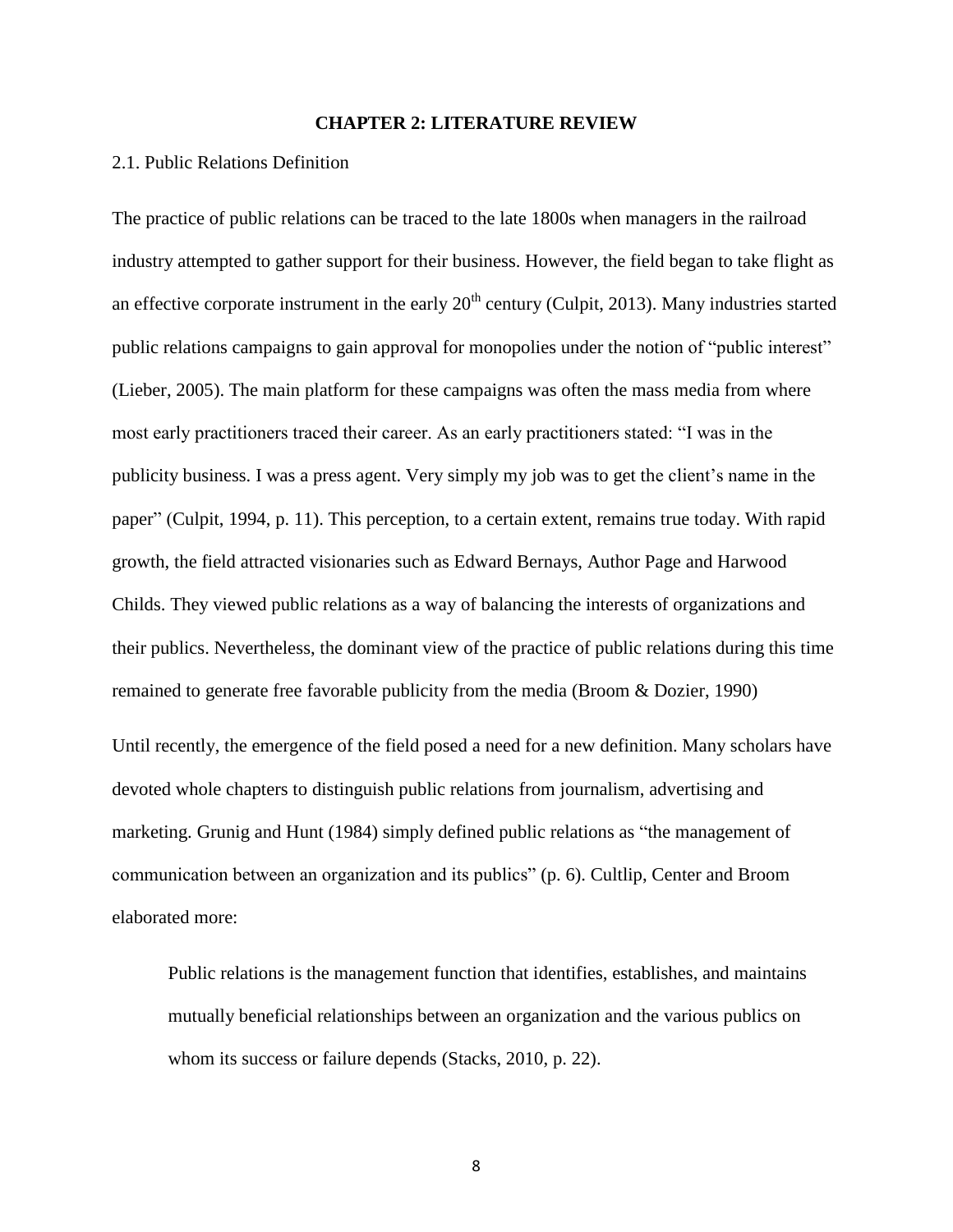# CHAPTER 2: LITERATURE REVIEW

## 2.1. Public Relations Definition

The practice of public relations can be traced to the late 1800s when managers in the railroad industry attempted to gather support for their business. However, the field began to take flight as an effective corporate instrument in the early 20th century (Culpit, 2013). Many industries started public relations campaigns to gain approval for monopolies under the notion of "public interest" (Lieber, 2005). The main platform for these campaigns was often the mass media from where most early practitioners traced their career. As an early practitioners stated: "I was in the publicity business. I was a press agent. Very simply my job was to get the client's name in the paper" (Culpit, 1994, p. 11). This perception, to a certain extent, remains true today. With rapid growth, the field attracted visionaries such as Edward Bernays, Author Page and Harwood Childs. They viewed public relations as a way of balancing the interests of organizations and their publics. Nevertheless, the dominant view of the practice of public relations during this time remained to generate free favorable publicity from the media (Broom & Dozier, 1990)

Until recently, the emergence of the field posed a need for a new definition. Many scholars have devoted whole chapters to distinguish public relations from journalism, advertising and marketing. Grunig and Hunt (1984) simply defined public relations as "the management of communication between an organization and its publics" (p. 6). Cultlip, Center and Broom elaborated more:

> Public relations is the management function that identifies, establishes, and maintains mutually beneficial relationships between an organization and the various publics on whom its success or failure depends (Stacks, 2010, p. 22).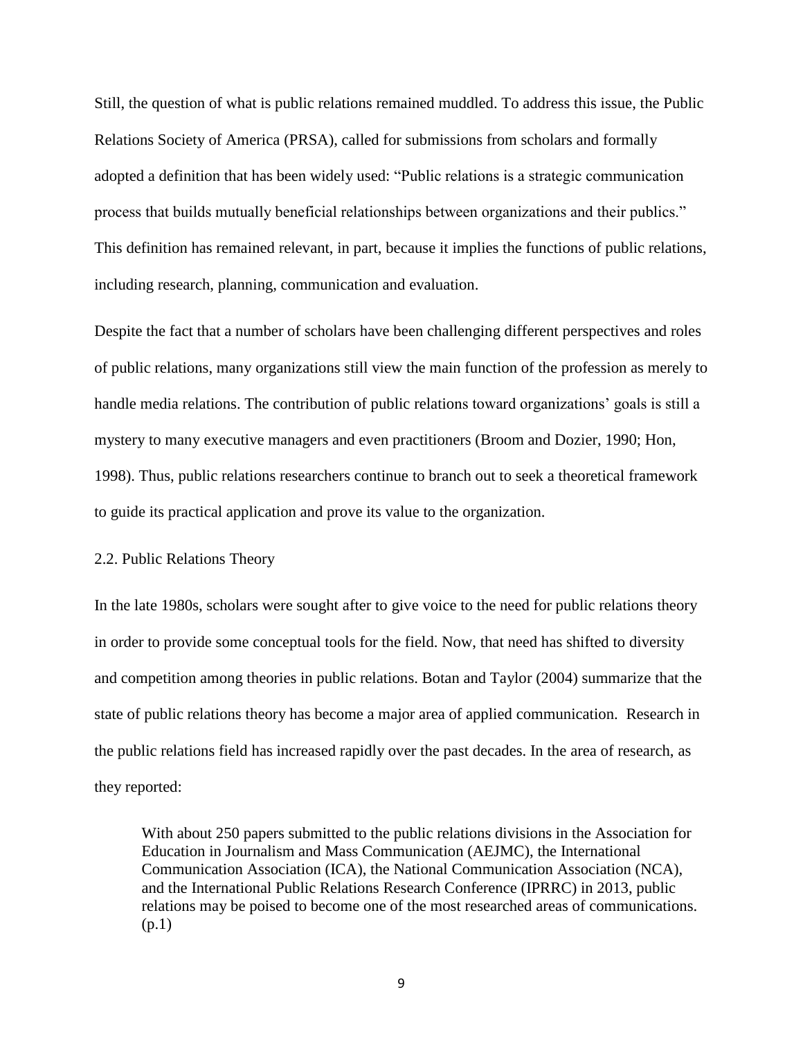Still, the question of what is public relations remained muddled. To address this issue, the Public Relations Society of America (PRSA), called for submissions from scholars and formally adopted a definition that has been widely used: "Public relations is a strategic communication process that builds mutually beneficial relationships between organizations and their publics." This definition has remained relevant, in part, because it implies the functions of public relations, including research, planning, communication and evaluation.

Despite the fact that a number of scholars have been challenging different perspectives and roles of public relations, many organizations still view the main function of the profession as merely to handle media relations. The contribution of public relations toward organizations' goals is still a mystery to many executive managers and even practitioners (Broom and Dozier, 1990; Hon, 1998). Thus, public relations researchers continue to branch out to seek a theoretical framework to guide its practical application and prove its value to the organization.

## 2.2. Public Relations Theory

In the late 1980s, scholars were sought after to give voice to the need for public relations theory in order to provide some conceptual tools for the field. Now, that need has shifted to diversity and competition among theories in public relations. Botan and Taylor (2004) summarize that the state of public relations theory has become a major area of applied communication. Research in the public relations field has increased rapidly over the past decades. In the area of research, as they reported:

> With about 250 papers submitted to the public relations divisions in the Association for Education in Journalism and Mass Communication (AEJMC), the International Communication Association (ICA), the National Communication Association (NCA), and the International Public Relations Research Conference (IPRRC) in 2013, public relations may be poised to become one of the most researched areas of communications. (p.1)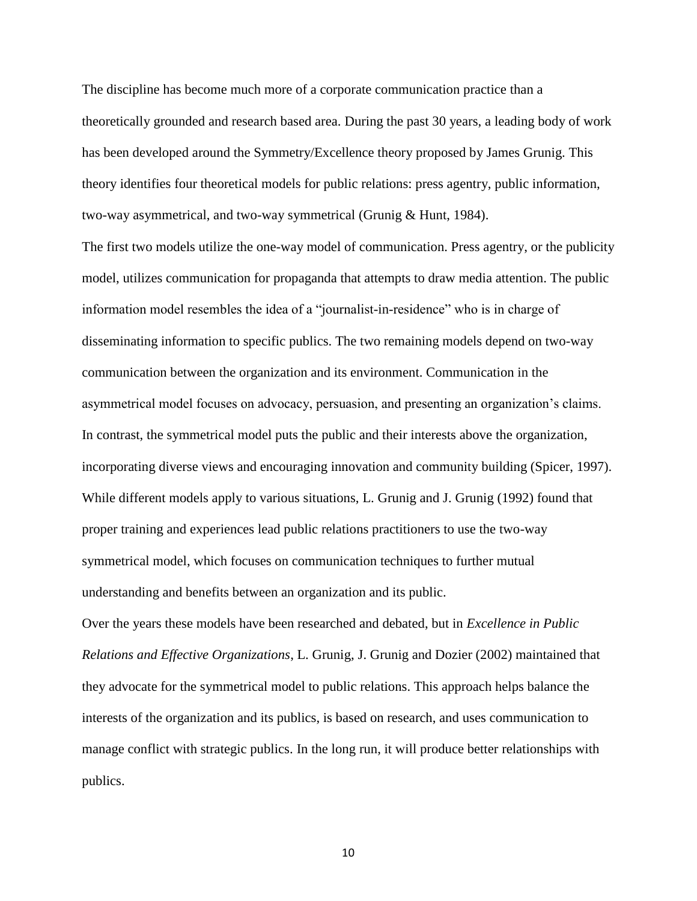The discipline has become much more of a corporate communication practice than a theoretically grounded and research based area. During the past 30 years, a leading body of work has been developed around the Symmetry/Excellence theory proposed by James Grunig. This theory identifies four theoretical models for public relations: press agentry, public information, two-way asymmetrical, and two-way symmetrical (Grunig & Hunt, 1984).

The first two models utilize the one-way model of communication. Press agentry, or the publicity model, utilizes communication for propaganda that attempts to draw media attention. The public information model resembles the idea of a "journalist-in-residence" who is in charge of disseminating information to specific publics. The two remaining models depend on two-way communication between the organization and its environment. Communication in the asymmetrical model focuses on advocacy, persuasion, and presenting an organization's claims. In contrast, the symmetrical model puts the public and their interests above the organization, incorporating diverse views and encouraging innovation and community building (Spicer, 1997). While different models apply to various situations, L. Grunig and J. Grunig (1992) found that proper training and experiences lead public relations practitioners to use the two-way symmetrical model, which focuses on communication techniques to further mutual understanding and benefits between an organization and its public.

Over the years these models have been researched and debated, but in *Excellence in Public Relations and Effective Organizations*, L. Grunig, J. Grunig and Dozier (2002) maintained that they advocate for the symmetrical model to public relations. This approach helps balance the interests of the organization and its publics, is based on research, and uses communication to manage conflict with strategic publics. In the long run, it will produce better relationships with publics.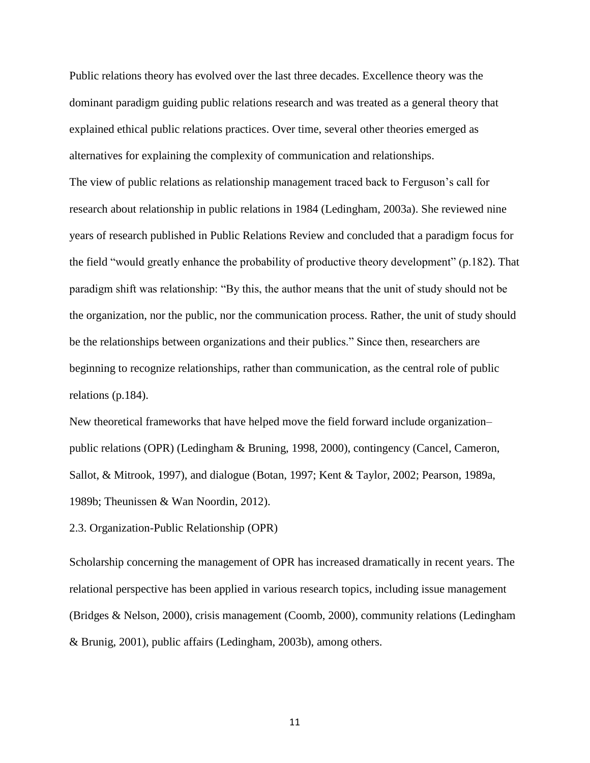Public relations theory has evolved over the last three decades. Excellence theory was the dominant paradigm guiding public relations research and was treated as a general theory that explained ethical public relations practices. Over time, several other theories emerged as alternatives for explaining the complexity of communication and relationships.

The view of public relations as relationship management traced back to Ferguson's call for research about relationship in public relations in 1984 (Ledingham, 2003a). She reviewed nine years of research published in Public Relations Review and concluded that a paradigm focus for the field "would greatly enhance the probability of productive theory development" (p.182). That paradigm shift was relationship: "By this, the author means that the unit of study should not be the organization, nor the public, nor the communication process. Rather, the unit of study should be the relationships between organizations and their publics." Since then, researchers are beginning to recognize relationships, rather than communication, as the central role of public relations (p.184).

New theoretical frameworks that have helped move the field forward include organization–public relations (OPR) (Ledingham & Bruning, 1998, 2000), contingency (Cancel, Cameron, Sallot, & Mitrook, 1997), and dialogue (Botan, 1997; Kent & Taylor, 2002; Pearson, 1989a, 1989b; Theunissen & Wan Noordin, 2012).

## 2.3. Organization-Public Relationship (OPR)

Scholarship concerning the management of OPR has increased dramatically in recent years. The relational perspective has been applied in various research topics, including issue management (Bridges & Nelson, 2000), crisis management (Coomb, 2000), community relations (Ledingham & Brunig, 2001), public affairs (Ledingham, 2003b), among others.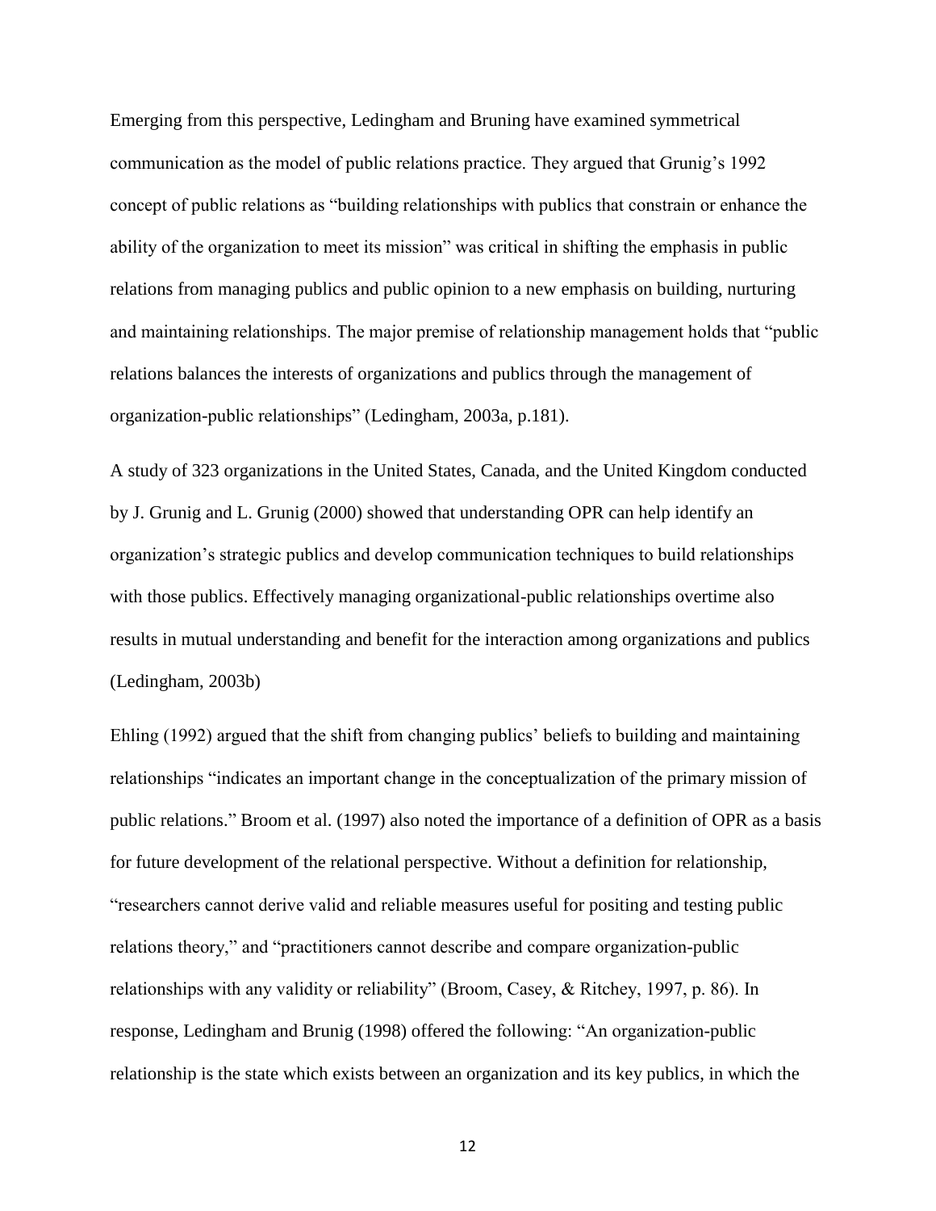Emerging from this perspective, Ledingham and Bruning have examined symmetrical communication as the model of public relations practice. They argued that Grunig's 1992 concept of public relations as "building relationships with publics that constrain or enhance the ability of the organization to meet its mission" was critical in shifting the emphasis in public relations from managing publics and public opinion to a new emphasis on building, nurturing and maintaining relationships. The major premise of relationship management holds that "public relations balances the interests of organizations and publics through the management of organization-public relationships" (Ledingham, 2003a, p.181).

A study of 323 organizations in the United States, Canada, and the United Kingdom conducted by J. Grunig and L. Grunig (2000) showed that understanding OPR can help identify an organization's strategic publics and develop communication techniques to build relationships with those publics. Effectively managing organizational-public relationships overtime also results in mutual understanding and benefit for the interaction among organizations and publics (Ledingham, 2003b)

Ehling (1992) argued that the shift from changing publics' beliefs to building and maintaining relationships "indicates an important change in the conceptualization of the primary mission of public relations." Broom et al. (1997) also noted the importance of a definition of OPR as a basis for future development of the relational perspective. Without a definition for relationship, "researchers cannot derive valid and reliable measures useful for positing and testing public relations theory," and "practitioners cannot describe and compare organization-public relationships with any validity or reliability" (Broom, Casey, & Ritchey, 1997, p. 86). In response, Ledingham and Brunig (1998) offered the following: "An organization-public relationship is the state which exists between an organization and its key publics, in which the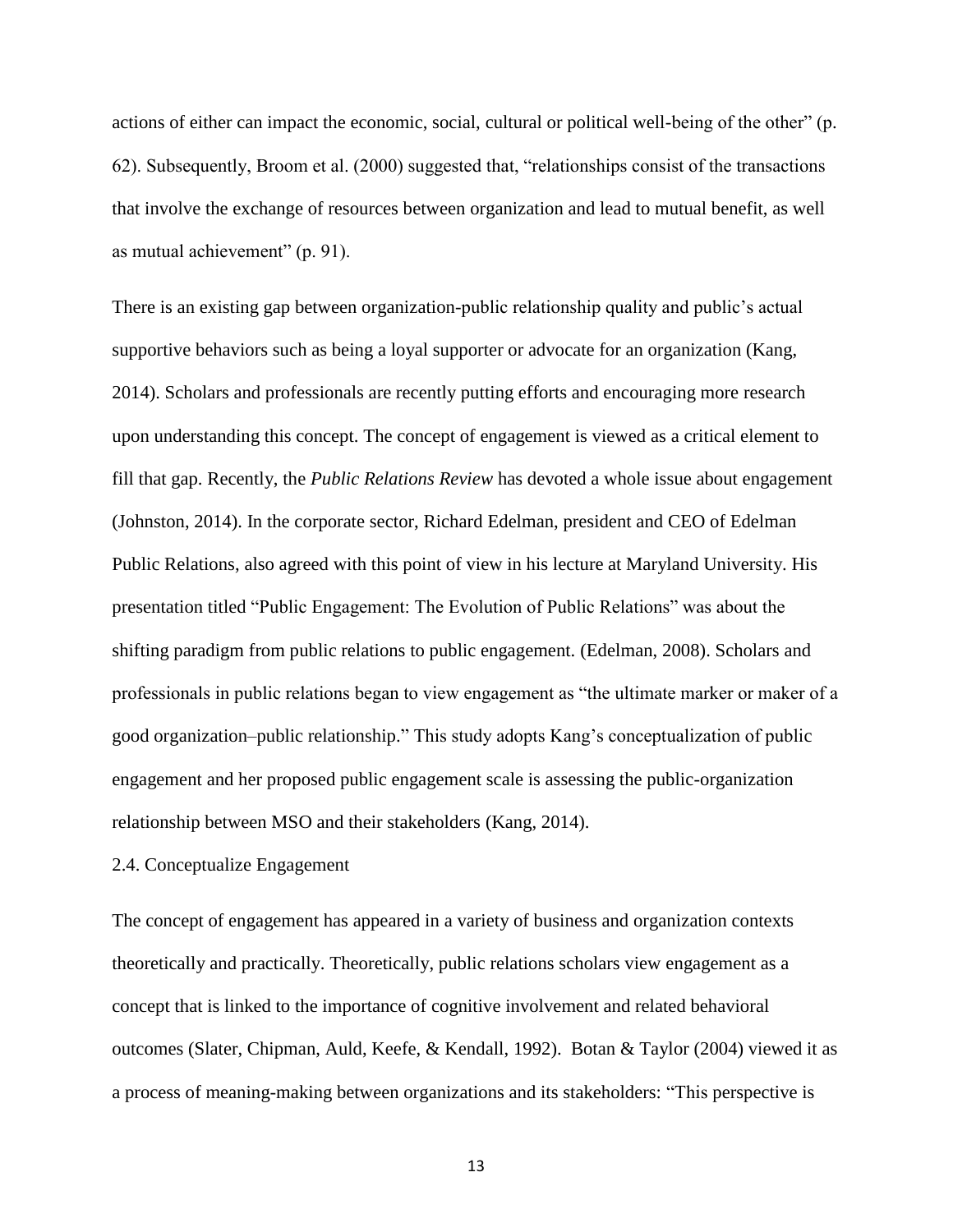actions of either can impact the economic, social, cultural or political well-being of the other" (p. 62). Subsequently, Broom et al. (2000) suggested that, "relationships consist of the transactions that involve the exchange of resources between organization and lead to mutual benefit, as well as mutual achievement" (p. 91).

There is an existing gap between organization-public relationship quality and public's actual supportive behaviors such as being a loyal supporter or advocate for an organization (Kang, 2014). Scholars and professionals are recently putting efforts and encouraging more research upon understanding this concept. The concept of engagement is viewed as a critical element to fill that gap. Recently, the *Public Relations Review* has devoted a whole issue about engagement (Johnston, 2014). In the corporate sector, Richard Edelman, president and CEO of Edelman Public Relations, also agreed with this point of view in his lecture at Maryland University. His presentation titled "Public Engagement: The Evolution of Public Relations" was about the shifting paradigm from public relations to public engagement. (Edelman, 2008). Scholars and professionals in public relations began to view engagement as "the ultimate marker or maker of a good organization–public relationship." This study adopts Kang's conceptualization of public engagement and her proposed public engagement scale is assessing the public-organization relationship between MSO and their stakeholders (Kang, 2014).

## 2.4. Conceptualize Engagement

The concept of engagement has appeared in a variety of business and organization contexts theoretically and practically. Theoretically, public relations scholars view engagement as a concept that is linked to the importance of cognitive involvement and related behavioral outcomes (Slater, Chipman, Auld, Keefe, & Kendall, 1992). Botan & Taylor (2004) viewed it as a process of meaning-making between organizations and its stakeholders: "This perspective is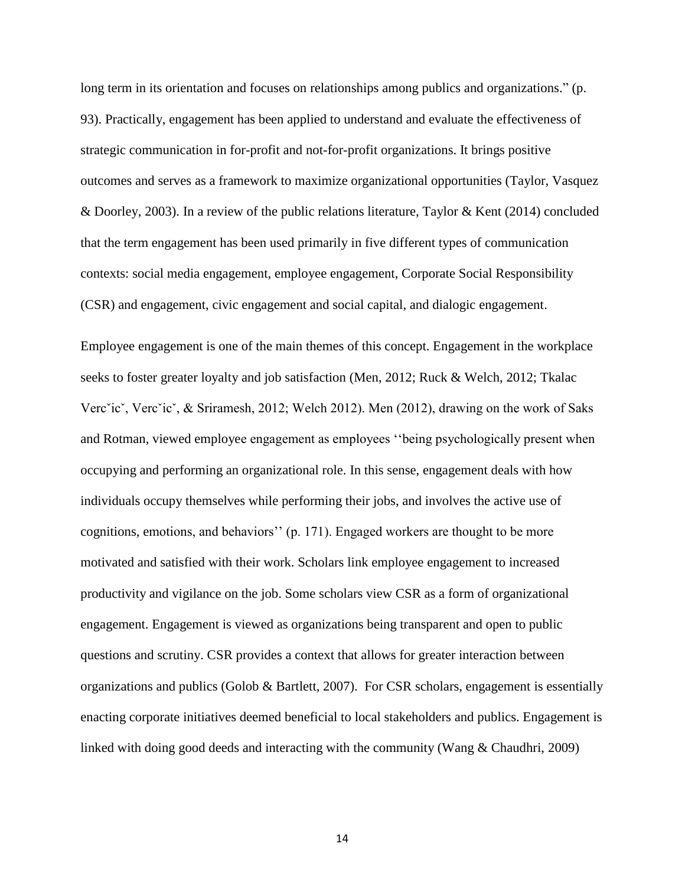long term in its orientation and focuses on relationships among publics and organizations." (p. 93). Practically, engagement has been applied to understand and evaluate the effectiveness of strategic communication in for-profit and not-for-profit organizations. It brings positive outcomes and serves as a framework to maximize organizational opportunities (Taylor, Vasquez & Doorley, 2003). In a review of the public relations literature, Taylor & Kent (2014) concluded that the term engagement has been used primarily in five different types of communication contexts: social media engagement, employee engagement, Corporate Social Responsibility (CSR) and engagement, civic engagement and social capital, and dialogic engagement.

Employee engagement is one of the main themes of this concept. Engagement in the workplace seeks to foster greater loyalty and job satisfaction (Men, 2012; Ruck & Welch, 2012; Tkalac Vercˇicˇ, Vercˇicˇ, & Sriramesh, 2012; Welch 2012). Men (2012), drawing on the work of Saks and Rotman, viewed employee engagement as employees ''being psychologically present when occupying and performing an organizational role. In this sense, engagement deals with how individuals occupy themselves while performing their jobs, and involves the active use of cognitions, emotions, and behaviors'' (p. 171). Engaged workers are thought to be more motivated and satisfied with their work. Scholars link employee engagement to increased productivity and vigilance on the job. Some scholars view CSR as a form of organizational engagement. Engagement is viewed as organizations being transparent and open to public questions and scrutiny. CSR provides a context that allows for greater interaction between organizations and publics (Golob & Bartlett, 2007). For CSR scholars, engagement is essentially enacting corporate initiatives deemed beneficial to local stakeholders and publics. Engagement is linked with doing good deeds and interacting with the community (Wang & Chaudhri, 2009)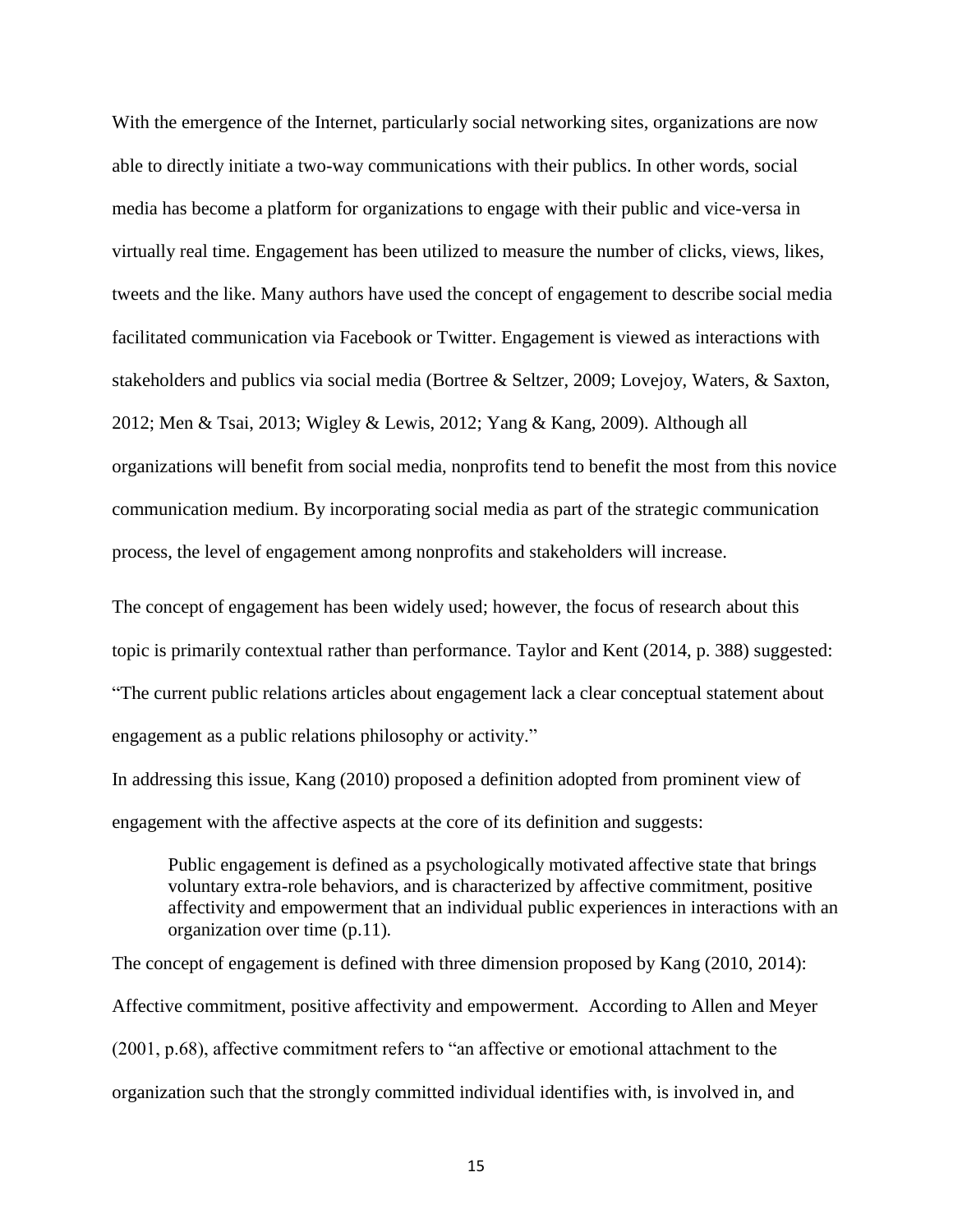With the emergence of the Internet, particularly social networking sites, organizations are now able to directly initiate a two-way communications with their publics. In other words, social media has become a platform for organizations to engage with their public and vice-versa in virtually real time. Engagement has been utilized to measure the number of clicks, views, likes, tweets and the like. Many authors have used the concept of engagement to describe social media facilitated communication via Facebook or Twitter. Engagement is viewed as interactions with stakeholders and publics via social media (Bortree & Seltzer, 2009; Lovejoy, Waters, & Saxton, 2012; Men & Tsai, 2013; Wigley & Lewis, 2012; Yang & Kang, 2009). Although all organizations will benefit from social media, nonprofits tend to benefit the most from this novice communication medium. By incorporating social media as part of the strategic communication process, the level of engagement among nonprofits and stakeholders will increase.

The concept of engagement has been widely used; however, the focus of research about this topic is primarily contextual rather than performance. Taylor and Kent (2014, p. 388) suggested: "The current public relations articles about engagement lack a clear conceptual statement about engagement as a public relations philosophy or activity."

In addressing this issue, Kang (2010) proposed a definition adopted from prominent view of engagement with the affective aspects at the core of its definition and suggests:

> Public engagement is defined as a psychologically motivated affective state that brings voluntary extra-role behaviors, and is characterized by affective commitment, positive affectivity and empowerment that an individual public experiences in interactions with an organization over time (p.11).

The concept of engagement is defined with three dimension proposed by Kang (2010, 2014): Affective commitment, positive affectivity and empowerment. According to Allen and Meyer (2001, p.68), affective commitment refers to "an affective or emotional attachment to the organization such that the strongly committed individual identifies with, is involved in, and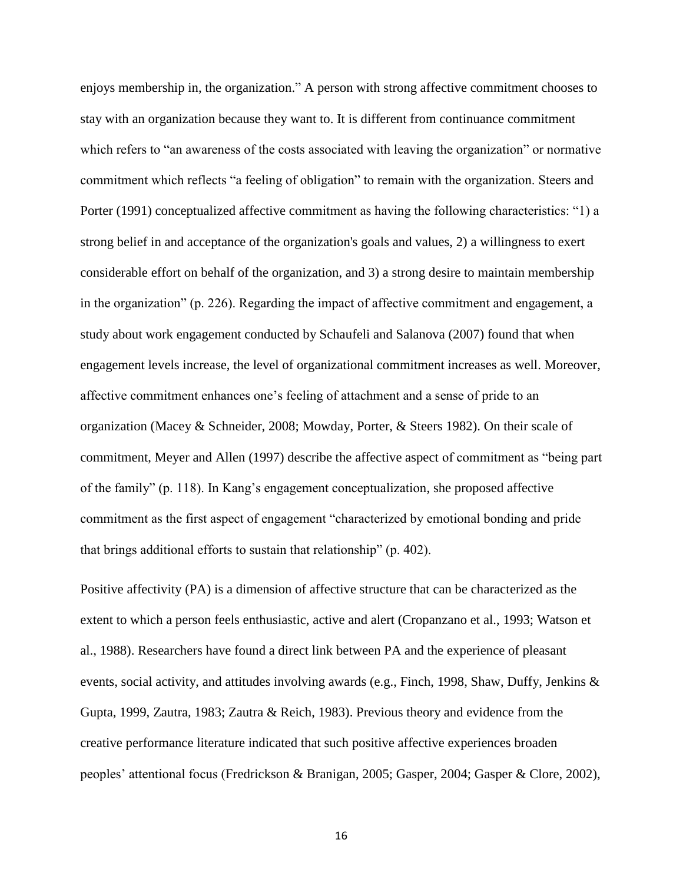enjoys membership in, the organization." A person with strong affective commitment chooses to stay with an organization because they want to. It is different from continuance commitment which refers to "an awareness of the costs associated with leaving the organization" or normative commitment which reflects "a feeling of obligation" to remain with the organization. Steers and Porter (1991) conceptualized affective commitment as having the following characteristics: "1) a strong belief in and acceptance of the organization's goals and values, 2) a willingness to exert considerable effort on behalf of the organization, and 3) a strong desire to maintain membership in the organization" (p. 226). Regarding the impact of affective commitment and engagement, a study about work engagement conducted by Schaufeli and Salanova (2007) found that when engagement levels increase, the level of organizational commitment increases as well. Moreover, affective commitment enhances one's feeling of attachment and a sense of pride to an organization (Macey & Schneider, 2008; Mowday, Porter, & Steers 1982). On their scale of commitment, Meyer and Allen (1997) describe the affective aspect of commitment as "being part of the family" (p. 118). In Kang's engagement conceptualization, she proposed affective commitment as the first aspect of engagement "characterized by emotional bonding and pride that brings additional efforts to sustain that relationship" (p. 402).

Positive affectivity (PA) is a dimension of affective structure that can be characterized as the extent to which a person feels enthusiastic, active and alert (Cropanzano et al., 1993; Watson et al., 1988). Researchers have found a direct link between PA and the experience of pleasant events, social activity, and attitudes involving awards (e.g., Finch, 1998, Shaw, Duffy, Jenkins & Gupta, 1999, Zautra, 1983; Zautra & Reich, 1983). Previous theory and evidence from the creative performance literature indicated that such positive affective experiences broaden peoples' attentional focus (Fredrickson & Branigan, 2005; Gasper, 2004; Gasper & Clore, 2002),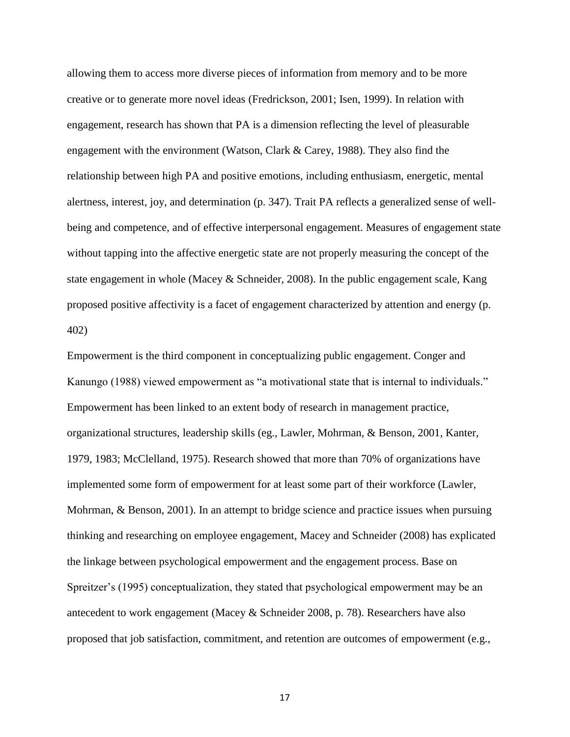allowing them to access more diverse pieces of information from memory and to be more creative or to generate more novel ideas (Fredrickson, 2001; Isen, 1999). In relation with engagement, research has shown that PA is a dimension reflecting the level of pleasurable engagement with the environment (Watson, Clark & Carey, 1988). They also find the relationship between high PA and positive emotions, including enthusiasm, energetic, mental alertness, interest, joy, and determination (p. 347). Trait PA reflects a generalized sense of well-being and competence, and of effective interpersonal engagement. Measures of engagement state without tapping into the affective energetic state are not properly measuring the concept of the state engagement in whole (Macey & Schneider, 2008). In the public engagement scale, Kang proposed positive affectivity is a facet of engagement characterized by attention and energy (p. 402)

Empowerment is the third component in conceptualizing public engagement. Conger and Kanungo (1988) viewed empowerment as "a motivational state that is internal to individuals." Empowerment has been linked to an extent body of research in management practice, organizational structures, leadership skills (eg., Lawler, Mohrman, & Benson, 2001, Kanter, 1979, 1983; McClelland, 1975). Research showed that more than 70% of organizations have implemented some form of empowerment for at least some part of their workforce (Lawler, Mohrman, & Benson, 2001). In an attempt to bridge science and practice issues when pursuing thinking and researching on employee engagement, Macey and Schneider (2008) has explicated the linkage between psychological empowerment and the engagement process. Base on Spreitzer's (1995) conceptualization, they stated that psychological empowerment may be an antecedent to work engagement (Macey & Schneider 2008, p. 78). Researchers have also proposed that job satisfaction, commitment, and retention are outcomes of empowerment (e.g.,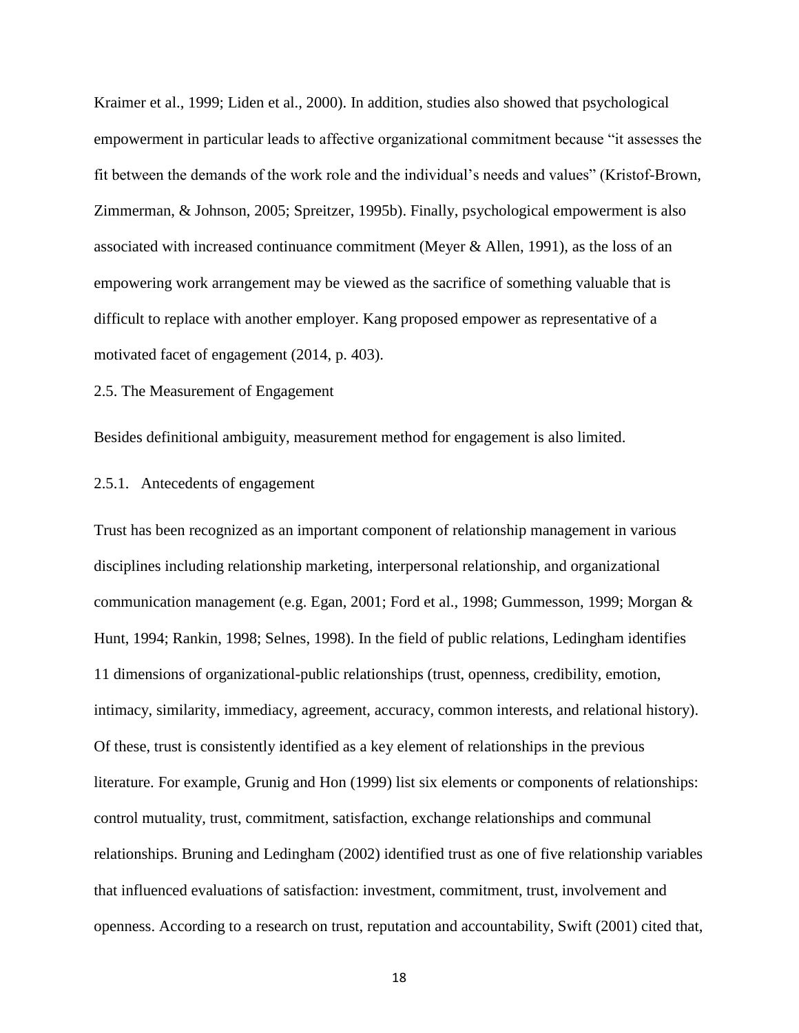Kraimer et al., 1999; Liden et al., 2000). In addition, studies also showed that psychological empowerment in particular leads to affective organizational commitment because "it assesses the fit between the demands of the work role and the individual's needs and values" (Kristof-Brown, Zimmerman, & Johnson, 2005; Spreitzer, 1995b). Finally, psychological empowerment is also associated with increased continuance commitment (Meyer & Allen, 1991), as the loss of an empowering work arrangement may be viewed as the sacrifice of something valuable that is difficult to replace with another employer. Kang proposed empower as representative of a motivated facet of engagement (2014, p. 403).

## 2.5. The Measurement of Engagement

Besides definitional ambiguity, measurement method for engagement is also limited.

### 2.5.1. Antecedents of engagement

Trust has been recognized as an important component of relationship management in various disciplines including relationship marketing, interpersonal relationship, and organizational communication management (e.g. Egan, 2001; Ford et al., 1998; Gummesson, 1999; Morgan & Hunt, 1994; Rankin, 1998; Selnes, 1998). In the field of public relations, Ledingham identifies 11 dimensions of organizational-public relationships (trust, openness, credibility, emotion, intimacy, similarity, immediacy, agreement, accuracy, common interests, and relational history). Of these, trust is consistently identified as a key element of relationships in the previous literature. For example, Grunig and Hon (1999) list six elements or components of relationships: control mutuality, trust, commitment, satisfaction, exchange relationships and communal relationships. Bruning and Ledingham (2002) identified trust as one of five relationship variables that influenced evaluations of satisfaction: investment, commitment, trust, involvement and openness. According to a research on trust, reputation and accountability, Swift (2001) cited that,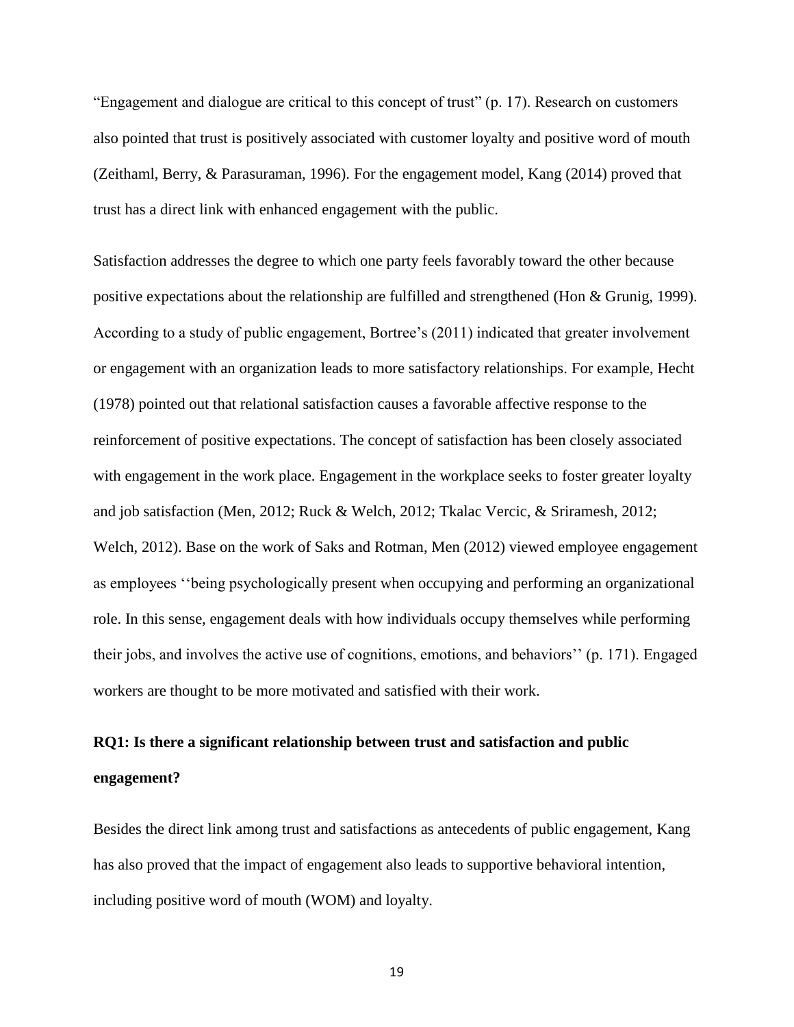"Engagement and dialogue are critical to this concept of trust" (p. 17). Research on customers also pointed that trust is positively associated with customer loyalty and positive word of mouth (Zeithaml, Berry, & Parasuraman, 1996). For the engagement model, Kang (2014) proved that trust has a direct link with enhanced engagement with the public.

Satisfaction addresses the degree to which one party feels favorably toward the other because positive expectations about the relationship are fulfilled and strengthened (Hon & Grunig, 1999). According to a study of public engagement, Bortree's (2011) indicated that greater involvement or engagement with an organization leads to more satisfactory relationships. For example, Hecht (1978) pointed out that relational satisfaction causes a favorable affective response to the reinforcement of positive expectations. The concept of satisfaction has been closely associated with engagement in the work place. Engagement in the workplace seeks to foster greater loyalty and job satisfaction (Men, 2012; Ruck & Welch, 2012; Tkalac Vercic, & Sriramesh, 2012; Welch, 2012). Base on the work of Saks and Rotman, Men (2012) viewed employee engagement as employees ''being psychologically present when occupying and performing an organizational role. In this sense, engagement deals with how individuals occupy themselves while performing their jobs, and involves the active use of cognitions, emotions, and behaviors'' (p. 171). Engaged workers are thought to be more motivated and satisfied with their work.

**RQ1: Is there a significant relationship between trust and satisfaction and public engagement?**

Besides the direct link among trust and satisfactions as antecedents of public engagement, Kang has also proved that the impact of engagement also leads to supportive behavioral intention, including positive word of mouth (WOM) and loyalty.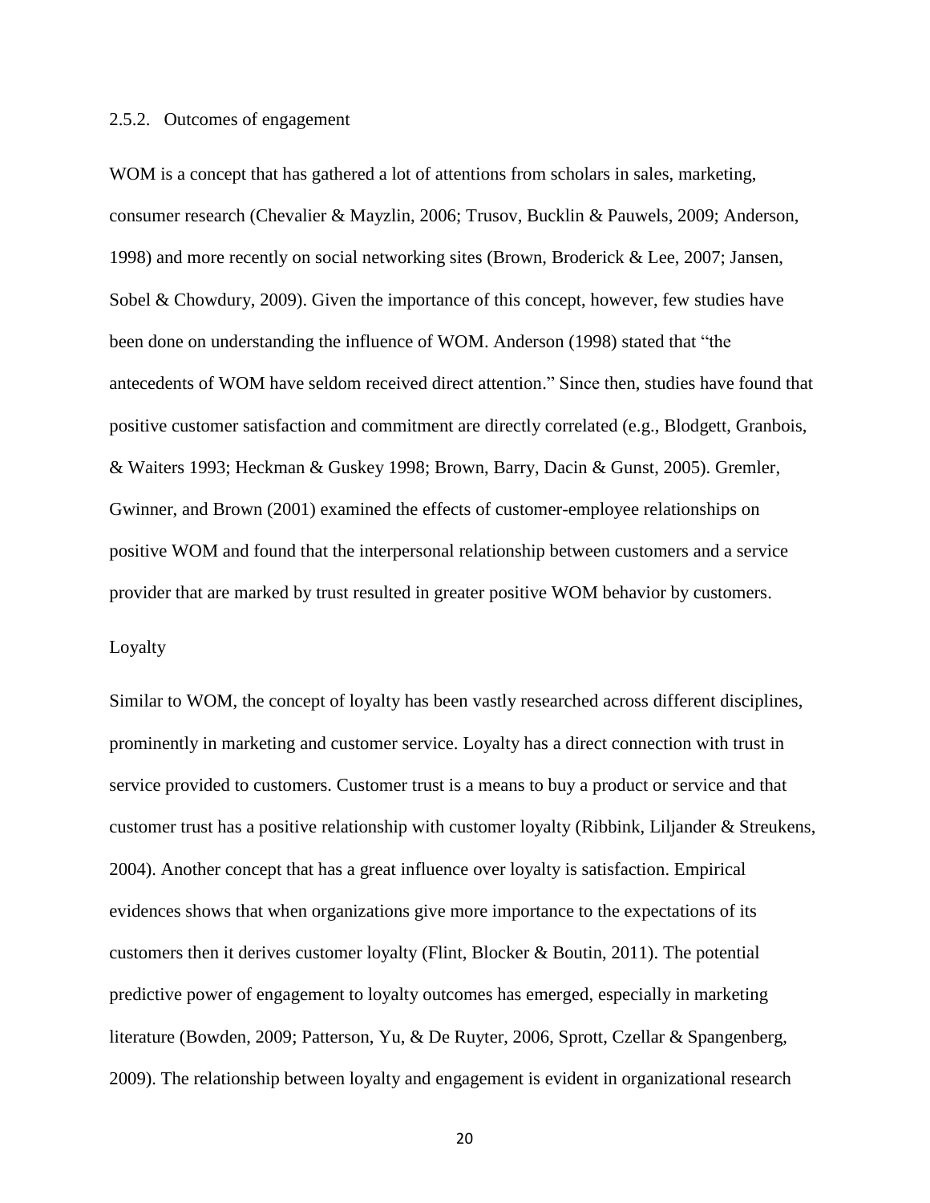### 2.5.2. Outcomes of engagement

WOM is a concept that has gathered a lot of attentions from scholars in sales, marketing, consumer research (Chevalier & Mayzlin, 2006; Trusov, Bucklin & Pauwels, 2009; Anderson, 1998) and more recently on social networking sites (Brown, Broderick & Lee, 2007; Jansen, Sobel & Chowdury, 2009). Given the importance of this concept, however, few studies have been done on understanding the influence of WOM. Anderson (1998) stated that "the antecedents of WOM have seldom received direct attention." Since then, studies have found that positive customer satisfaction and commitment are directly correlated (e.g., Blodgett, Granbois, & Waiters 1993; Heckman & Guskey 1998; Brown, Barry, Dacin & Gunst, 2005). Gremler, Gwinner, and Brown (2001) examined the effects of customer-employee relationships on positive WOM and found that the interpersonal relationship between customers and a service provider that are marked by trust resulted in greater positive WOM behavior by customers.

#### Loyalty

Similar to WOM, the concept of loyalty has been vastly researched across different disciplines, prominently in marketing and customer service. Loyalty has a direct connection with trust in service provided to customers. Customer trust is a means to buy a product or service and that customer trust has a positive relationship with customer loyalty (Ribbink, Liljander & Streukens, 2004). Another concept that has a great influence over loyalty is satisfaction. Empirical evidences shows that when organizations give more importance to the expectations of its customers then it derives customer loyalty (Flint, Blocker & Boutin, 2011). The potential predictive power of engagement to loyalty outcomes has emerged, especially in marketing literature (Bowden, 2009; Patterson, Yu, & De Ruyter, 2006, Sprott, Czellar & Spangenberg, 2009). The relationship between loyalty and engagement is evident in organizational research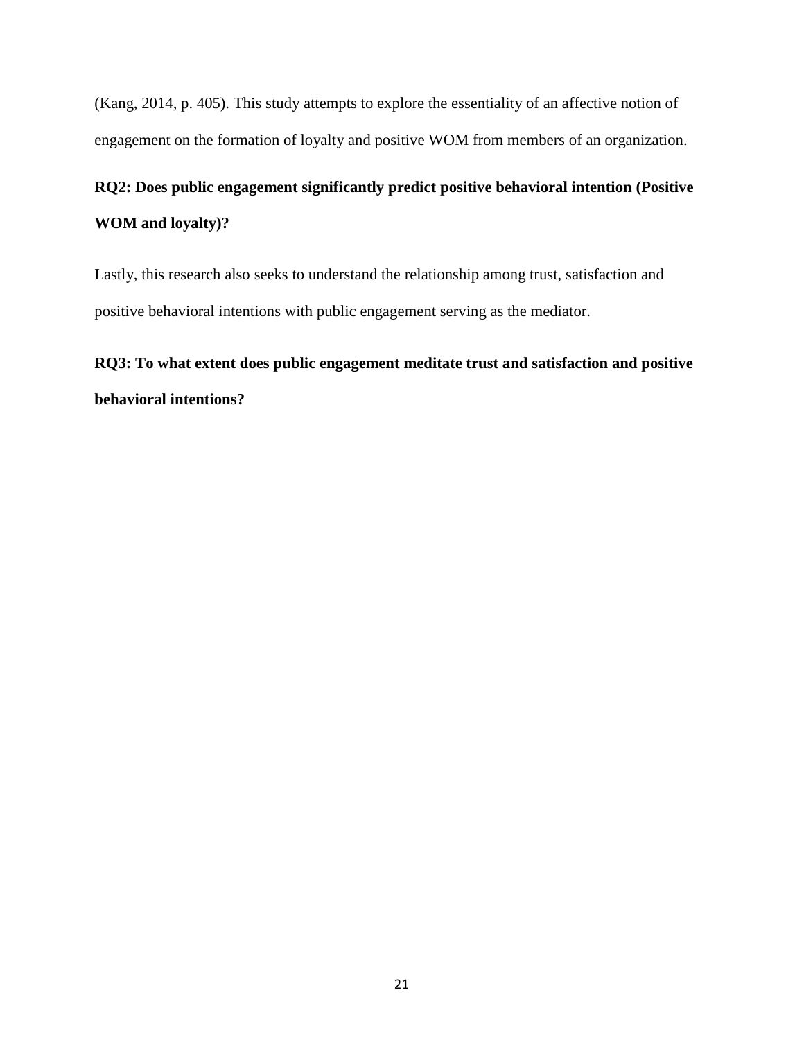(Kang, 2014, p. 405). This study attempts to explore the essentiality of an affective notion of engagement on the formation of loyalty and positive WOM from members of an organization.

**RQ2: Does public engagement significantly predict positive behavioral intention (Positive WOM and loyalty)?**

Lastly, this research also seeks to understand the relationship among trust, satisfaction and positive behavioral intentions with public engagement serving as the mediator.

**RQ3: To what extent does public engagement meditate trust and satisfaction and positive behavioral intentions?**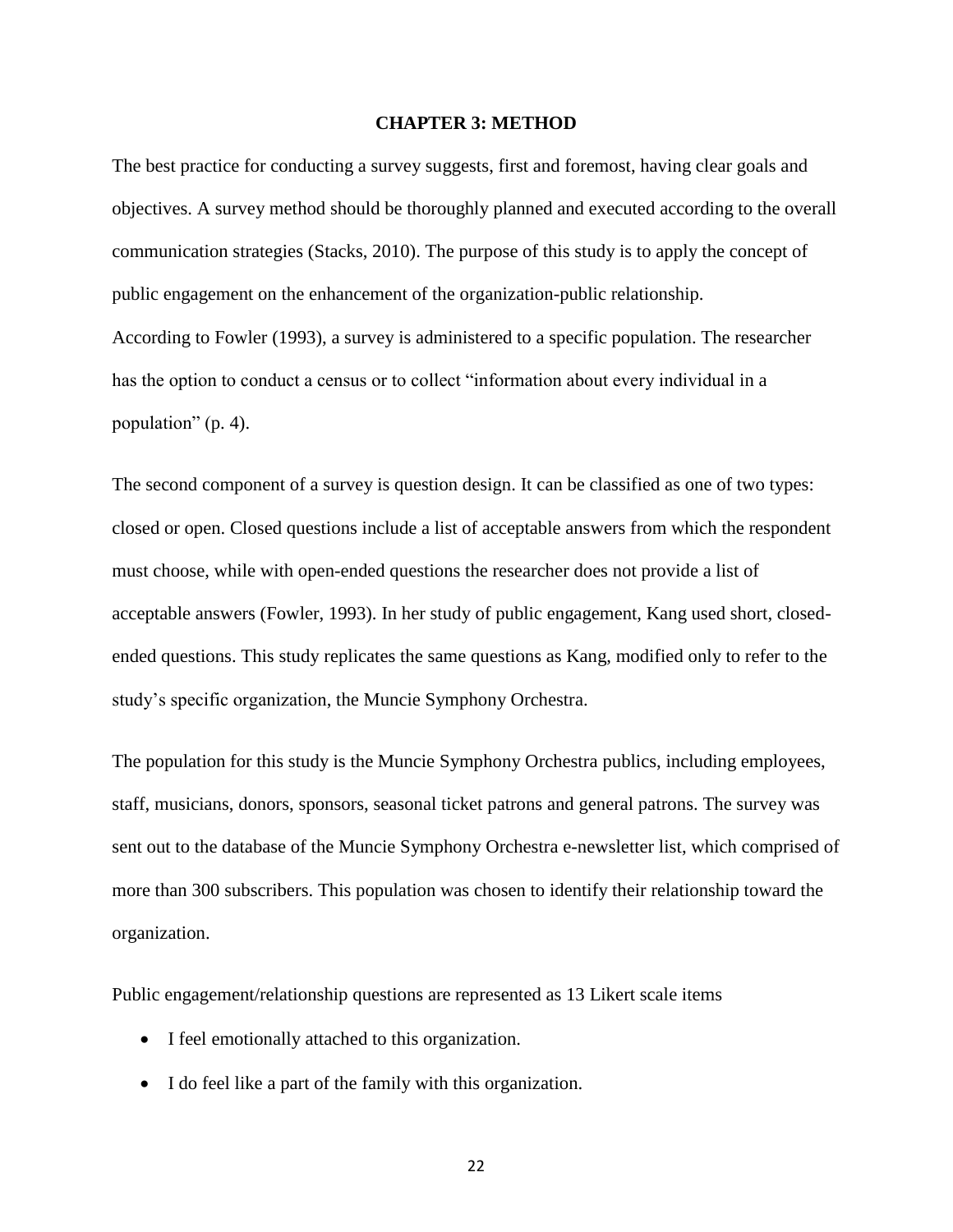# CHAPTER 3: METHOD

The best practice for conducting a survey suggests, first and foremost, having clear goals and objectives. A survey method should be thoroughly planned and executed according to the overall communication strategies (Stacks, 2010). The purpose of this study is to apply the concept of public engagement on the enhancement of the organization-public relationship.
According to Fowler (1993), a survey is administered to a specific population. The researcher has the option to conduct a census or to collect "information about every individual in a population" (p. 4).

The second component of a survey is question design. It can be classified as one of two types: closed or open. Closed questions include a list of acceptable answers from which the respondent must choose, while with open-ended questions the researcher does not provide a list of acceptable answers (Fowler, 1993). In her study of public engagement, Kang used short, closed-ended questions. This study replicates the same questions as Kang, modified only to refer to the study's specific organization, the Muncie Symphony Orchestra.

The population for this study is the Muncie Symphony Orchestra publics, including employees, staff, musicians, donors, sponsors, seasonal ticket patrons and general patrons. The survey was sent out to the database of the Muncie Symphony Orchestra e-newsletter list, which comprised of more than 300 subscribers. This population was chosen to identify their relationship toward the organization.

Public engagement/relationship questions are represented as 13 Likert scale items

- I feel emotionally attached to this organization.
- I do feel like a part of the family with this organization.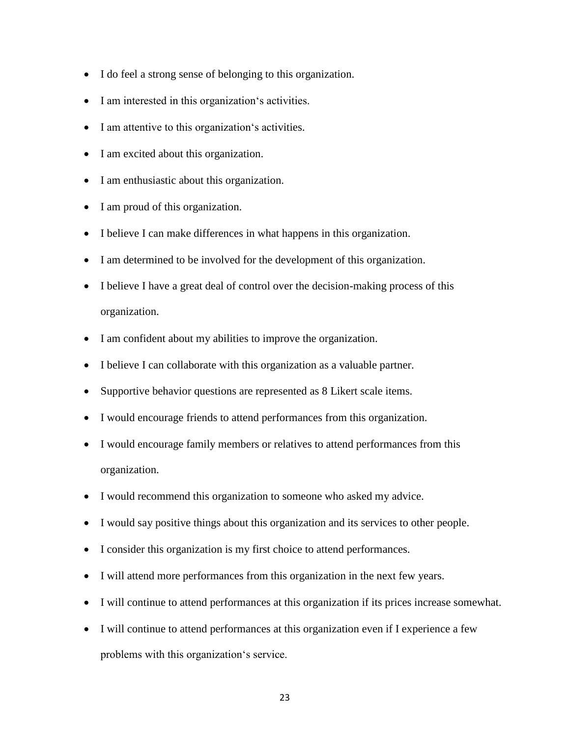- I do feel a strong sense of belonging to this organization.
- I am interested in this organization's activities.
- I am attentive to this organization's activities.
- I am excited about this organization.
- I am enthusiastic about this organization.
- I am proud of this organization.
- I believe I can make differences in what happens in this organization.
- I am determined to be involved for the development of this organization.
- I believe I have a great deal of control over the decision-making process of this organization.
- I am confident about my abilities to improve the organization.
- I believe I can collaborate with this organization as a valuable partner.
- Supportive behavior questions are represented as 8 Likert scale items.
- I would encourage friends to attend performances from this organization.
- I would encourage family members or relatives to attend performances from this organization.
- I would recommend this organization to someone who asked my advice.
- I would say positive things about this organization and its services to other people.
- I consider this organization is my first choice to attend performances.
- I will attend more performances from this organization in the next few years.
- I will continue to attend performances at this organization if its prices increase somewhat.
- I will continue to attend performances at this organization even if I experience a few problems with this organization's service.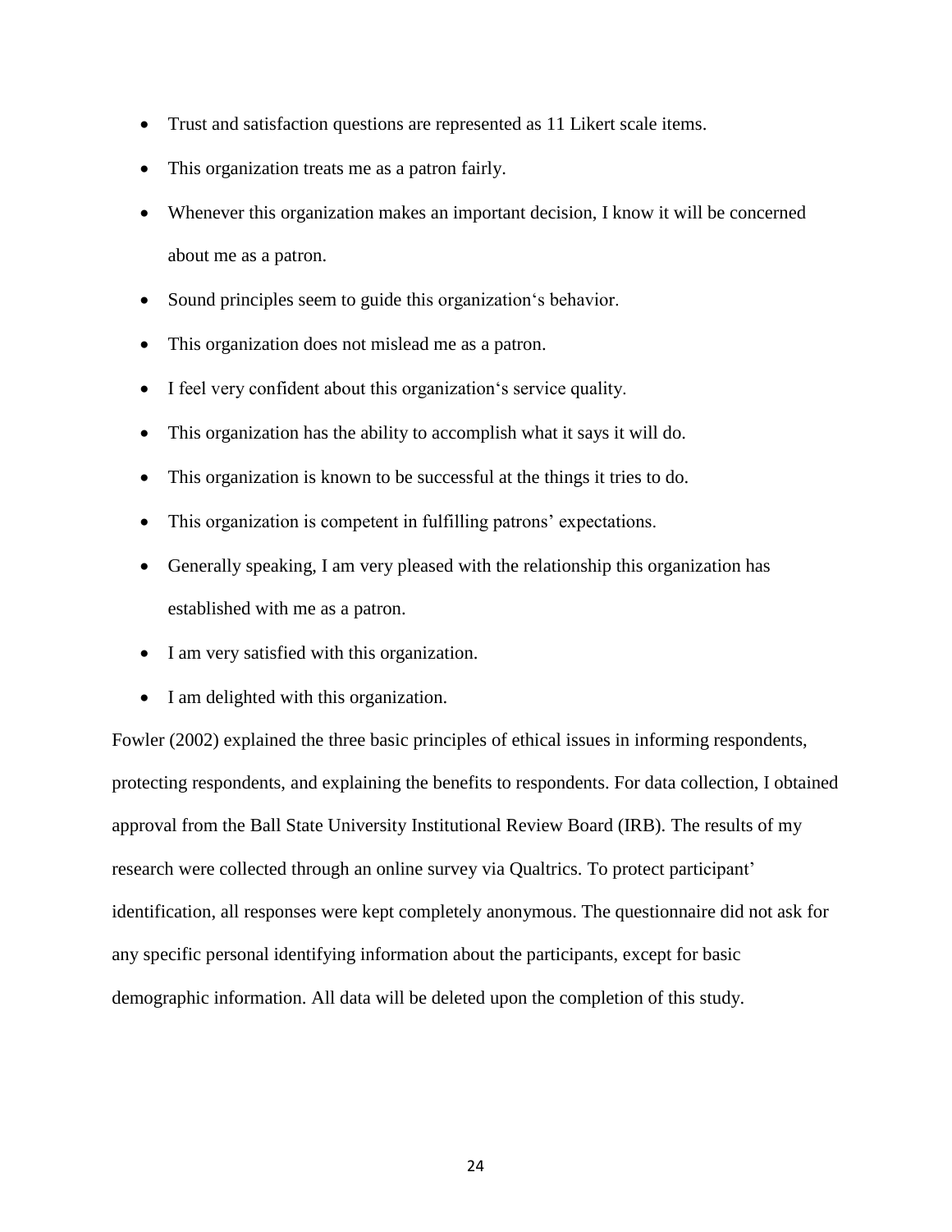- Trust and satisfaction questions are represented as 11 Likert scale items.
- This organization treats me as a patron fairly.
- Whenever this organization makes an important decision, I know it will be concerned about me as a patron.
- Sound principles seem to guide this organization‘s behavior.
- This organization does not mislead me as a patron.
- I feel very confident about this organization‘s service quality.
- This organization has the ability to accomplish what it says it will do.
- This organization is known to be successful at the things it tries to do.
- This organization is competent in fulfilling patrons' expectations.
- Generally speaking, I am very pleased with the relationship this organization has established with me as a patron.
- I am very satisfied with this organization.
- I am delighted with this organization.

Fowler (2002) explained the three basic principles of ethical issues in informing respondents, protecting respondents, and explaining the benefits to respondents. For data collection, I obtained approval from the Ball State University Institutional Review Board (IRB). The results of my research were collected through an online survey via Qualtrics. To protect participant' identification, all responses were kept completely anonymous. The questionnaire did not ask for any specific personal identifying information about the participants, except for basic demographic information. All data will be deleted upon the completion of this study.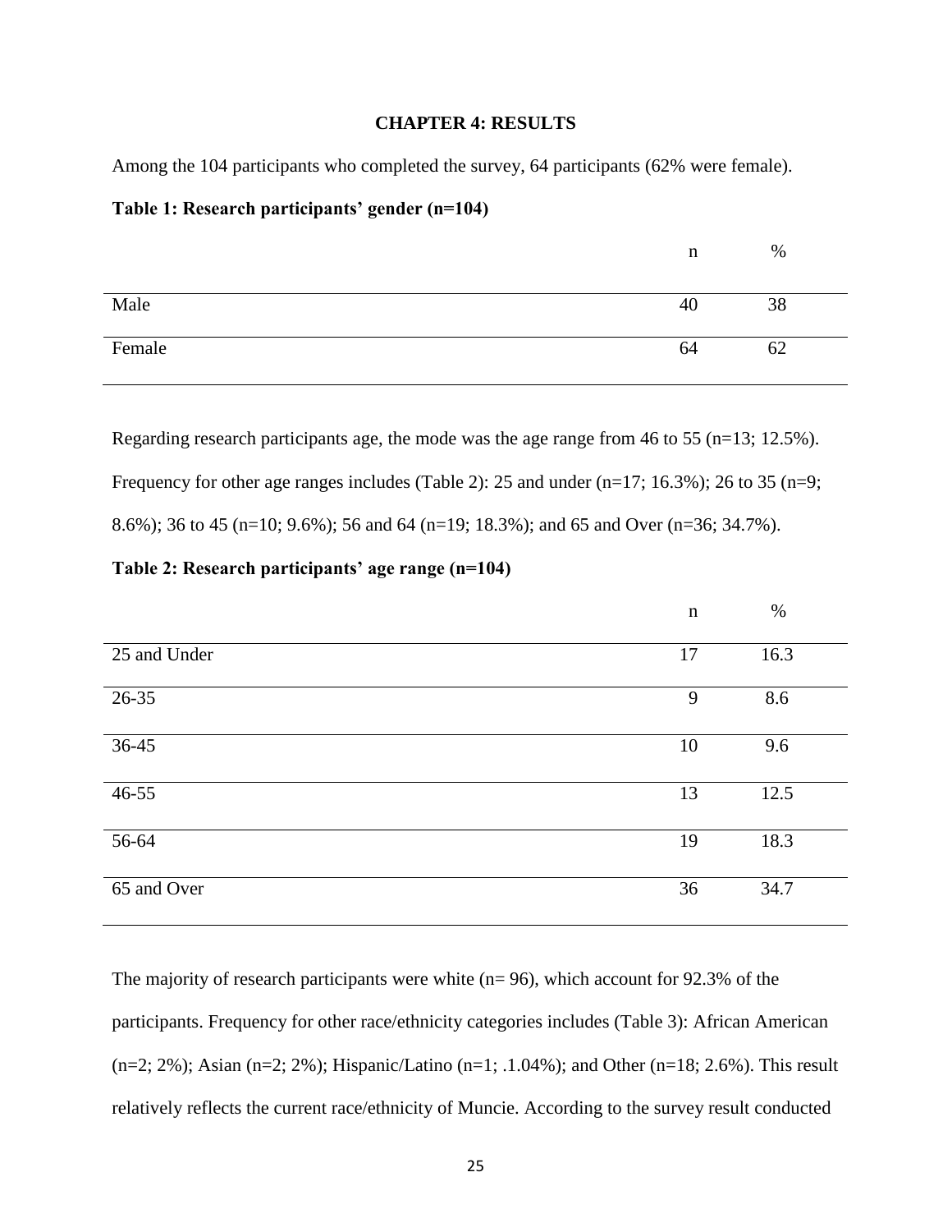# CHAPTER 4: RESULTS

Among the 104 participants who completed the survey, 64 participants (62% were female).

**Table 1: Research participants' gender (n=104)**

| | n | % |
|---|---|---|
| Male | 40 | 38 |
| Female | 64 | 62 |

Regarding research participants age, the mode was the age range from 46 to 55 (n=13; 12.5%). Frequency for other age ranges includes (Table 2): 25 and under (n=17; 16.3%); 26 to 35 (n=9; 8.6%); 36 to 45 (n=10; 9.6%); 56 and 64 (n=19; 18.3%); and 65 and Over (n=36; 34.7%).

**Table 2: Research participants' age range (n=104)**

| | n | % |
|---|---|---|
| 25 and Under | 17 | 16.3 |
| 26-35 | 9 | 8.6 |
| 36-45 | 10 | 9.6 |
| 46-55 | 13 | 12.5 |
| 56-64 | 19 | 18.3 |
| 65 and Over | 36 | 34.7 |

The majority of research participants were white (n= 96), which account for 92.3% of the participants. Frequency for other race/ethnicity categories includes (Table 3): African American (n=2; 2%); Asian (n=2; 2%); Hispanic/Latino (n=1; .1.04%); and Other (n=18; 2.6%). This result relatively reflects the current race/ethnicity of Muncie. According to the survey result conducted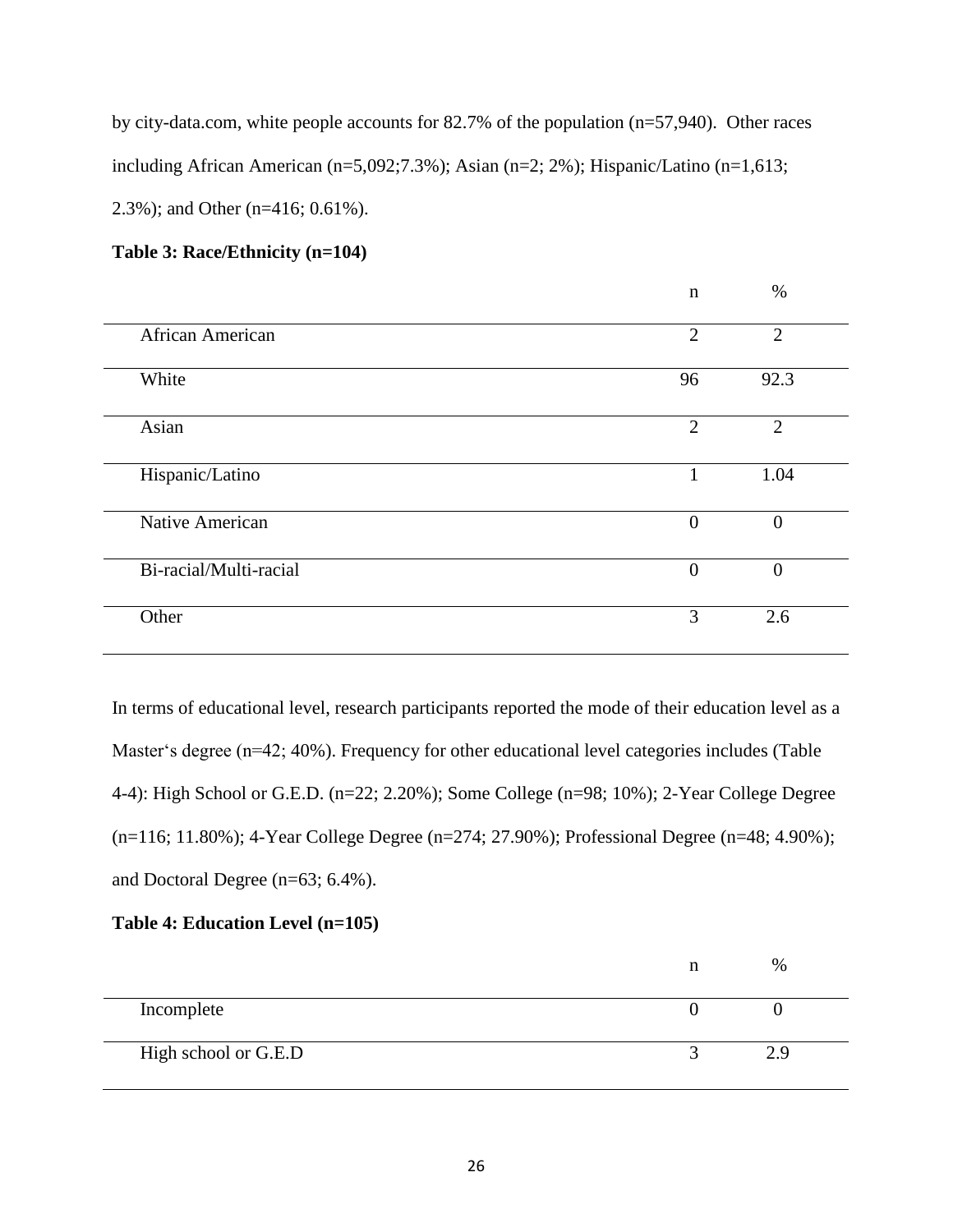by city-data.com, white people accounts for 82.7% of the population (n=57,940). Other races including African American (n=5,092;7.3%); Asian (n=2; 2%); Hispanic/Latino (n=1,613; 2.3%); and Other (n=416; 0.61%).

**Table 3: Race/Ethnicity (n=104)**

| | n | % |
|---|---|---|
| African American | 2 | 2 |
| White | 96 | 92.3 |
| Asian | 2 | 2 |
| Hispanic/Latino | 1 | 1.04 |
| Native American | 0 | 0 |
| Bi-racial/Multi-racial | 0 | 0 |
| Other | 3 | 2.6 |

In terms of educational level, research participants reported the mode of their education level as a Master's degree (n=42; 40%). Frequency for other educational level categories includes (Table 4-4): High School or G.E.D. (n=22; 2.20%); Some College (n=98; 10%); 2-Year College Degree (n=116; 11.80%); 4-Year College Degree (n=274; 27.90%); Professional Degree (n=48; 4.90%); and Doctoral Degree (n=63; 6.4%).

**Table 4: Education Level (n=105)**

| | n | % |
|---|---|---|
| Incomplete | 0 | 0 |
| High school or G.E.D | 3 | 2.9 |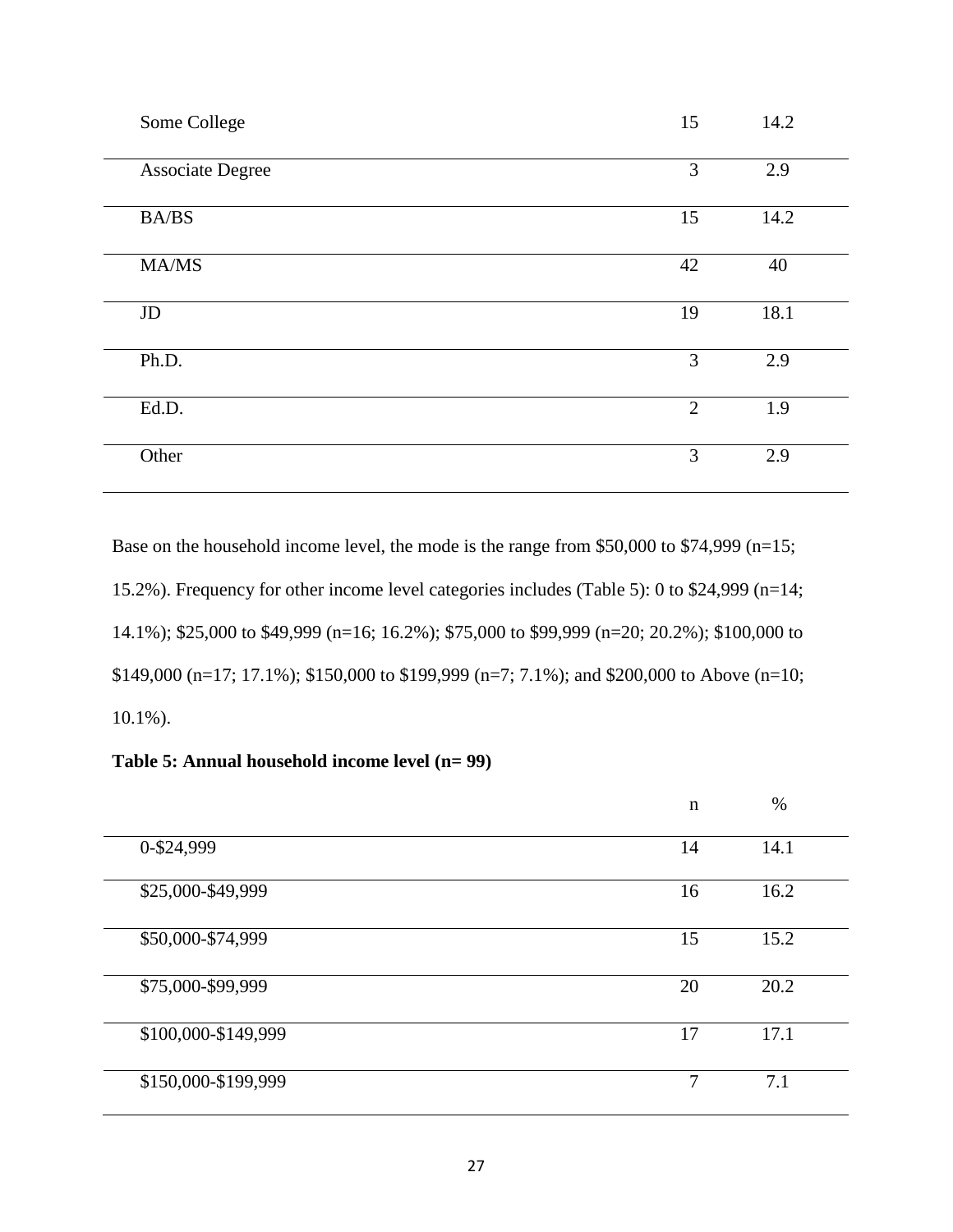| | | |
|---|---|---|
| Some College | 15 | 14.2 |
| Associate Degree | 3 | 2.9 |
| BA/BS | 15 | 14.2 |
| MA/MS | 42 | 40 |
| JD | 19 | 18.1 |
| Ph.D. | 3 | 2.9 |
| Ed.D. | 2 | 1.9 |
| Other | 3 | 2.9 |

Base on the household income level, the mode is the range from $50,000 to $74,999 (n=15; 15.2%). Frequency for other income level categories includes (Table 5): 0 to $24,999 (n=14; 14.1%); $25,000 to $49,999 (n=16; 16.2%); $75,000 to $99,999 (n=20; 20.2%); $100,000 to $149,000 (n=17; 17.1%); $150,000 to $199,999 (n=7; 7.1%); and $200,000 to Above (n=10; 10.1%).

**Table 5: Annual household income level (n= 99)**

| | n | % |
|---|---|---|
| 0-$24,999 | 14 | 14.1 |
| $25,000-$49,999 | 16 | 16.2 |
| $50,000-$74,999 | 15 | 15.2 |
| $75,000-$99,999 | 20 | 20.2 |
| $100,000-$149,999 | 17 | 17.1 |
| $150,000-$199,999 | 7 | 7.1 |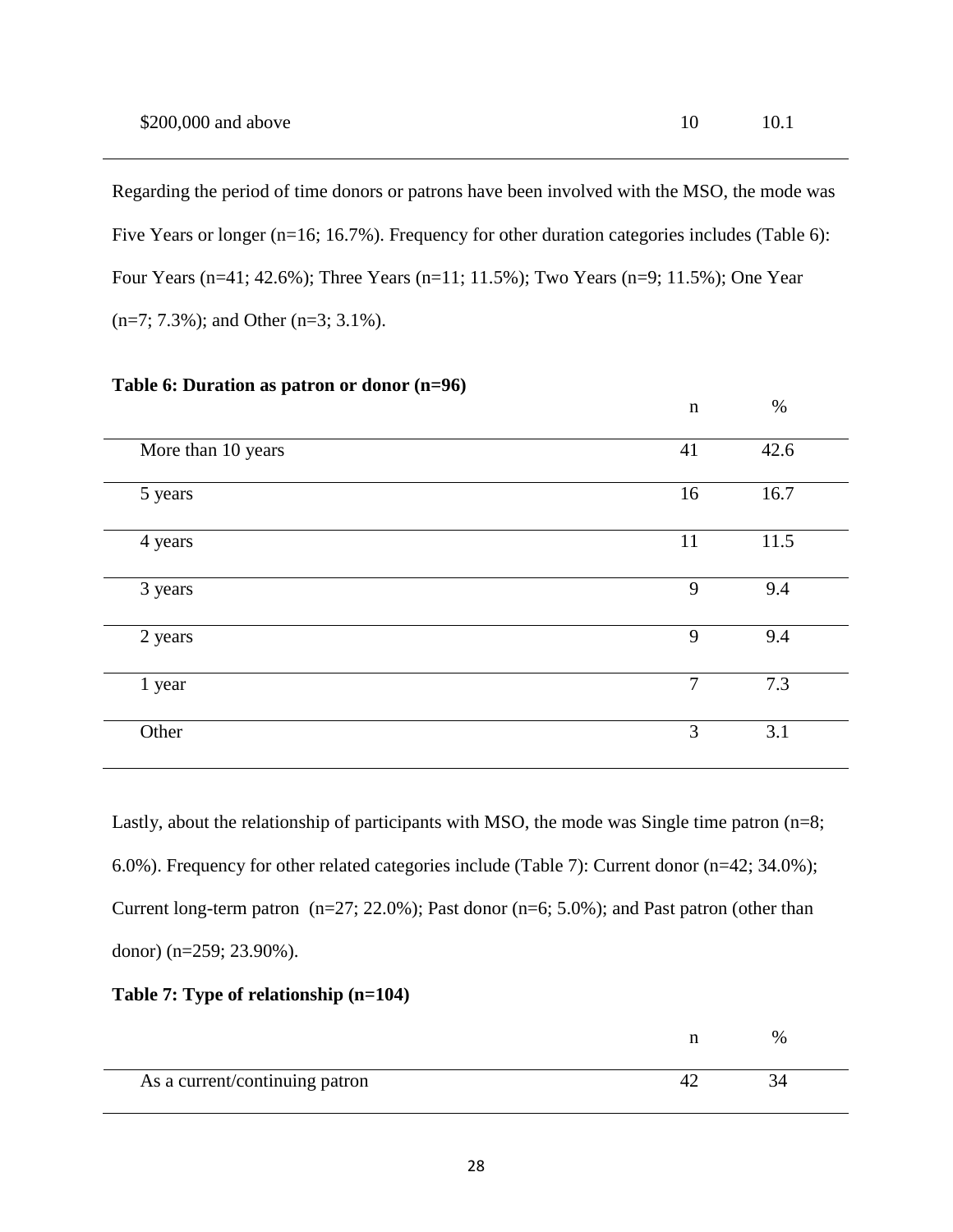| | | |
|---|---|---|
| $200,000 and above | 10 | 10.1 |

Regarding the period of time donors or patrons have been involved with the MSO, the mode was Five Years or longer (n=16; 16.7%). Frequency for other duration categories includes (Table 6): Four Years (n=41; 42.6%); Three Years (n=11; 11.5%); Two Years (n=9; 11.5%); One Year (n=7; 7.3%); and Other (n=3; 3.1%).

**Table 6: Duration as patron or donor (n=96)**

| | n | % |
|---|---|---|
| More than 10 years | 41 | 42.6 |
| 5 years | 16 | 16.7 |
| 4 years | 11 | 11.5 |
| 3 years | 9 | 9.4 |
| 2 years | 9 | 9.4 |
| 1 year | 7 | 7.3 |
| Other | 3 | 3.1 |

Lastly, about the relationship of participants with MSO, the mode was Single time patron (n=8; 6.0%). Frequency for other related categories include (Table 7): Current donor (n=42; 34.0%); Current long-term patron (n=27; 22.0%); Past donor (n=6; 5.0%); and Past patron (other than donor) (n=259; 23.90%).

**Table 7: Type of relationship (n=104)**

| | n | % |
|---|---|---|
| As a current/continuing patron | 42 | 34 |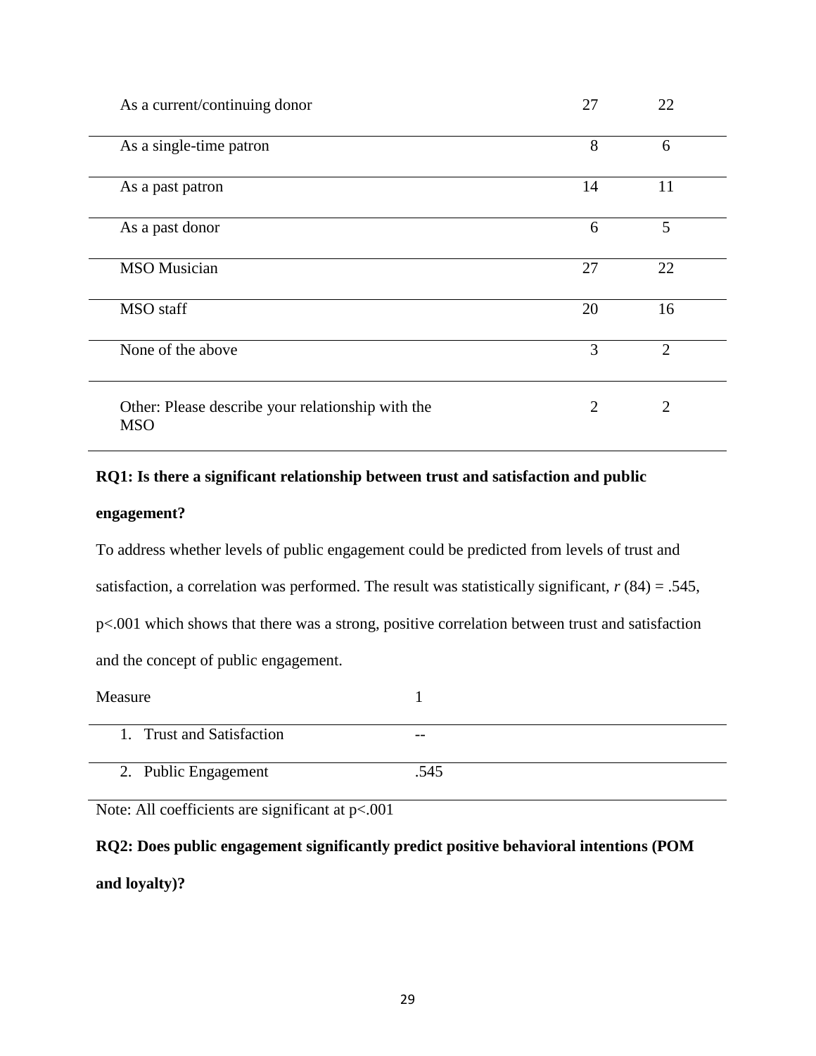| | | |
|---|---|---|
| As a current/continuing donor | 27 | 22 |
| As a single-time patron | 8 | 6 |
| As a past patron | 14 | 11 |
| As a past donor | 6 | 5 |
| MSO Musician | 27 | 22 |
| MSO staff | 20 | 16 |
| None of the above | 3 | 2 |
| Other: Please describe your relationship with the MSO | 2 | 2 |

**RQ1: Is there a significant relationship between trust and satisfaction and public engagement?**

To address whether levels of public engagement could be predicted from levels of trust and satisfaction, a correlation was performed. The result was statistically significant, $r$ (84) = .545, $p<.001$ which shows that there was a strong, positive correlation between trust and satisfaction and the concept of public engagement.

| Measure | 1 |
|---|---|
| 1. Trust and Satisfaction | -- |
| 2. Public Engagement | .545 |

Note: All coefficients are significant at $p<.001$

**RQ2: Does public engagement significantly predict positive behavioral intentions (POM and loyalty)?**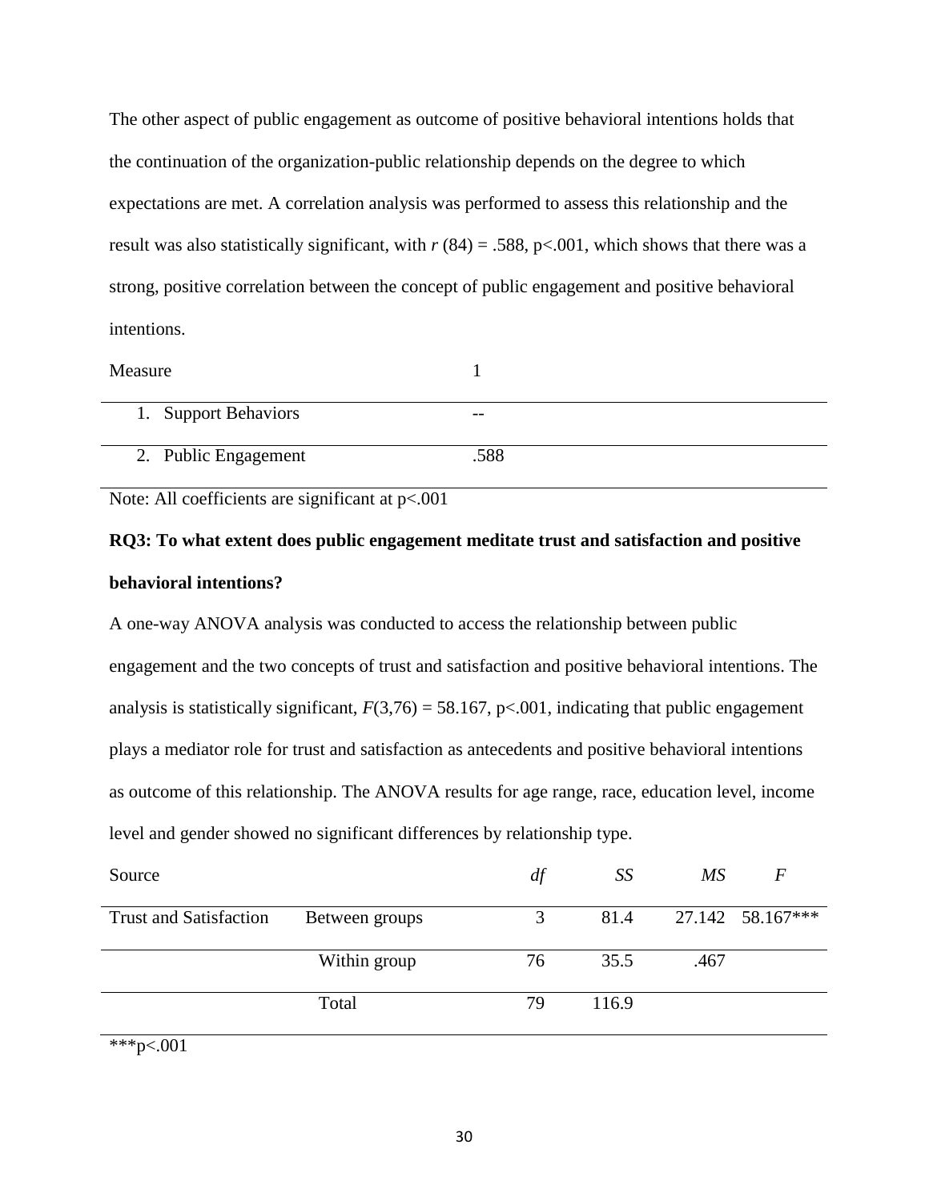The other aspect of public engagement as outcome of positive behavioral intentions holds that the continuation of the organization-public relationship depends on the degree to which expectations are met. A correlation analysis was performed to assess this relationship and the result was also statistically significant, with $r$ (84) = .588, p<.001, which shows that there was a strong, positive correlation between the concept of public engagement and positive behavioral intentions.

| Measure | 1 |
|---|---|
| 1. Support Behaviors | -- |
| 2. Public Engagement | .588 |

Note: All coefficients are significant at p<.001

**RQ3: To what extent does public engagement meditate trust and satisfaction and positive behavioral intentions?**

A one-way ANOVA analysis was conducted to access the relationship between public engagement and the two concepts of trust and satisfaction and positive behavioral intentions. The analysis is statistically significant, $F(3,76) = 58.167$, p<.001, indicating that public engagement plays a mediator role for trust and satisfaction as antecedents and positive behavioral intentions as outcome of this relationship. The ANOVA results for age range, race, education level, income level and gender showed no significant differences by relationship type.

| Source | | *df* | *SS* | *MS* | *F* |
|---|---|---|---|---|---|
| Trust and Satisfaction | Between groups | 3 | 81.4 | 27.142 | 58.167*** |
| | Within group | 76 | 35.5 | .467 | |
| | Total | 79 | 116.9 | | |

***p<.001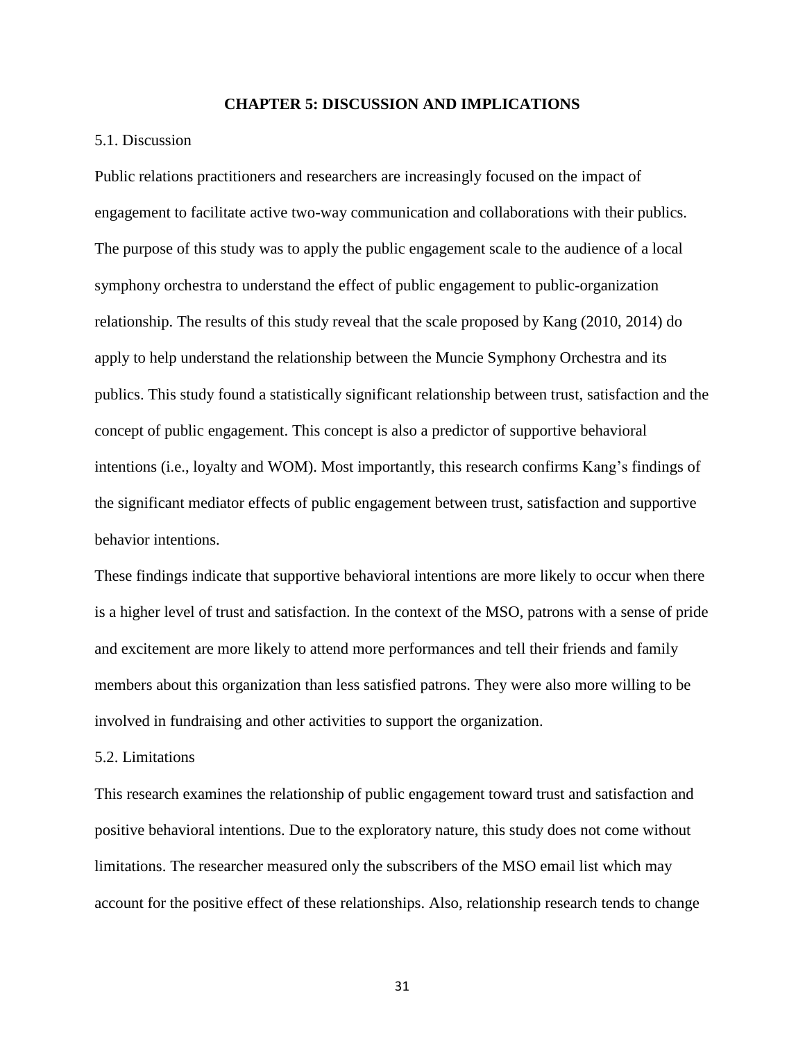# CHAPTER 5: DISCUSSION AND IMPLICATIONS

## 5.1. Discussion

Public relations practitioners and researchers are increasingly focused on the impact of engagement to facilitate active two-way communication and collaborations with their publics. The purpose of this study was to apply the public engagement scale to the audience of a local symphony orchestra to understand the effect of public engagement to public-organization relationship. The results of this study reveal that the scale proposed by Kang (2010, 2014) do apply to help understand the relationship between the Muncie Symphony Orchestra and its publics. This study found a statistically significant relationship between trust, satisfaction and the concept of public engagement. This concept is also a predictor of supportive behavioral intentions (i.e., loyalty and WOM). Most importantly, this research confirms Kang's findings of the significant mediator effects of public engagement between trust, satisfaction and supportive behavior intentions.

These findings indicate that supportive behavioral intentions are more likely to occur when there is a higher level of trust and satisfaction. In the context of the MSO, patrons with a sense of pride and excitement are more likely to attend more performances and tell their friends and family members about this organization than less satisfied patrons. They were also more willing to be involved in fundraising and other activities to support the organization.

## 5.2. Limitations

This research examines the relationship of public engagement toward trust and satisfaction and positive behavioral intentions. Due to the exploratory nature, this study does not come without limitations. The researcher measured only the subscribers of the MSO email list which may account for the positive effect of these relationships. Also, relationship research tends to change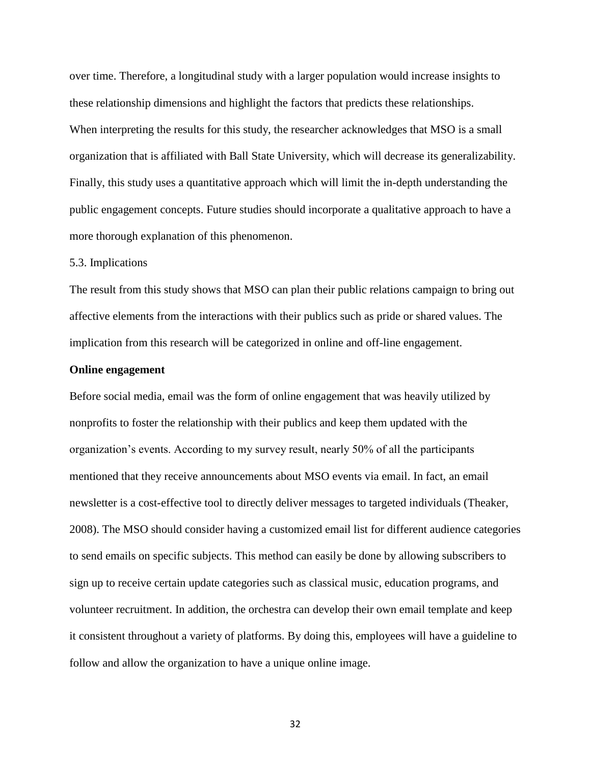over time. Therefore, a longitudinal study with a larger population would increase insights to these relationship dimensions and highlight the factors that predicts these relationships. When interpreting the results for this study, the researcher acknowledges that MSO is a small organization that is affiliated with Ball State University, which will decrease its generalizability. Finally, this study uses a quantitative approach which will limit the in-depth understanding the public engagement concepts. Future studies should incorporate a qualitative approach to have a more thorough explanation of this phenomenon.

## 5.3. Implications

The result from this study shows that MSO can plan their public relations campaign to bring out affective elements from the interactions with their publics such as pride or shared values. The implication from this research will be categorized in online and off-line engagement.

### Online engagement

Before social media, email was the form of online engagement that was heavily utilized by nonprofits to foster the relationship with their publics and keep them updated with the organization's events. According to my survey result, nearly 50% of all the participants mentioned that they receive announcements about MSO events via email. In fact, an email newsletter is a cost-effective tool to directly deliver messages to targeted individuals (Theaker, 2008). The MSO should consider having a customized email list for different audience categories to send emails on specific subjects. This method can easily be done by allowing subscribers to sign up to receive certain update categories such as classical music, education programs, and volunteer recruitment. In addition, the orchestra can develop their own email template and keep it consistent throughout a variety of platforms. By doing this, employees will have a guideline to follow and allow the organization to have a unique online image.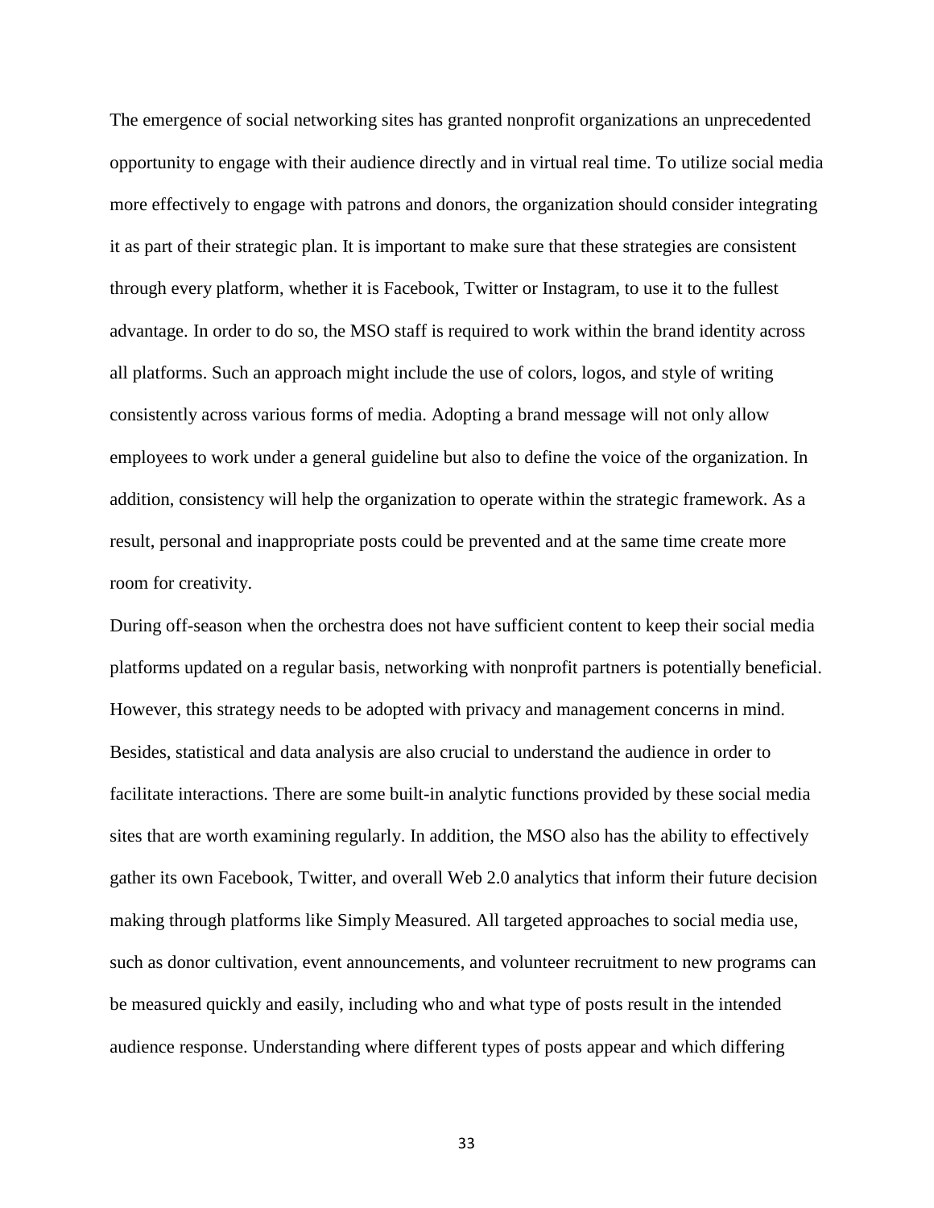The emergence of social networking sites has granted nonprofit organizations an unprecedented opportunity to engage with their audience directly and in virtual real time. To utilize social media more effectively to engage with patrons and donors, the organization should consider integrating it as part of their strategic plan. It is important to make sure that these strategies are consistent through every platform, whether it is Facebook, Twitter or Instagram, to use it to the fullest advantage. In order to do so, the MSO staff is required to work within the brand identity across all platforms. Such an approach might include the use of colors, logos, and style of writing consistently across various forms of media. Adopting a brand message will not only allow employees to work under a general guideline but also to define the voice of the organization. In addition, consistency will help the organization to operate within the strategic framework. As a result, personal and inappropriate posts could be prevented and at the same time create more room for creativity.

During off-season when the orchestra does not have sufficient content to keep their social media platforms updated on a regular basis, networking with nonprofit partners is potentially beneficial. However, this strategy needs to be adopted with privacy and management concerns in mind. Besides, statistical and data analysis are also crucial to understand the audience in order to facilitate interactions. There are some built-in analytic functions provided by these social media sites that are worth examining regularly. In addition, the MSO also has the ability to effectively gather its own Facebook, Twitter, and overall Web 2.0 analytics that inform their future decision making through platforms like Simply Measured. All targeted approaches to social media use, such as donor cultivation, event announcements, and volunteer recruitment to new programs can be measured quickly and easily, including who and what type of posts result in the intended audience response. Understanding where different types of posts appear and which differing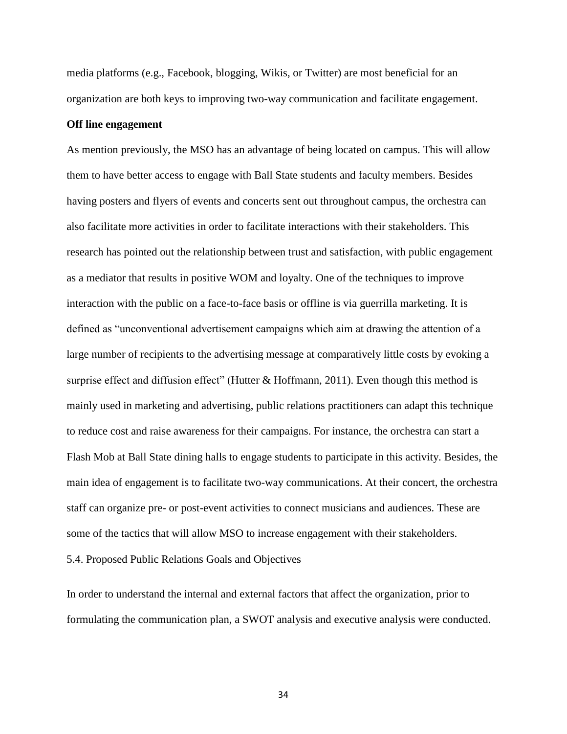media platforms (e.g., Facebook, blogging, Wikis, or Twitter) are most beneficial for an organization are both keys to improving two-way communication and facilitate engagement.

**Off line engagement**

As mention previously, the MSO has an advantage of being located on campus. This will allow them to have better access to engage with Ball State students and faculty members. Besides having posters and flyers of events and concerts sent out throughout campus, the orchestra can also facilitate more activities in order to facilitate interactions with their stakeholders. This research has pointed out the relationship between trust and satisfaction, with public engagement as a mediator that results in positive WOM and loyalty. One of the techniques to improve interaction with the public on a face-to-face basis or offline is via guerrilla marketing. It is defined as "unconventional advertisement campaigns which aim at drawing the attention of a large number of recipients to the advertising message at comparatively little costs by evoking a surprise effect and diffusion effect" (Hutter & Hoffmann, 2011). Even though this method is mainly used in marketing and advertising, public relations practitioners can adapt this technique to reduce cost and raise awareness for their campaigns. For instance, the orchestra can start a Flash Mob at Ball State dining halls to engage students to participate in this activity. Besides, the main idea of engagement is to facilitate two-way communications. At their concert, the orchestra staff can organize pre- or post-event activities to connect musicians and audiences. These are some of the tactics that will allow MSO to increase engagement with their stakeholders.

5.4. Proposed Public Relations Goals and Objectives

In order to understand the internal and external factors that affect the organization, prior to formulating the communication plan, a SWOT analysis and executive analysis were conducted.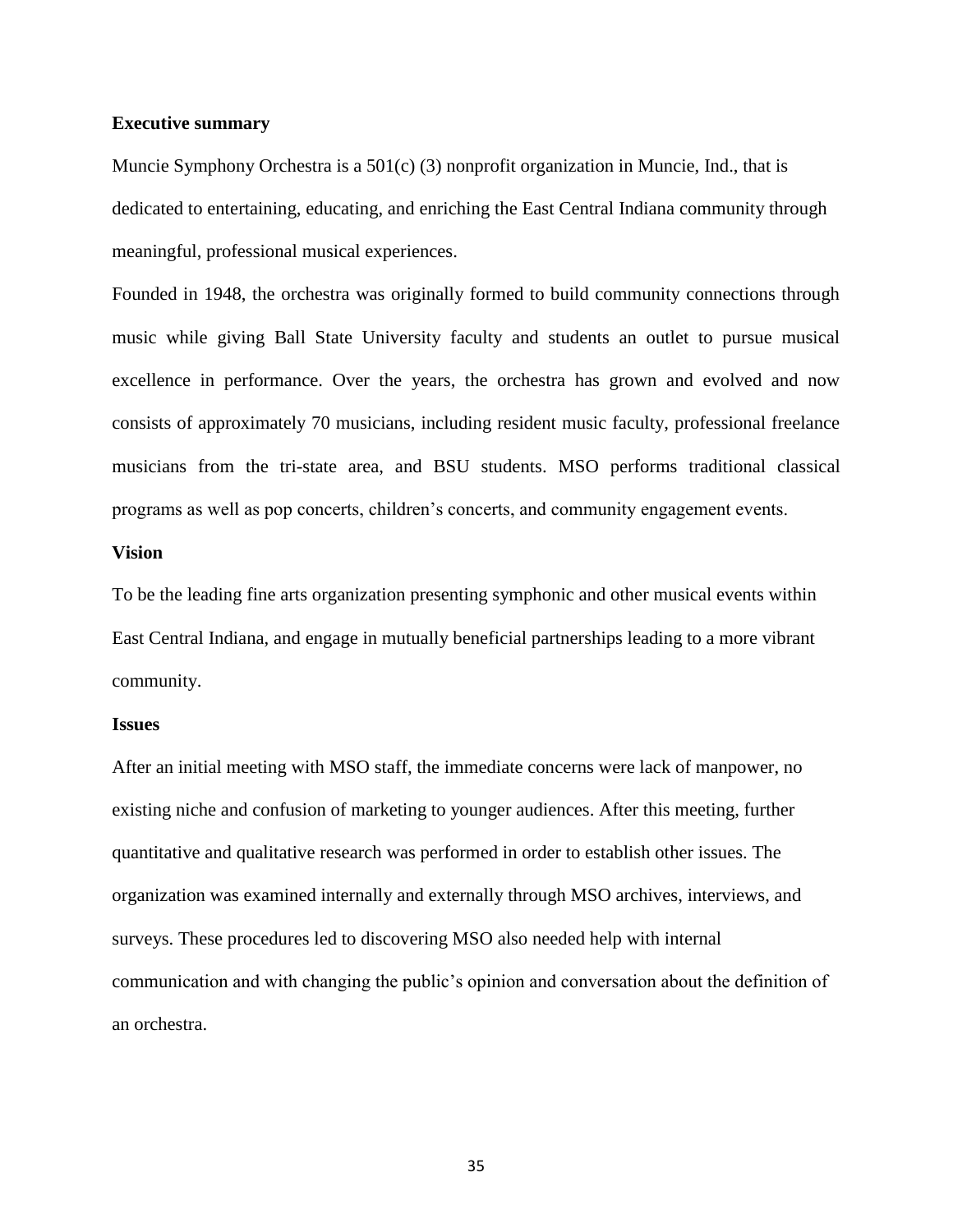**Executive summary**

Muncie Symphony Orchestra is a 501(c) (3) nonprofit organization in Muncie, Ind., that is dedicated to entertaining, educating, and enriching the East Central Indiana community through meaningful, professional musical experiences.

Founded in 1948, the orchestra was originally formed to build community connections through music while giving Ball State University faculty and students an outlet to pursue musical excellence in performance. Over the years, the orchestra has grown and evolved and now consists of approximately 70 musicians, including resident music faculty, professional freelance musicians from the tri-state area, and BSU students. MSO performs traditional classical programs as well as pop concerts, children's concerts, and community engagement events.

**Vision**

To be the leading fine arts organization presenting symphonic and other musical events within East Central Indiana, and engage in mutually beneficial partnerships leading to a more vibrant community.

**Issues**

After an initial meeting with MSO staff, the immediate concerns were lack of manpower, no existing niche and confusion of marketing to younger audiences. After this meeting, further quantitative and qualitative research was performed in order to establish other issues. The organization was examined internally and externally through MSO archives, interviews, and surveys. These procedures led to discovering MSO also needed help with internal communication and with changing the public's opinion and conversation about the definition of an orchestra.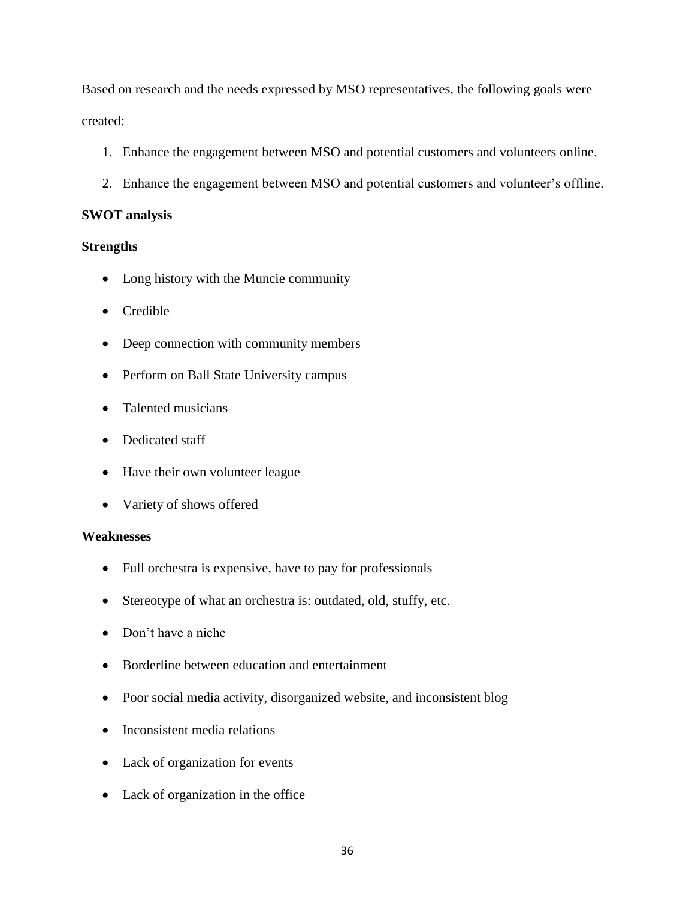Based on research and the needs expressed by MSO representatives, the following goals were created:

1. Enhance the engagement between MSO and potential customers and volunteers online.
2. Enhance the engagement between MSO and potential customers and volunteer's offline.

**SWOT analysis**

**Strengths**

- Long history with the Muncie community
- Credible
- Deep connection with community members
- Perform on Ball State University campus
- Talented musicians
- Dedicated staff
- Have their own volunteer league
- Variety of shows offered

**Weaknesses**

- Full orchestra is expensive, have to pay for professionals
- Stereotype of what an orchestra is: outdated, old, stuffy, etc.
- Don't have a niche
- Borderline between education and entertainment
- Poor social media activity, disorganized website, and inconsistent blog
- Inconsistent media relations
- Lack of organization for events
- Lack of organization in the office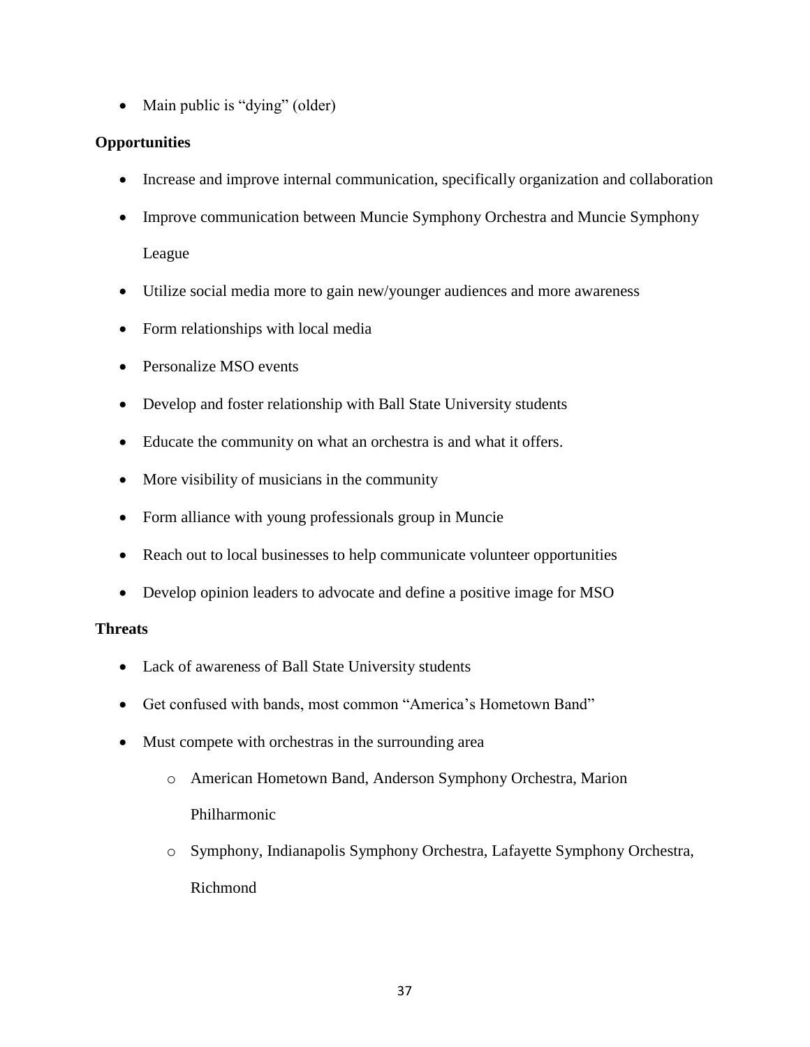- Main public is "dying" (older)

**Opportunities**

- Increase and improve internal communication, specifically organization and collaboration
- Improve communication between Muncie Symphony Orchestra and Muncie Symphony League
- Utilize social media more to gain new/younger audiences and more awareness
- Form relationships with local media
- Personalize MSO events
- Develop and foster relationship with Ball State University students
- Educate the community on what an orchestra is and what it offers.
- More visibility of musicians in the community
- Form alliance with young professionals group in Muncie
- Reach out to local businesses to help communicate volunteer opportunities
- Develop opinion leaders to advocate and define a positive image for MSO

**Threats**

- Lack of awareness of Ball State University students
- Get confused with bands, most common "America's Hometown Band"
- Must compete with orchestras in the surrounding area
    - American Hometown Band, Anderson Symphony Orchestra, Marion Philharmonic
    - Symphony, Indianapolis Symphony Orchestra, Lafayette Symphony Orchestra, Richmond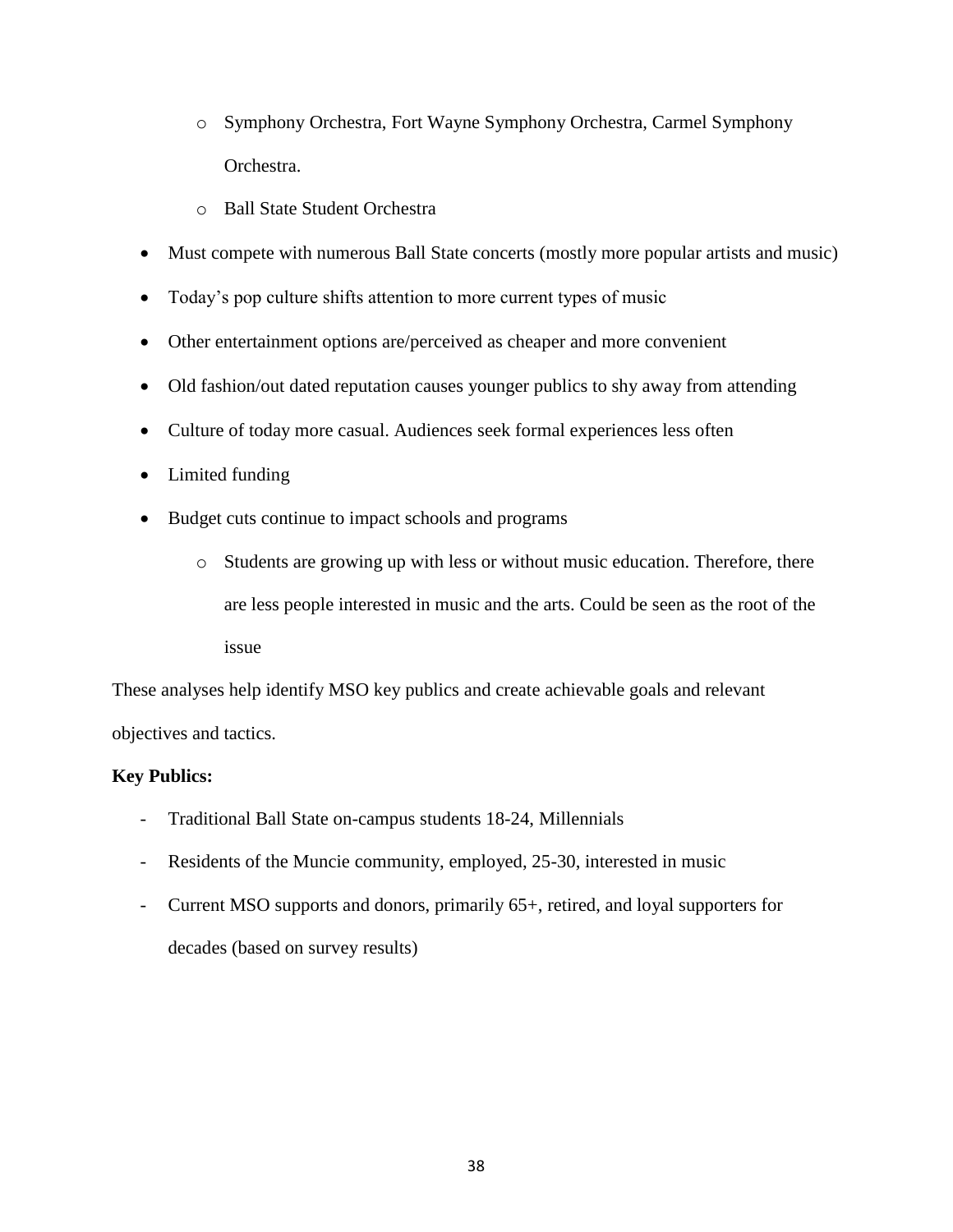- Symphony Orchestra, Fort Wayne Symphony Orchestra, Carmel Symphony Orchestra.
    - Ball State Student Orchestra
- Must compete with numerous Ball State concerts (mostly more popular artists and music)
- Today's pop culture shifts attention to more current types of music
- Other entertainment options are/perceived as cheaper and more convenient
- Old fashion/out dated reputation causes younger publics to shy away from attending
- Culture of today more casual. Audiences seek formal experiences less often
- Limited funding
- Budget cuts continue to impact schools and programs
    - Students are growing up with less or without music education. Therefore, there are less people interested in music and the arts. Could be seen as the root of the issue

These analyses help identify MSO key publics and create achievable goals and relevant objectives and tactics.

**Key Publics:**

- Traditional Ball State on-campus students 18-24, Millennials
- Residents of the Muncie community, employed, 25-30, interested in music
- Current MSO supports and donors, primarily 65+, retired, and loyal supporters for decades (based on survey results)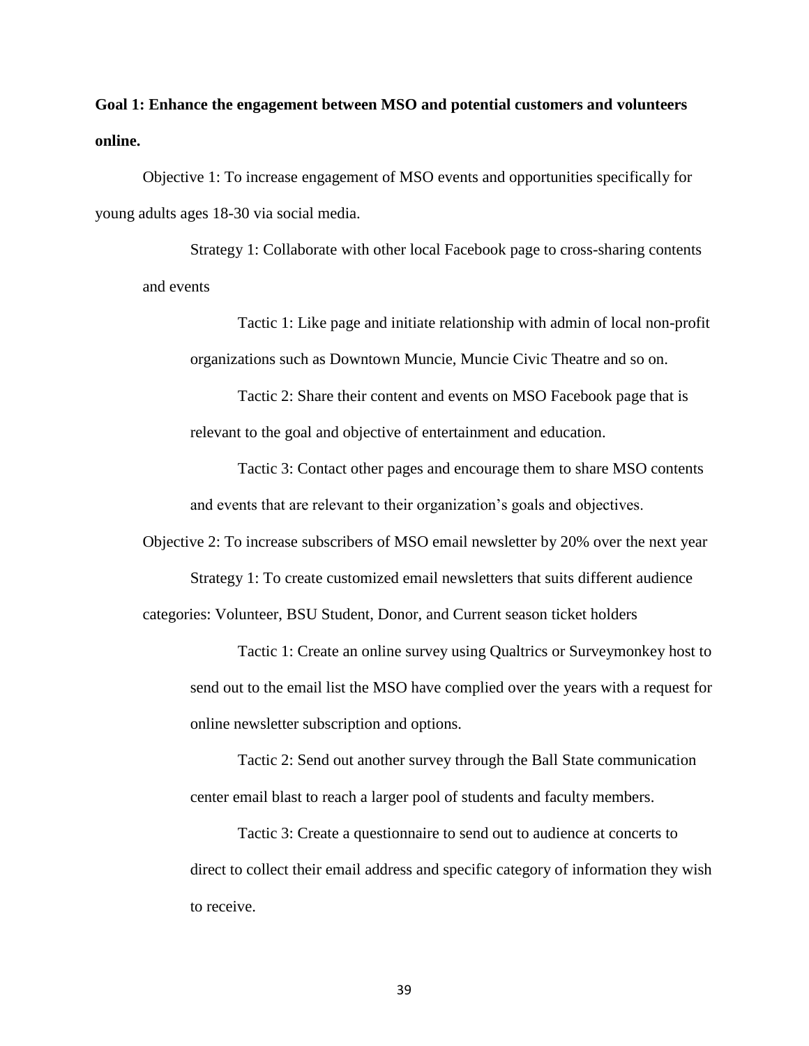**Goal 1: Enhance the engagement between MSO and potential customers and volunteers online.**

Objective 1: To increase engagement of MSO events and opportunities specifically for young adults ages 18-30 via social media.

Strategy 1: Collaborate with other local Facebook page to cross-sharing contents and events

Tactic 1: Like page and initiate relationship with admin of local non-profit organizations such as Downtown Muncie, Muncie Civic Theatre and so on.

Tactic 2: Share their content and events on MSO Facebook page that is relevant to the goal and objective of entertainment and education.

Tactic 3: Contact other pages and encourage them to share MSO contents and events that are relevant to their organization's goals and objectives.

Objective 2: To increase subscribers of MSO email newsletter by 20% over the next year

Strategy 1: To create customized email newsletters that suits different audience categories: Volunteer, BSU Student, Donor, and Current season ticket holders

Tactic 1: Create an online survey using Qualtrics or Surveymonkey host to send out to the email list the MSO have complied over the years with a request for online newsletter subscription and options.

Tactic 2: Send out another survey through the Ball State communication center email blast to reach a larger pool of students and faculty members.

Tactic 3: Create a questionnaire to send out to audience at concerts to direct to collect their email address and specific category of information they wish to receive.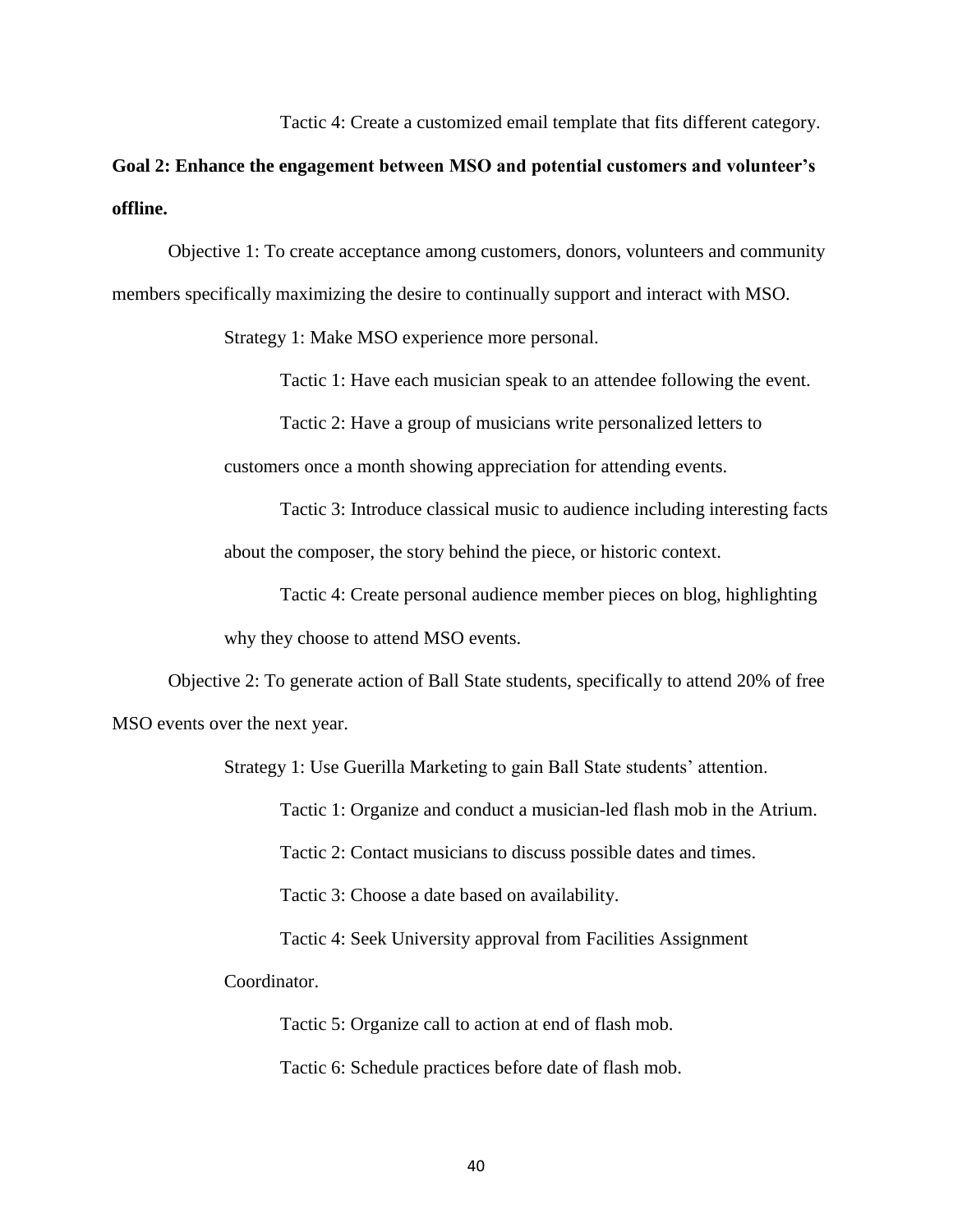Tactic 4: Create a customized email template that fits different category.

**Goal 2: Enhance the engagement between MSO and potential customers and volunteer's offline.**

Objective 1: To create acceptance among customers, donors, volunteers and community members specifically maximizing the desire to continually support and interact with MSO.

Strategy 1: Make MSO experience more personal.

Tactic 1: Have each musician speak to an attendee following the event.

Tactic 2: Have a group of musicians write personalized letters to customers once a month showing appreciation for attending events.

Tactic 3: Introduce classical music to audience including interesting facts about the composer, the story behind the piece, or historic context.

Tactic 4: Create personal audience member pieces on blog, highlighting why they choose to attend MSO events.

Objective 2: To generate action of Ball State students, specifically to attend 20% of free MSO events over the next year.

Strategy 1: Use Guerilla Marketing to gain Ball State students' attention.

Tactic 1: Organize and conduct a musician-led flash mob in the Atrium.

Tactic 2: Contact musicians to discuss possible dates and times.

Tactic 3: Choose a date based on availability.

Tactic 4: Seek University approval from Facilities Assignment Coordinator.

Tactic 5: Organize call to action at end of flash mob.

Tactic 6: Schedule practices before date of flash mob.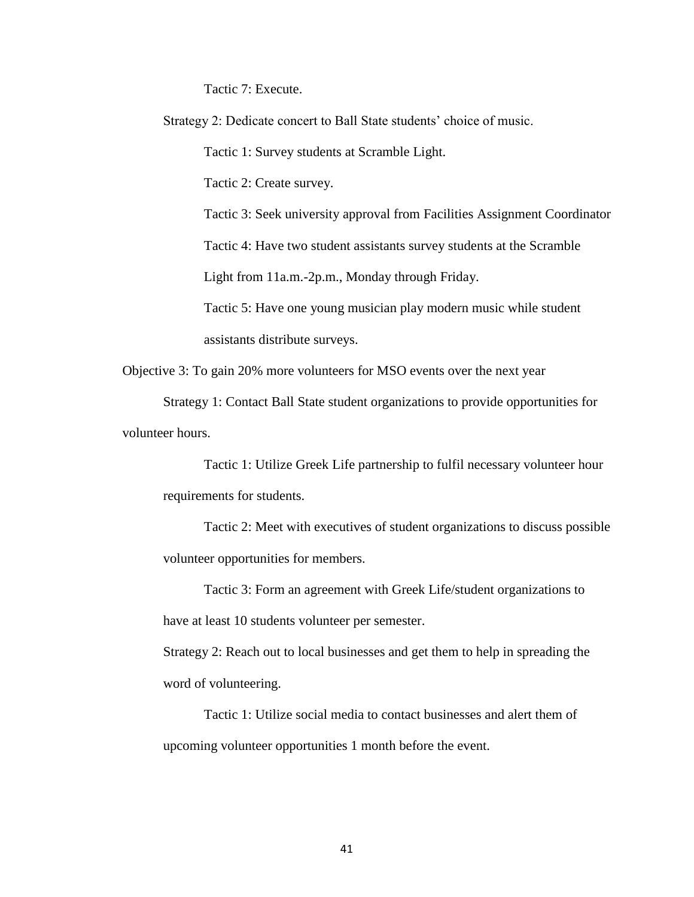Tactic 7: Execute.

Strategy 2: Dedicate concert to Ball State students' choice of music.

Tactic 1: Survey students at Scramble Light.

Tactic 2: Create survey.

Tactic 3: Seek university approval from Facilities Assignment Coordinator

Tactic 4: Have two student assistants survey students at the Scramble Light from 11a.m.-2p.m., Monday through Friday.

Tactic 5: Have one young musician play modern music while student assistants distribute surveys.

Objective 3: To gain 20% more volunteers for MSO events over the next year

Strategy 1: Contact Ball State student organizations to provide opportunities for volunteer hours.

Tactic 1: Utilize Greek Life partnership to fulfil necessary volunteer hour requirements for students.

Tactic 2: Meet with executives of student organizations to discuss possible volunteer opportunities for members.

Tactic 3: Form an agreement with Greek Life/student organizations to have at least 10 students volunteer per semester.

Strategy 2: Reach out to local businesses and get them to help in spreading the word of volunteering.

Tactic 1: Utilize social media to contact businesses and alert them of upcoming volunteer opportunities 1 month before the event.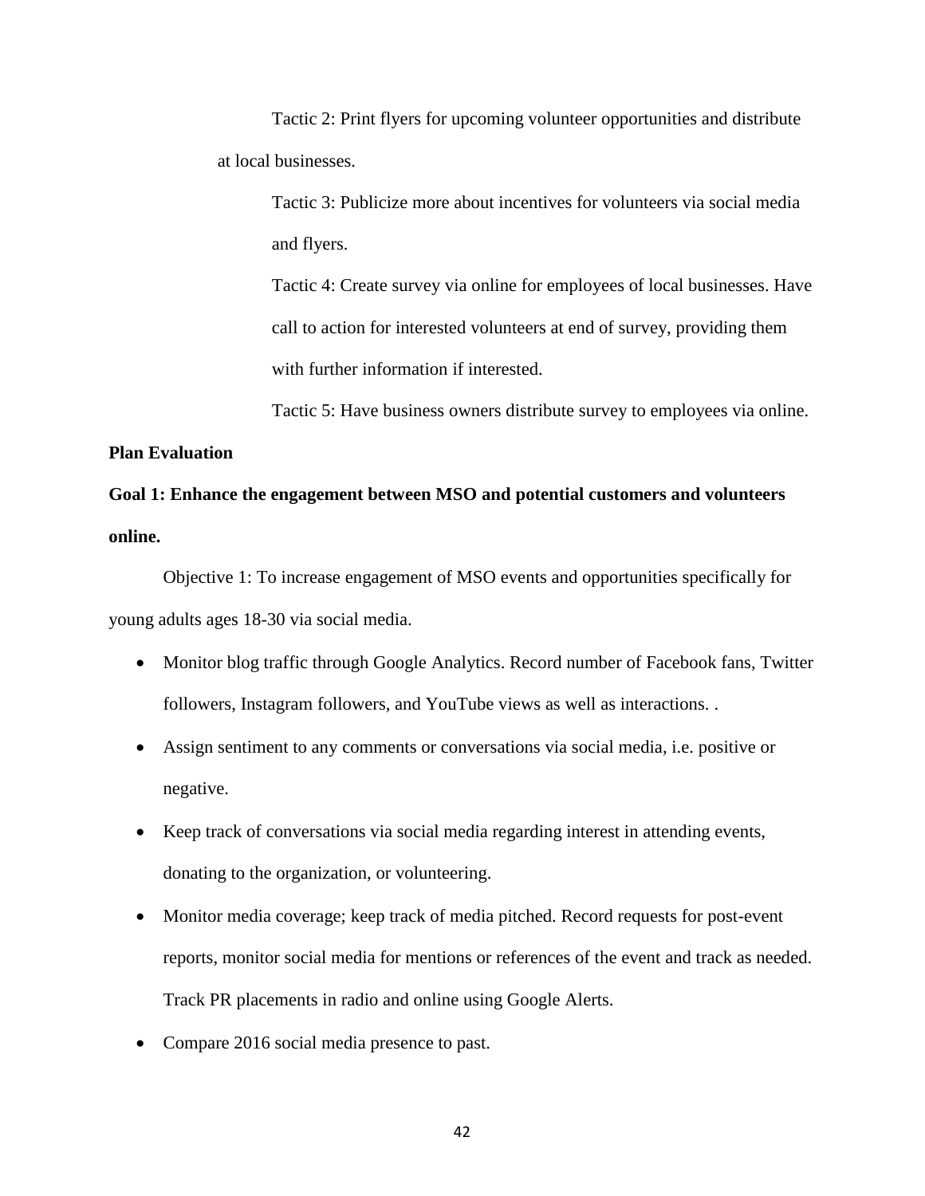Tactic 2: Print flyers for upcoming volunteer opportunities and distribute at local businesses.

Tactic 3: Publicize more about incentives for volunteers via social media and flyers.

Tactic 4: Create survey via online for employees of local businesses. Have call to action for interested volunteers at end of survey, providing them with further information if interested.

Tactic 5: Have business owners distribute survey to employees via online.

**Plan Evaluation**

**Goal 1: Enhance the engagement between MSO and potential customers and volunteers online.**

Objective 1: To increase engagement of MSO events and opportunities specifically for young adults ages 18-30 via social media.

- Monitor blog traffic through Google Analytics. Record number of Facebook fans, Twitter followers, Instagram followers, and YouTube views as well as interactions. .
- Assign sentiment to any comments or conversations via social media, i.e. positive or negative.
- Keep track of conversations via social media regarding interest in attending events, donating to the organization, or volunteering.
- Monitor media coverage; keep track of media pitched. Record requests for post-event reports, monitor social media for mentions or references of the event and track as needed. Track PR placements in radio and online using Google Alerts.
- Compare 2016 social media presence to past.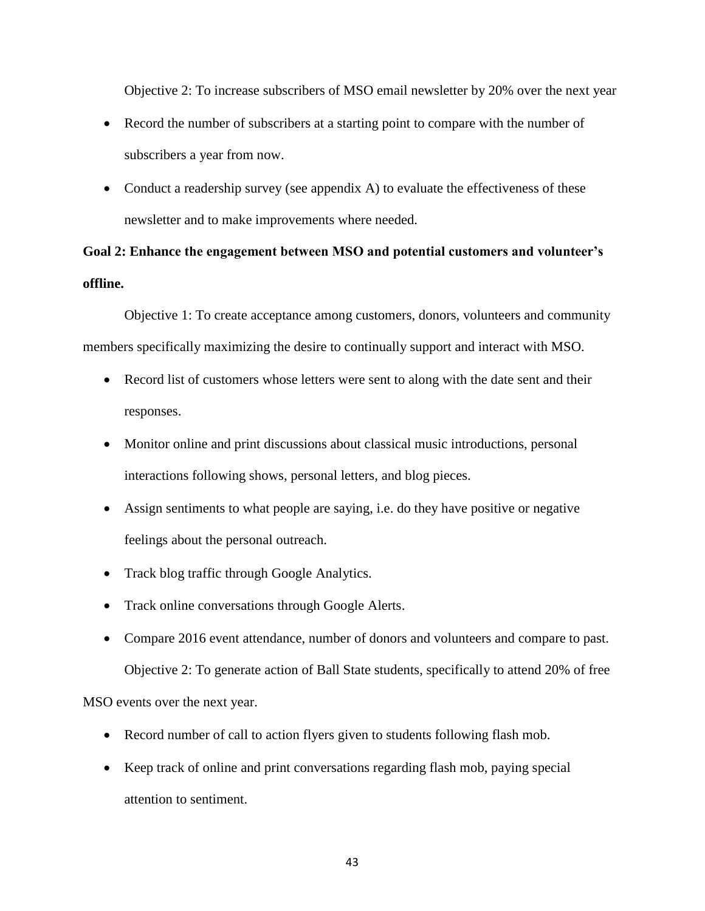Objective 2: To increase subscribers of MSO email newsletter by 20% over the next year

- Record the number of subscribers at a starting point to compare with the number of subscribers a year from now.
- Conduct a readership survey (see appendix A) to evaluate the effectiveness of these newsletter and to make improvements where needed.

**Goal 2: Enhance the engagement between MSO and potential customers and volunteer's offline.**

Objective 1: To create acceptance among customers, donors, volunteers and community members specifically maximizing the desire to continually support and interact with MSO.

- Record list of customers whose letters were sent to along with the date sent and their responses.
- Monitor online and print discussions about classical music introductions, personal interactions following shows, personal letters, and blog pieces.
- Assign sentiments to what people are saying, i.e. do they have positive or negative feelings about the personal outreach.
- Track blog traffic through Google Analytics.
- Track online conversations through Google Alerts.
- Compare 2016 event attendance, number of donors and volunteers and compare to past.

Objective 2: To generate action of Ball State students, specifically to attend 20% of free MSO events over the next year.

- Record number of call to action flyers given to students following flash mob.
- Keep track of online and print conversations regarding flash mob, paying special attention to sentiment.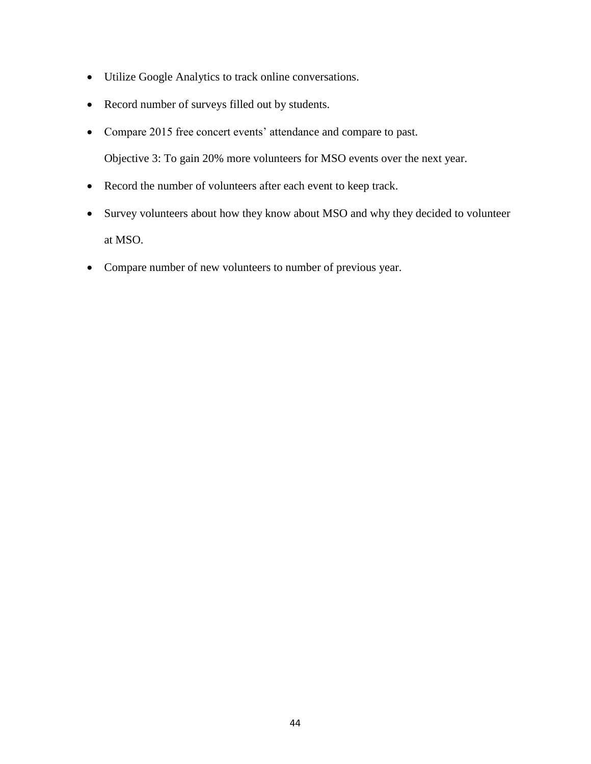- Utilize Google Analytics to track online conversations.
- Record number of surveys filled out by students.
- Compare 2015 free concert events' attendance and compare to past.

  Objective 3: To gain 20% more volunteers for MSO events over the next year.

- Record the number of volunteers after each event to keep track.
- Survey volunteers about how they know about MSO and why they decided to volunteer at MSO.
- Compare number of new volunteers to number of previous year.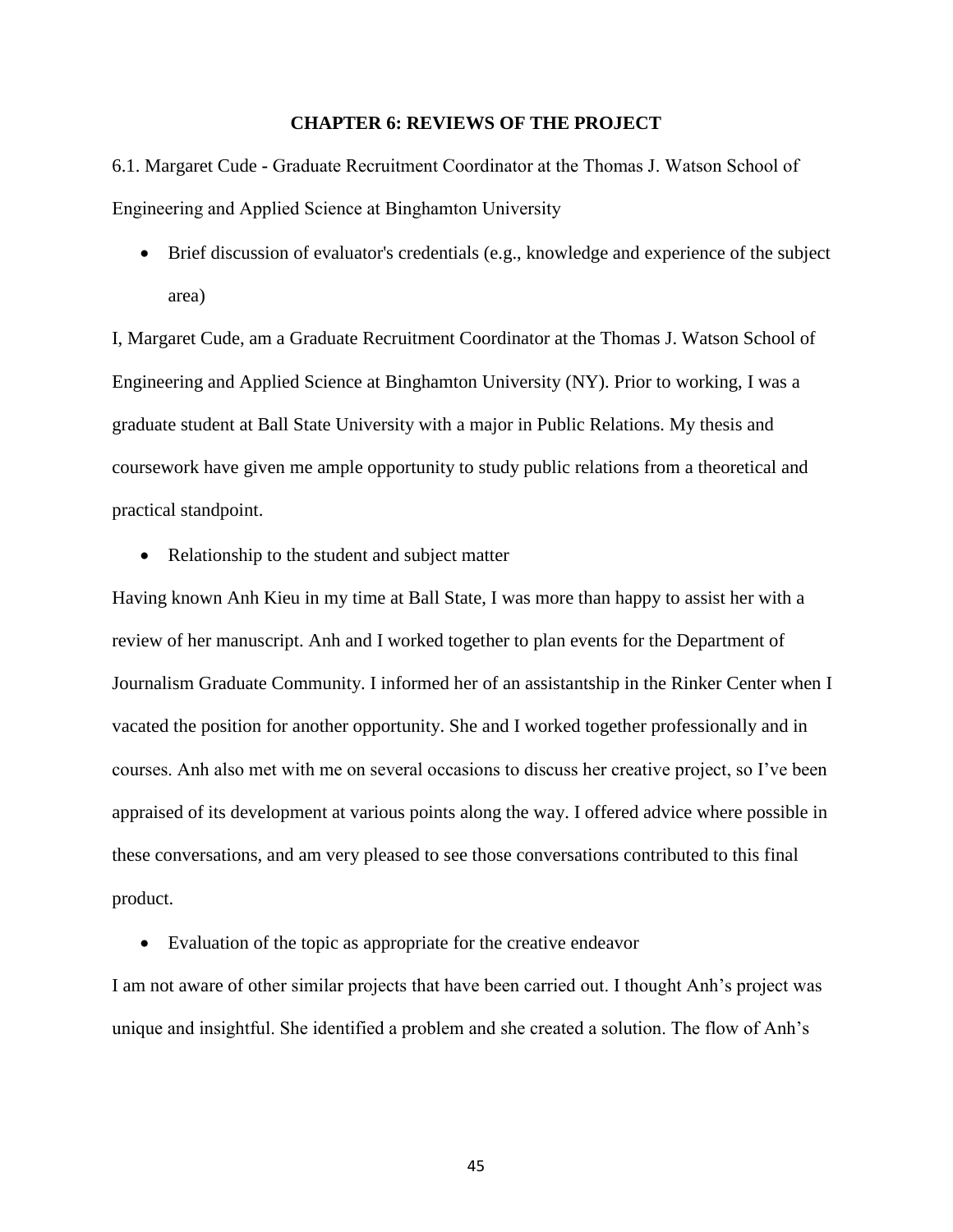# CHAPTER 6: REVIEWS OF THE PROJECT

6.1. Margaret Cude - Graduate Recruitment Coordinator at the Thomas J. Watson School of Engineering and Applied Science at Binghamton University

- Brief discussion of evaluator's credentials (e.g., knowledge and experience of the subject area)

I, Margaret Cude, am a Graduate Recruitment Coordinator at the Thomas J. Watson School of Engineering and Applied Science at Binghamton University (NY). Prior to working, I was a graduate student at Ball State University with a major in Public Relations. My thesis and coursework have given me ample opportunity to study public relations from a theoretical and practical standpoint.

- Relationship to the student and subject matter

Having known Anh Kieu in my time at Ball State, I was more than happy to assist her with a review of her manuscript. Anh and I worked together to plan events for the Department of Journalism Graduate Community. I informed her of an assistantship in the Rinker Center when I vacated the position for another opportunity. She and I worked together professionally and in courses. Anh also met with me on several occasions to discuss her creative project, so I've been appraised of its development at various points along the way. I offered advice where possible in these conversations, and am very pleased to see those conversations contributed to this final product.

- Evaluation of the topic as appropriate for the creative endeavor

I am not aware of other similar projects that have been carried out. I thought Anh's project was unique and insightful. She identified a problem and she created a solution. The flow of Anh's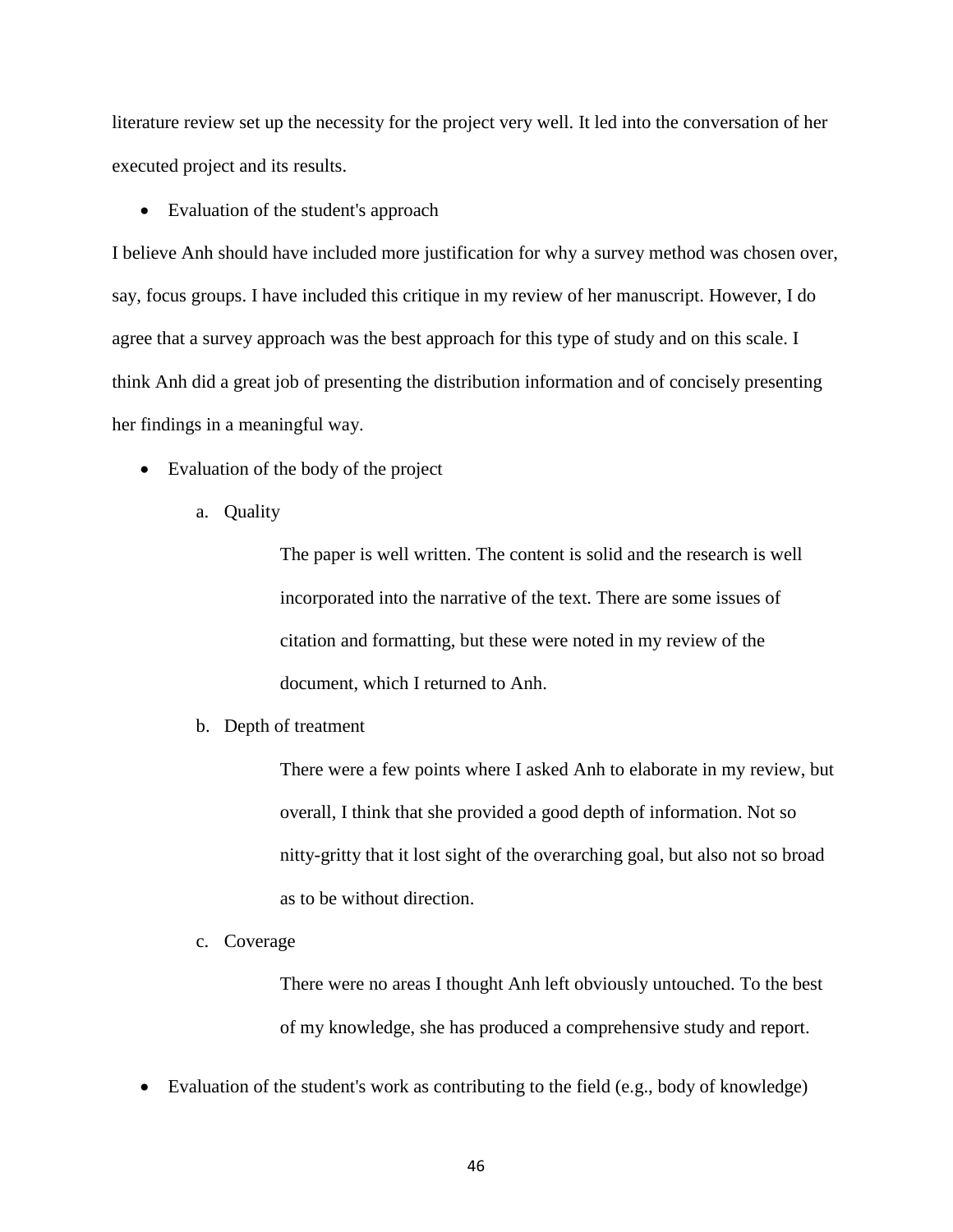literature review set up the necessity for the project very well. It led into the conversation of her executed project and its results.

- Evaluation of the student's approach

I believe Anh should have included more justification for why a survey method was chosen over, say, focus groups. I have included this critique in my review of her manuscript. However, I do agree that a survey approach was the best approach for this type of study and on this scale. I think Anh did a great job of presenting the distribution information and of concisely presenting her findings in a meaningful way.

- Evaluation of the body of the project
    a. Quality

        The paper is well written. The content is solid and the research is well incorporated into the narrative of the text. There are some issues of citation and formatting, but these were noted in my review of the document, which I returned to Anh.

    b. Depth of treatment

        There were a few points where I asked Anh to elaborate in my review, but overall, I think that she provided a good depth of information. Not so nitty-gritty that it lost sight of the overarching goal, but also not so broad as to be without direction.

    c. Coverage

        There were no areas I thought Anh left obviously untouched. To the best of my knowledge, she has produced a comprehensive study and report.

- Evaluation of the student's work as contributing to the field (e.g., body of knowledge)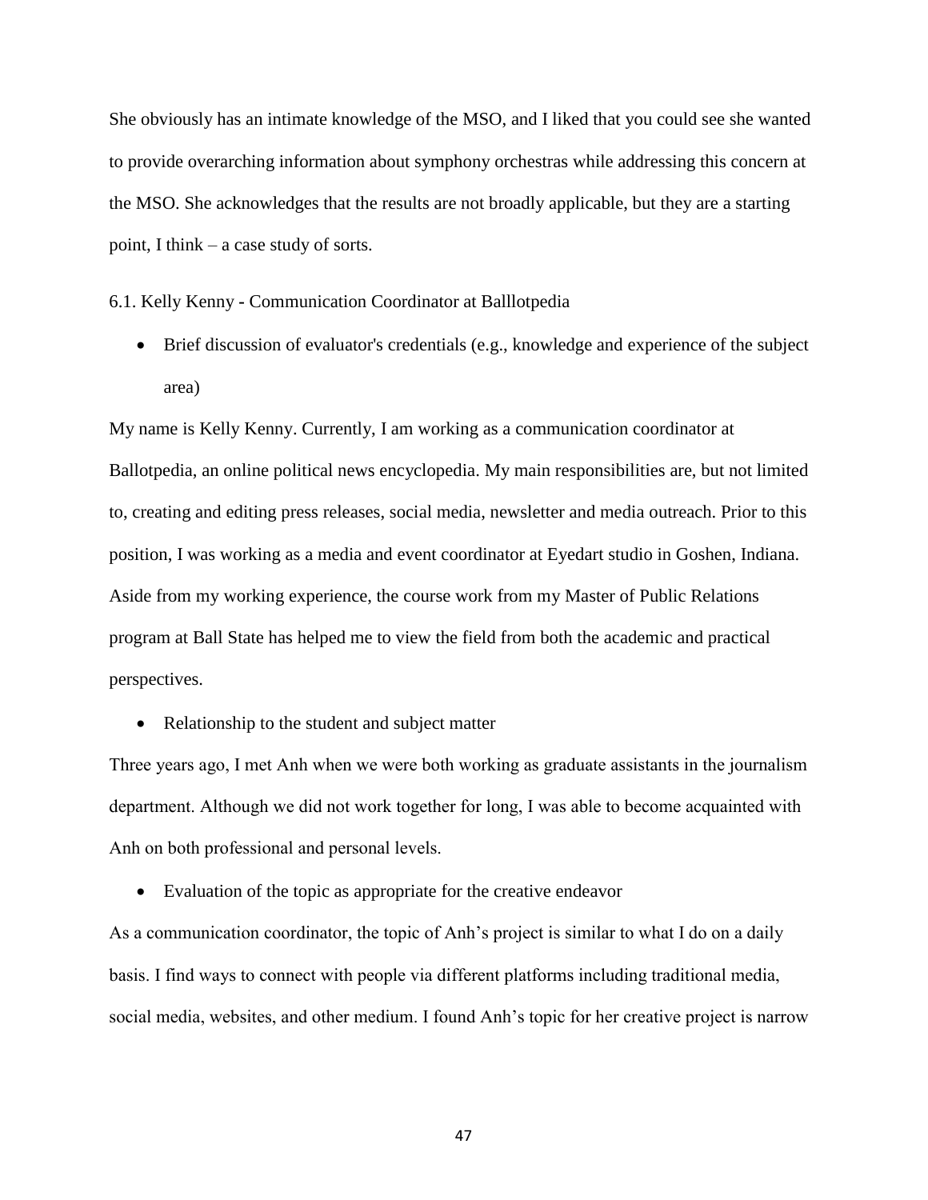She obviously has an intimate knowledge of the MSO, and I liked that you could see she wanted to provide overarching information about symphony orchestras while addressing this concern at the MSO. She acknowledges that the results are not broadly applicable, but they are a starting point, I think – a case study of sorts.

6.1. Kelly Kenny - Communication Coordinator at Balllotpedia

- Brief discussion of evaluator's credentials (e.g., knowledge and experience of the subject area)

My name is Kelly Kenny. Currently, I am working as a communication coordinator at Ballotpedia, an online political news encyclopedia. My main responsibilities are, but not limited to, creating and editing press releases, social media, newsletter and media outreach. Prior to this position, I was working as a media and event coordinator at Eyedart studio in Goshen, Indiana. Aside from my working experience, the course work from my Master of Public Relations program at Ball State has helped me to view the field from both the academic and practical perspectives.

- Relationship to the student and subject matter

Three years ago, I met Anh when we were both working as graduate assistants in the journalism department. Although we did not work together for long, I was able to become acquainted with Anh on both professional and personal levels.

- Evaluation of the topic as appropriate for the creative endeavor

As a communication coordinator, the topic of Anh's project is similar to what I do on a daily basis. I find ways to connect with people via different platforms including traditional media, social media, websites, and other medium. I found Anh's topic for her creative project is narrow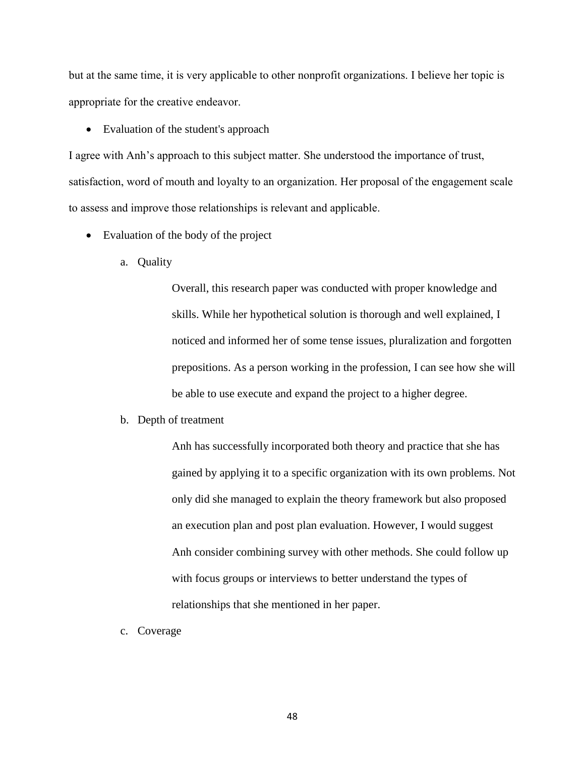but at the same time, it is very applicable to other nonprofit organizations. I believe her topic is appropriate for the creative endeavor.

- Evaluation of the student's approach

I agree with Anh's approach to this subject matter. She understood the importance of trust, satisfaction, word of mouth and loyalty to an organization. Her proposal of the engagement scale to assess and improve those relationships is relevant and applicable.

- Evaluation of the body of the project

  a. Quality

     Overall, this research paper was conducted with proper knowledge and skills. While her hypothetical solution is thorough and well explained, I noticed and informed her of some tense issues, pluralization and forgotten prepositions. As a person working in the profession, I can see how she will be able to use execute and expand the project to a higher degree.

  b. Depth of treatment

     Anh has successfully incorporated both theory and practice that she has gained by applying it to a specific organization with its own problems. Not only did she managed to explain the theory framework but also proposed an execution plan and post plan evaluation. However, I would suggest Anh consider combining survey with other methods. She could follow up with focus groups or interviews to better understand the types of relationships that she mentioned in her paper.

  c. Coverage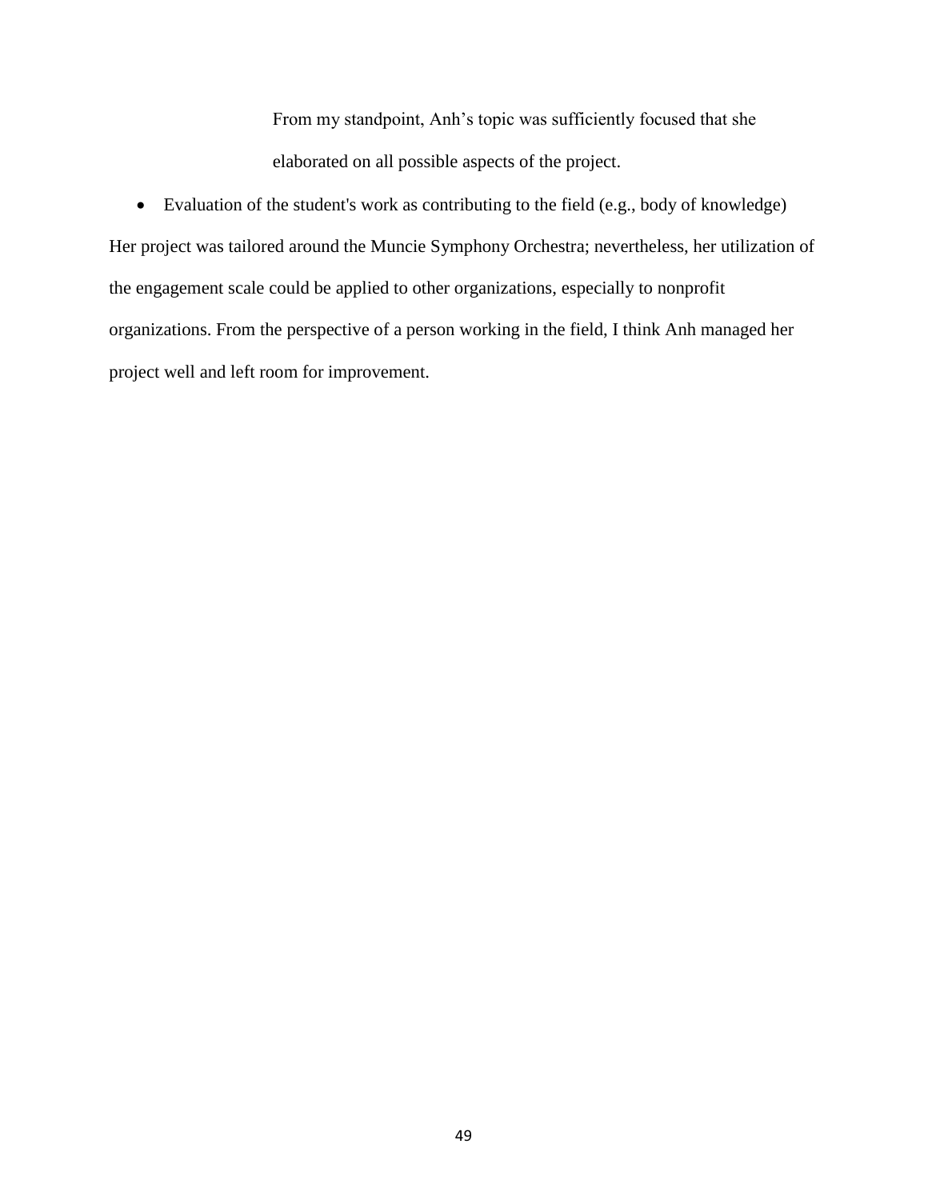From my standpoint, Anh's topic was sufficiently focused that she elaborated on all possible aspects of the project.

- Evaluation of the student's work as contributing to the field (e.g., body of knowledge)

Her project was tailored around the Muncie Symphony Orchestra; nevertheless, her utilization of the engagement scale could be applied to other organizations, especially to nonprofit organizations. From the perspective of a person working in the field, I think Anh managed her project well and left room for improvement.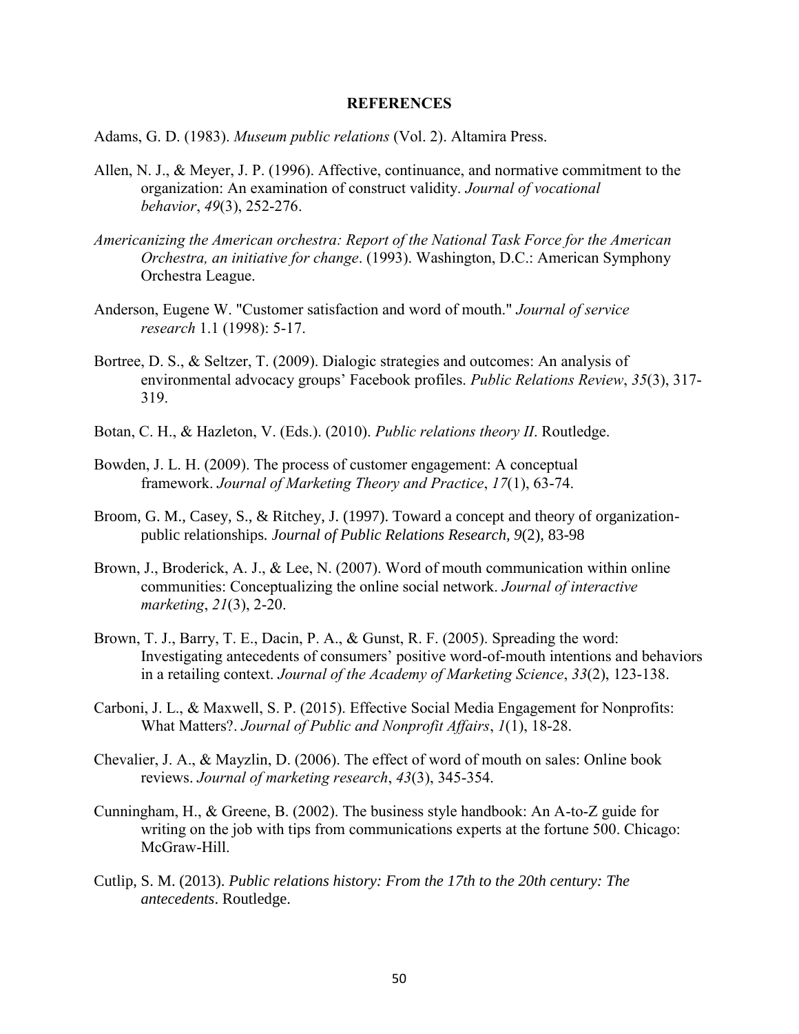# REFERENCES

Adams, G. D. (1983). *Museum public relations* (Vol. 2). Altamira Press.

Allen, N. J., & Meyer, J. P. (1996). Affective, continuance, and normative commitment to the organization: An examination of construct validity. *Journal of vocational behavior*, *49*(3), 252-276.

*Americanizing the American orchestra: Report of the National Task Force for the American Orchestra, an initiative for change*. (1993). Washington, D.C.: American Symphony Orchestra League.

Anderson, Eugene W. "Customer satisfaction and word of mouth." *Journal of service research* 1.1 (1998): 5-17.

Bortree, D. S., & Seltzer, T. (2009). Dialogic strategies and outcomes: An analysis of environmental advocacy groups' Facebook profiles. *Public Relations Review*, *35*(3), 317-319.

Botan, C. H., & Hazleton, V. (Eds.). (2010). *Public relations theory II*. Routledge.

Bowden, J. L. H. (2009). The process of customer engagement: A conceptual framework. *Journal of Marketing Theory and Practice*, *17*(1), 63-74.

Broom, G. M., Casey, S., & Ritchey, J. (1997). Toward a concept and theory of organization-public relationships. *Journal of Public Relations Research, 9*(2), 83-98

Brown, J., Broderick, A. J., & Lee, N. (2007). Word of mouth communication within online communities: Conceptualizing the online social network. *Journal of interactive marketing*, *21*(3), 2-20.

Brown, T. J., Barry, T. E., Dacin, P. A., & Gunst, R. F. (2005). Spreading the word: Investigating antecedents of consumers' positive word-of-mouth intentions and behaviors in a retailing context. *Journal of the Academy of Marketing Science*, *33*(2), 123-138.

Carboni, J. L., & Maxwell, S. P. (2015). Effective Social Media Engagement for Nonprofits: What Matters?. *Journal of Public and Nonprofit Affairs*, *1*(1), 18-28.

Chevalier, J. A., & Mayzlin, D. (2006). The effect of word of mouth on sales: Online book reviews. *Journal of marketing research*, *43*(3), 345-354.

Cunningham, H., & Greene, B. (2002). The business style handbook: An A-to-Z guide for writing on the job with tips from communications experts at the fortune 500. Chicago: McGraw-Hill.

Cutlip, S. M. (2013). *Public relations history: From the 17th to the 20th century: The antecedents*. Routledge.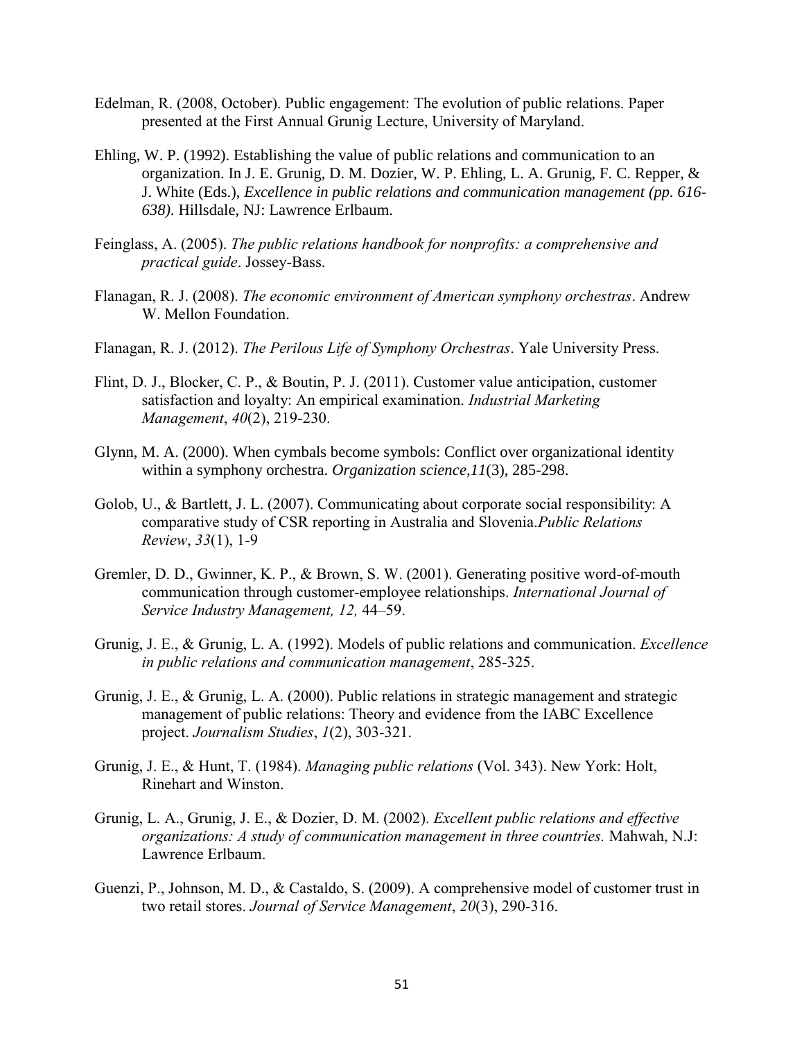Edelman, R. (2008, October). Public engagement: The evolution of public relations. Paper presented at the First Annual Grunig Lecture, University of Maryland.

Ehling, W. P. (1992). Establishing the value of public relations and communication to an organization. In J. E. Grunig, D. M. Dozier, W. P. Ehling, L. A. Grunig, F. C. Repper, & J. White (Eds.), *Excellence in public relations and communication management (pp. 616-638).* Hillsdale, NJ: Lawrence Erlbaum.

Feinglass, A. (2005). *The public relations handbook for nonprofits: a comprehensive and practical guide*. Jossey-Bass.

Flanagan, R. J. (2008). *The economic environment of American symphony orchestras*. Andrew W. Mellon Foundation.

Flanagan, R. J. (2012). *The Perilous Life of Symphony Orchestras*. Yale University Press.

Flint, D. J., Blocker, C. P., & Boutin, P. J. (2011). Customer value anticipation, customer satisfaction and loyalty: An empirical examination. *Industrial Marketing Management*, *40*(2), 219-230.

Glynn, M. A. (2000). When cymbals become symbols: Conflict over organizational identity within a symphony orchestra. *Organization science,11*(3), 285-298.

Golob, U., & Bartlett, J. L. (2007). Communicating about corporate social responsibility: A comparative study of CSR reporting in Australia and Slovenia.*Public Relations Review*, *33*(1), 1-9

Gremler, D. D., Gwinner, K. P., & Brown, S. W. (2001). Generating positive word-of-mouth communication through customer-employee relationships. *International Journal of Service Industry Management, 12,* 44–59.

Grunig, J. E., & Grunig, L. A. (1992). Models of public relations and communication. *Excellence in public relations and communication management*, 285-325.

Grunig, J. E., & Grunig, L. A. (2000). Public relations in strategic management and strategic management of public relations: Theory and evidence from the IABC Excellence project. *Journalism Studies*, *1*(2), 303-321.

Grunig, J. E., & Hunt, T. (1984). *Managing public relations* (Vol. 343). New York: Holt, Rinehart and Winston.

Grunig, L. A., Grunig, J. E., & Dozier, D. M. (2002). *Excellent public relations and effective organizations: A study of communication management in three countries.* Mahwah, N.J: Lawrence Erlbaum.

Guenzi, P., Johnson, M. D., & Castaldo, S. (2009). A comprehensive model of customer trust in two retail stores. *Journal of Service Management*, *20*(3), 290-316.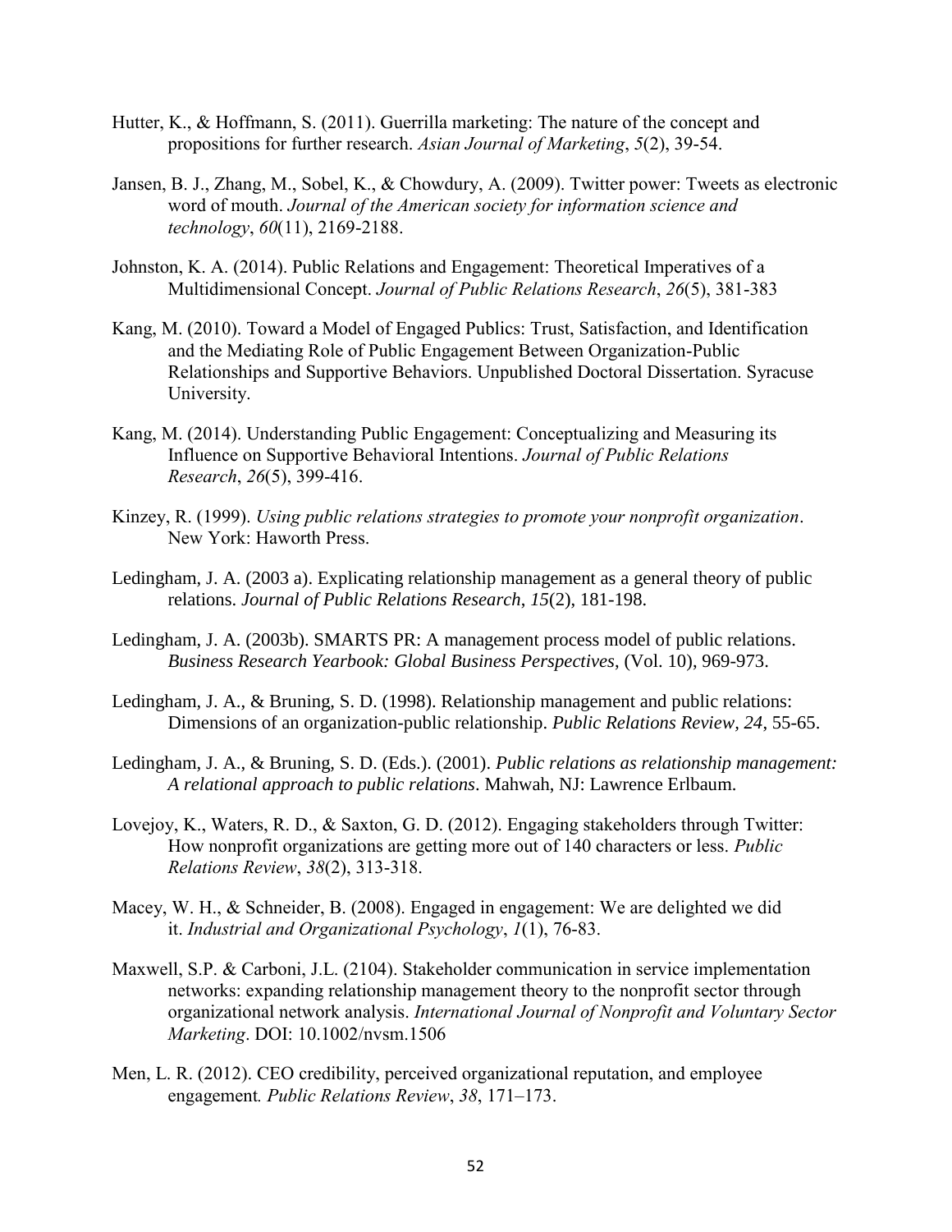Hutter, K., & Hoffmann, S. (2011). Guerrilla marketing: The nature of the concept and propositions for further research. *Asian Journal of Marketing*, *5*(2), 39-54.

Jansen, B. J., Zhang, M., Sobel, K., & Chowdury, A. (2009). Twitter power: Tweets as electronic word of mouth. *Journal of the American society for information science and technology*, *60*(11), 2169-2188.

Johnston, K. A. (2014). Public Relations and Engagement: Theoretical Imperatives of a Multidimensional Concept. *Journal of Public Relations Research*, *26*(5), 381-383

Kang, M. (2010). Toward a Model of Engaged Publics: Trust, Satisfaction, and Identification and the Mediating Role of Public Engagement Between Organization-Public Relationships and Supportive Behaviors. Unpublished Doctoral Dissertation. Syracuse University.

Kang, M. (2014). Understanding Public Engagement: Conceptualizing and Measuring its Influence on Supportive Behavioral Intentions. *Journal of Public Relations Research*, *26*(5), 399-416.

Kinzey, R. (1999). *Using public relations strategies to promote your nonprofit organization*. New York: Haworth Press.

Ledingham, J. A. (2003 a). Explicating relationship management as a general theory of public relations. *Journal of Public Relations Research*, *15*(2), 181-198.

Ledingham, J. A. (2003b). SMARTS PR: A management process model of public relations. *Business Research Yearbook: Global Business Perspectives*, (Vol. 10), 969-973.

Ledingham, J. A., & Bruning, S. D. (1998). Relationship management and public relations: Dimensions of an organization-public relationship. *Public Relations Review, 24*, 55-65.

Ledingham, J. A., & Bruning, S. D. (Eds.). (2001). *Public relations as relationship management: A relational approach to public relations*. Mahwah, NJ: Lawrence Erlbaum.

Lovejoy, K., Waters, R. D., & Saxton, G. D. (2012). Engaging stakeholders through Twitter: How nonprofit organizations are getting more out of 140 characters or less. *Public Relations Review*, *38*(2), 313-318.

Macey, W. H., & Schneider, B. (2008). Engaged in engagement: We are delighted we did it. *Industrial and Organizational Psychology*, *1*(1), 76-83.

Maxwell, S.P. & Carboni, J.L. (2104). Stakeholder communication in service implementation networks: expanding relationship management theory to the nonprofit sector through organizational network analysis. *International Journal of Nonprofit and Voluntary Sector Marketing*. DOI: 10.1002/nvsm.1506

Men, L. R. (2012). CEO credibility, perceived organizational reputation, and employee engagement*. Public Relations Review*, *38*, 171–173.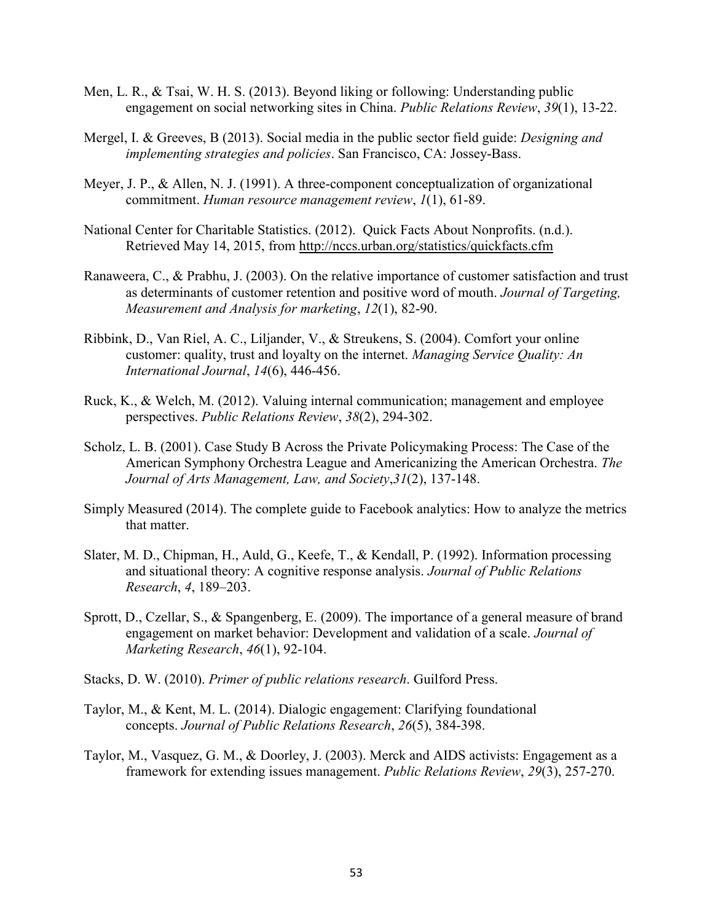Men, L. R., & Tsai, W. H. S. (2013). Beyond liking or following: Understanding public engagement on social networking sites in China. *Public Relations Review*, *39*(1), 13-22.

Mergel, I. & Greeves, B (2013). Social media in the public sector field guide: *Designing and implementing strategies and policies*. San Francisco, CA: Jossey-Bass.

Meyer, J. P., & Allen, N. J. (1991). A three-component conceptualization of organizational commitment. *Human resource management review*, *1*(1), 61-89.

National Center for Charitable Statistics. (2012). Quick Facts About Nonprofits. (n.d.). Retrieved May 14, 2015, from http://nccs.urban.org/statistics/quickfacts.cfm

Ranaweera, C., & Prabhu, J. (2003). On the relative importance of customer satisfaction and trust as determinants of customer retention and positive word of mouth. *Journal of Targeting, Measurement and Analysis for marketing*, *12*(1), 82-90.

Ribbink, D., Van Riel, A. C., Liljander, V., & Streukens, S. (2004). Comfort your online customer: quality, trust and loyalty on the internet. *Managing Service Quality: An International Journal*, *14*(6), 446-456.

Ruck, K., & Welch, M. (2012). Valuing internal communication; management and employee perspectives. *Public Relations Review*, *38*(2), 294-302.

Scholz, L. B. (2001). Case Study B Across the Private Policymaking Process: The Case of the American Symphony Orchestra League and Americanizing the American Orchestra. *The Journal of Arts Management, Law, and Society*,*31*(2), 137-148.

Simply Measured (2014). The complete guide to Facebook analytics: How to analyze the metrics that matter.

Slater, M. D., Chipman, H., Auld, G., Keefe, T., & Kendall, P. (1992). Information processing and situational theory: A cognitive response analysis. *Journal of Public Relations Research*, *4*, 189–203.

Sprott, D., Czellar, S., & Spangenberg, E. (2009). The importance of a general measure of brand engagement on market behavior: Development and validation of a scale. *Journal of Marketing Research*, *46*(1), 92-104.

Stacks, D. W. (2010). *Primer of public relations research*. Guilford Press.

Taylor, M., & Kent, M. L. (2014). Dialogic engagement: Clarifying foundational concepts. *Journal of Public Relations Research*, *26*(5), 384-398.

Taylor, M., Vasquez, G. M., & Doorley, J. (2003). Merck and AIDS activists: Engagement as a framework for extending issues management. *Public Relations Review*, *29*(3), 257-270.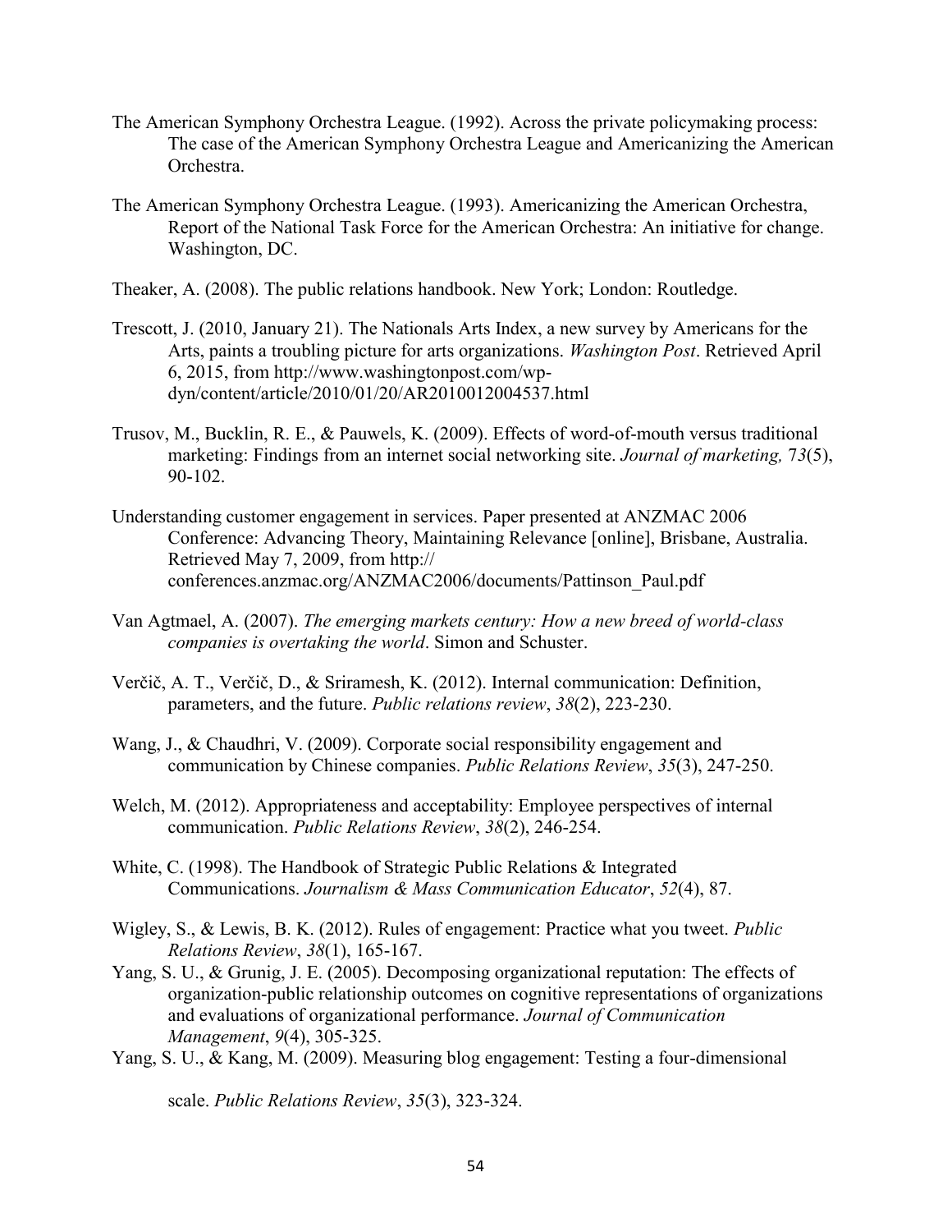The American Symphony Orchestra League. (1992). Across the private policymaking process: The case of the American Symphony Orchestra League and Americanizing the American Orchestra.

The American Symphony Orchestra League. (1993). Americanizing the American Orchestra, Report of the National Task Force for the American Orchestra: An initiative for change. Washington, DC.

Theaker, A. (2008). The public relations handbook. New York; London: Routledge.

Trescott, J. (2010, January 21). The Nationals Arts Index, a new survey by Americans for the Arts, paints a troubling picture for arts organizations. *Washington Post*. Retrieved April 6, 2015, from http://www.washingtonpost.com/wp-dyn/content/article/2010/01/20/AR2010012004537.html

Trusov, M., Bucklin, R. E., & Pauwels, K. (2009). Effects of word-of-mouth versus traditional marketing: Findings from an internet social networking site. *Journal of marketing, 73*(5), 90-102.

Understanding customer engagement in services. Paper presented at ANZMAC 2006 Conference: Advancing Theory, Maintaining Relevance [online], Brisbane, Australia. Retrieved May 7, 2009, from http:// conferences.anzmac.org/ANZMAC2006/documents/Pattinson_Paul.pdf

Van Agtmael, A. (2007). *The emerging markets century: How a new breed of world-class companies is overtaking the world*. Simon and Schuster.

Verčič, A. T., Verčič, D., & Sriramesh, K. (2012). Internal communication: Definition, parameters, and the future. *Public relations review*, *38*(2), 223-230.

Wang, J., & Chaudhri, V. (2009). Corporate social responsibility engagement and communication by Chinese companies. *Public Relations Review*, *35*(3), 247-250.

Welch, M. (2012). Appropriateness and acceptability: Employee perspectives of internal communication. *Public Relations Review*, *38*(2), 246-254.

White, C. (1998). The Handbook of Strategic Public Relations & Integrated Communications. *Journalism & Mass Communication Educator*, *52*(4), 87.

Wigley, S., & Lewis, B. K. (2012). Rules of engagement: Practice what you tweet. *Public Relations Review*, *38*(1), 165-167.

Yang, S. U., & Grunig, J. E. (2005). Decomposing organizational reputation: The effects of organization-public relationship outcomes on cognitive representations of organizations and evaluations of organizational performance. *Journal of Communication Management*, *9*(4), 305-325.

Yang, S. U., & Kang, M. (2009). Measuring blog engagement: Testing a four-dimensional scale. *Public Relations Review*, *35*(3), 323-324.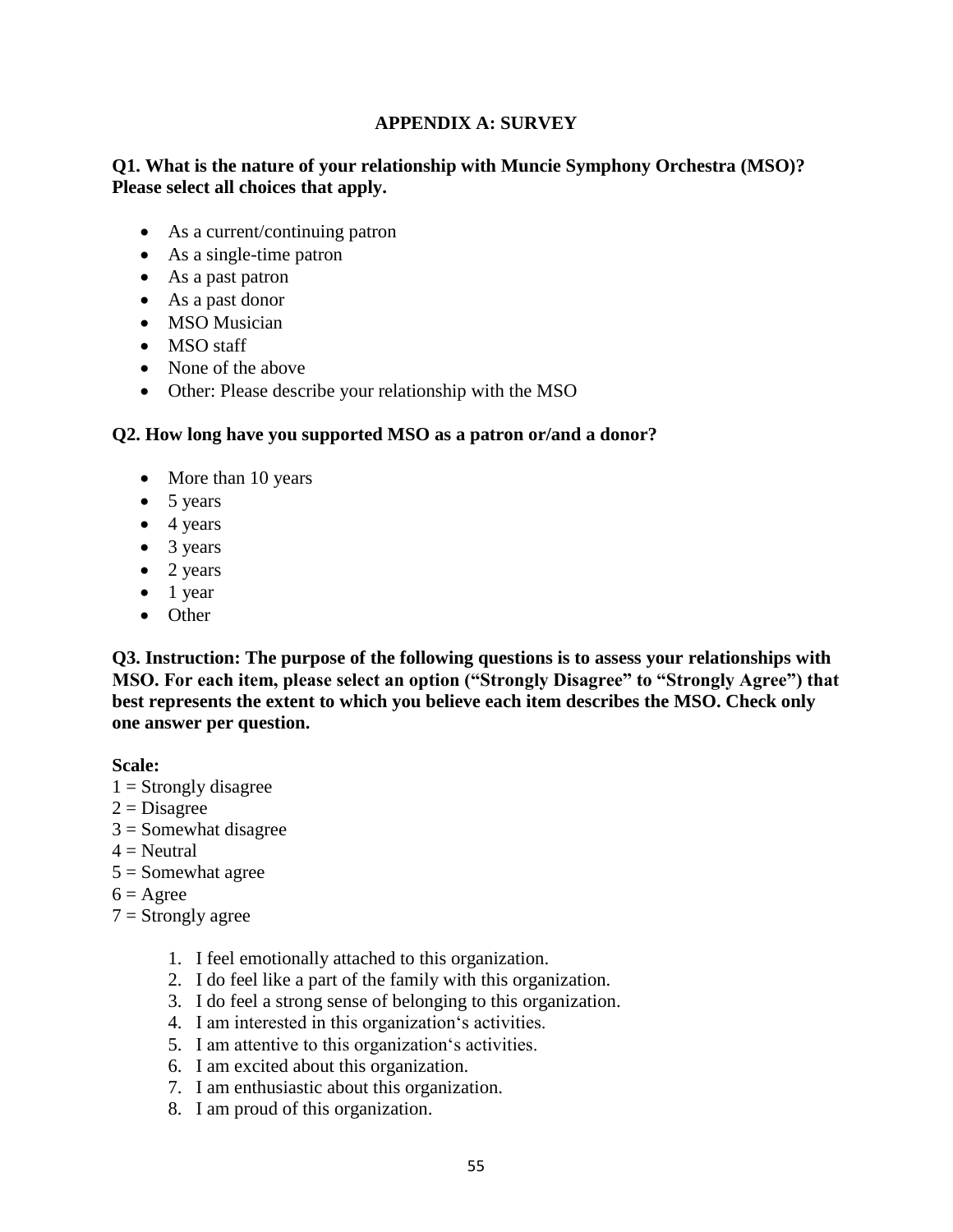# APPENDIX A: SURVEY

**Q1. What is the nature of your relationship with Muncie Symphony Orchestra (MSO)? Please select all choices that apply.**

- As a current/continuing patron
- As a single-time patron
- As a past patron
- As a past donor
- MSO Musician
- MSO staff
- None of the above
- Other: Please describe your relationship with the MSO

**Q2. How long have you supported MSO as a patron or/and a donor?**

- More than 10 years
- 5 years
- 4 years
- 3 years
- 2 years
- 1 year
- Other

**Q3. Instruction: The purpose of the following questions is to assess your relationships with MSO. For each item, please select an option ("Strongly Disagree" to "Strongly Agree") that best represents the extent to which you believe each item describes the MSO. Check only one answer per question.**

**Scale:**
1 = Strongly disagree
2 = Disagree
3 = Somewhat disagree
4 = Neutral
5 = Somewhat agree
6 = Agree
7 = Strongly agree

1. I feel emotionally attached to this organization.
2. I do feel like a part of the family with this organization.
3. I do feel a strong sense of belonging to this organization.
4. I am interested in this organization's activities.
5. I am attentive to this organization's activities.
6. I am excited about this organization.
7. I am enthusiastic about this organization.
8. I am proud of this organization.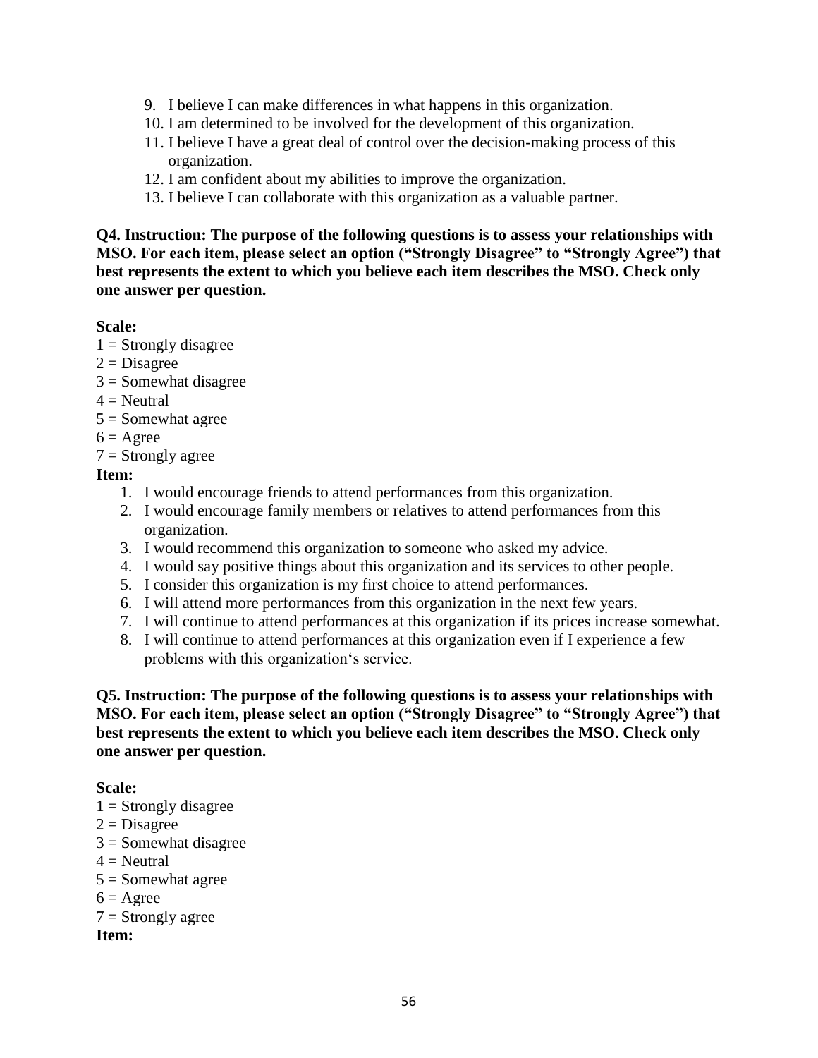9. I believe I can make differences in what happens in this organization.
10. I am determined to be involved for the development of this organization.
11. I believe I have a great deal of control over the decision-making process of this organization.
12. I am confident about my abilities to improve the organization.
13. I believe I can collaborate with this organization as a valuable partner.

**Q4. Instruction: The purpose of the following questions is to assess your relationships with MSO. For each item, please select an option ("Strongly Disagree" to "Strongly Agree") that best represents the extent to which you believe each item describes the MSO. Check only one answer per question.**

**Scale:**

1 = Strongly disagree
2 = Disagree
3 = Somewhat disagree
4 = Neutral
5 = Somewhat agree
6 = Agree
7 = Strongly agree

**Item:**

1. I would encourage friends to attend performances from this organization.
2. I would encourage family members or relatives to attend performances from this organization.
3. I would recommend this organization to someone who asked my advice.
4. I would say positive things about this organization and its services to other people.
5. I consider this organization is my first choice to attend performances.
6. I will attend more performances from this organization in the next few years.
7. I will continue to attend performances at this organization if its prices increase somewhat.
8. I will continue to attend performances at this organization even if I experience a few problems with this organization's service.

**Q5. Instruction: The purpose of the following questions is to assess your relationships with MSO. For each item, please select an option ("Strongly Disagree" to "Strongly Agree") that best represents the extent to which you believe each item describes the MSO. Check only one answer per question.**

**Scale:**

1 = Strongly disagree
2 = Disagree
3 = Somewhat disagree
4 = Neutral
5 = Somewhat agree
6 = Agree
7 = Strongly agree

**Item:**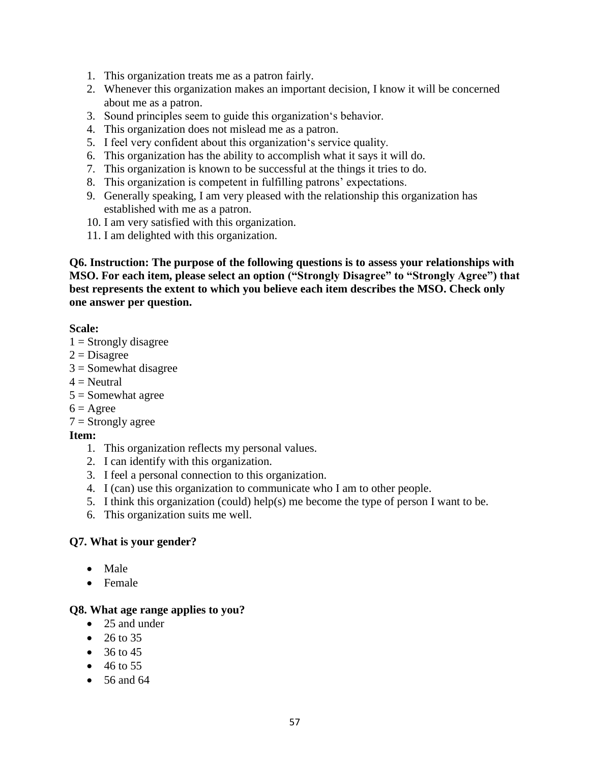1. This organization treats me as a patron fairly.
2. Whenever this organization makes an important decision, I know it will be concerned about me as a patron.
3. Sound principles seem to guide this organization's behavior.
4. This organization does not mislead me as a patron.
5. I feel very confident about this organization's service quality.
6. This organization has the ability to accomplish what it says it will do.
7. This organization is known to be successful at the things it tries to do.
8. This organization is competent in fulfilling patrons' expectations.
9. Generally speaking, I am very pleased with the relationship this organization has established with me as a patron.
10. I am very satisfied with this organization.
11. I am delighted with this organization.

**Q6. Instruction: The purpose of the following questions is to assess your relationships with MSO. For each item, please select an option ("Strongly Disagree" to "Strongly Agree") that best represents the extent to which you believe each item describes the MSO. Check only one answer per question.**

**Scale:**

1 = Strongly disagree
2 = Disagree
3 = Somewhat disagree
4 = Neutral
5 = Somewhat agree
6 = Agree
7 = Strongly agree

**Item:**

1. This organization reflects my personal values.
2. I can identify with this organization.
3. I feel a personal connection to this organization.
4. I (can) use this organization to communicate who I am to other people.
5. I think this organization (could) help(s) me become the type of person I want to be.
6. This organization suits me well.

**Q7. What is your gender?**

- Male
- Female

**Q8. What age range applies to you?**

- 25 and under
- 26 to 35
- 36 to 45
- 46 to 55
- 56 and 64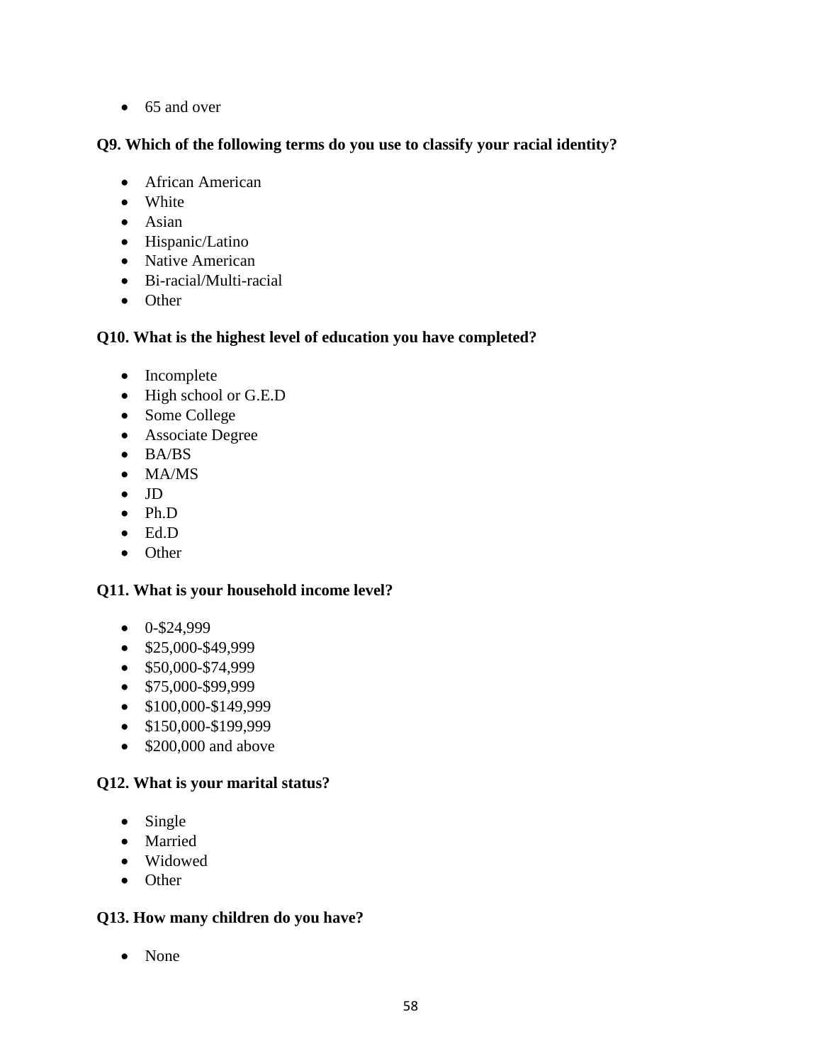- 65 and over

**Q9. Which of the following terms do you use to classify your racial identity?**

- African American
- White
- Asian
- Hispanic/Latino
- Native American
- Bi-racial/Multi-racial
- Other

**Q10. What is the highest level of education you have completed?**

- Incomplete
- High school or G.E.D
- Some College
- Associate Degree
- BA/BS
- MA/MS
- JD
- Ph.D
- Ed.D
- Other

**Q11. What is your household income level?**

- 0-$24,999
- $25,000-$49,999
- $50,000-$74,999
- $75,000-$99,999
- $100,000-$149,999
- $150,000-$199,999
- $200,000 and above

**Q12. What is your marital status?**

- Single
- Married
- Widowed
- Other

**Q13. How many children do you have?**

- None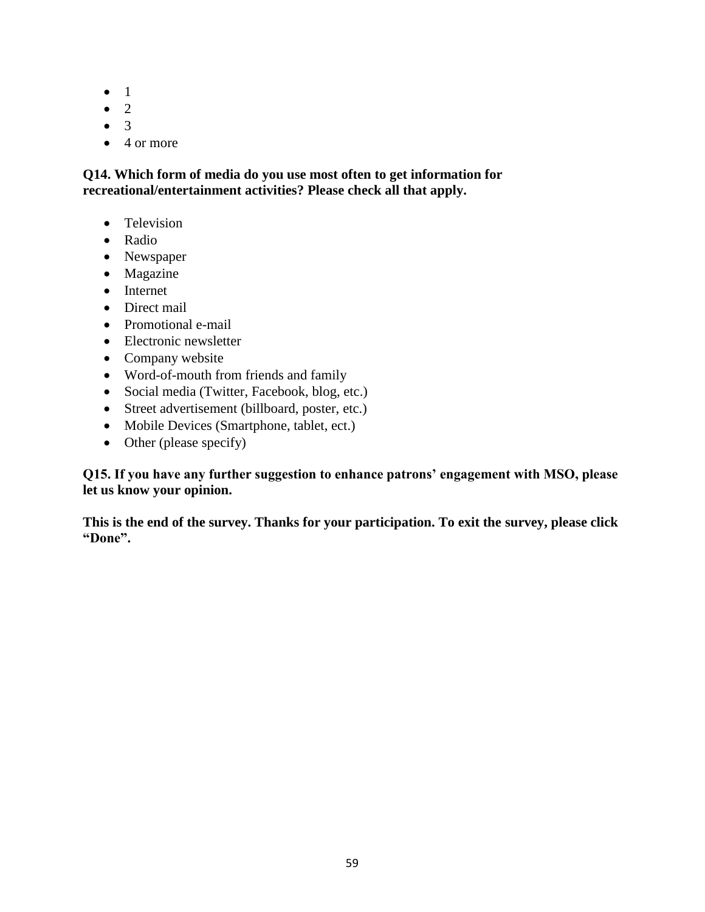- 1
- 2
- 3
- 4 or more

**Q14. Which form of media do you use most often to get information for recreational/entertainment activities? Please check all that apply.**

- Television
- Radio
- Newspaper
- Magazine
- Internet
- Direct mail
- Promotional e-mail
- Electronic newsletter
- Company website
- Word-of-mouth from friends and family
- Social media (Twitter, Facebook, blog, etc.)
- Street advertisement (billboard, poster, etc.)
- Mobile Devices (Smartphone, tablet, ect.)
- Other (please specify)

**Q15. If you have any further suggestion to enhance patrons' engagement with MSO, please let us know your opinion.**

**This is the end of the survey. Thanks for your participation. To exit the survey, please click "Done".**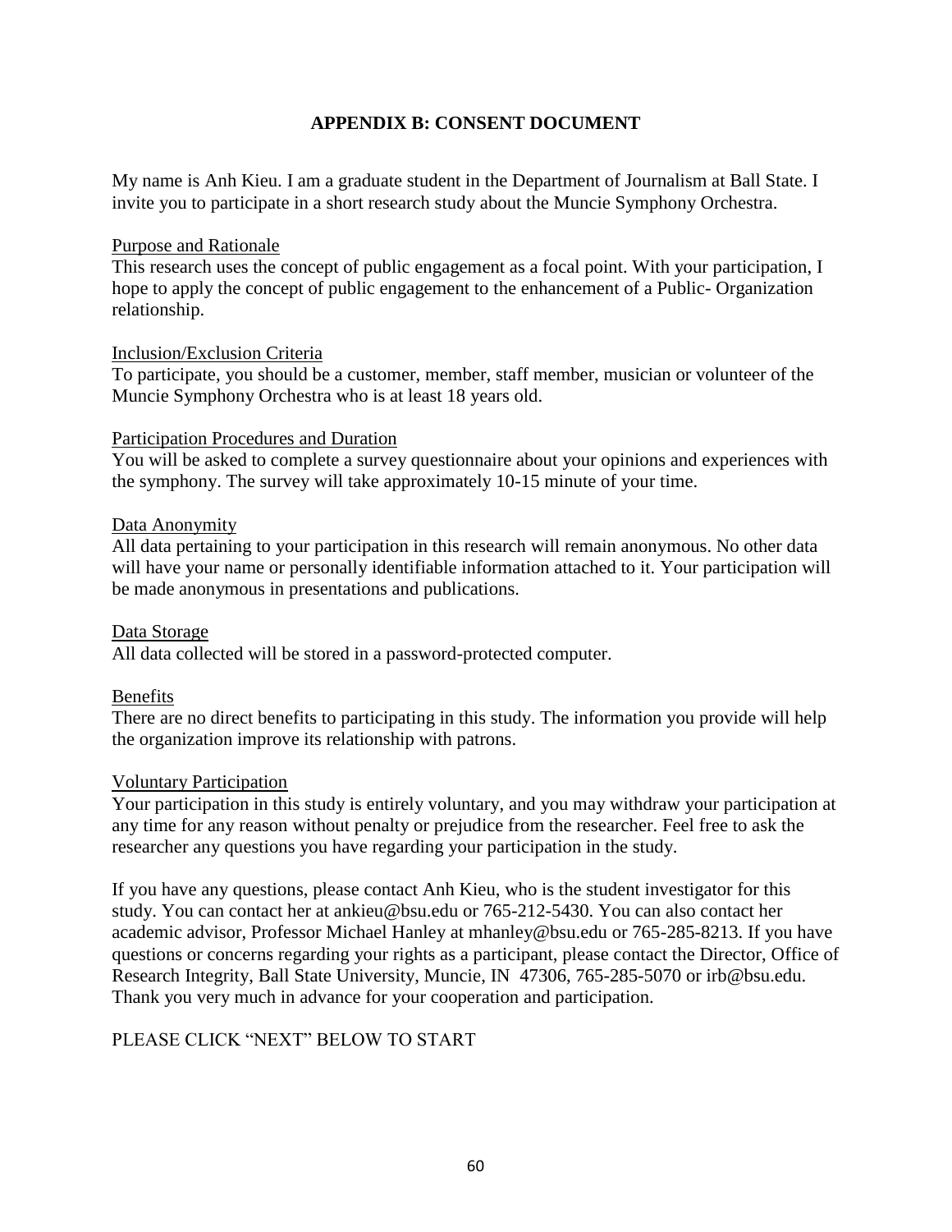## APPENDIX B: CONSENT DOCUMENT

My name is Anh Kieu. I am a graduate student in the Department of Journalism at Ball State. I invite you to participate in a short research study about the Muncie Symphony Orchestra.

Purpose and Rationale

This research uses the concept of public engagement as a focal point. With your participation, I hope to apply the concept of public engagement to the enhancement of a Public- Organization relationship.

Inclusion/Exclusion Criteria

To participate, you should be a customer, member, staff member, musician or volunteer of the Muncie Symphony Orchestra who is at least 18 years old.

Participation Procedures and Duration

You will be asked to complete a survey questionnaire about your opinions and experiences with the symphony. The survey will take approximately 10-15 minute of your time.

Data Anonymity

All data pertaining to your participation in this research will remain anonymous. No other data will have your name or personally identifiable information attached to it. Your participation will be made anonymous in presentations and publications.

Data Storage

All data collected will be stored in a password-protected computer.

Benefits

There are no direct benefits to participating in this study. The information you provide will help the organization improve its relationship with patrons.

Voluntary Participation

Your participation in this study is entirely voluntary, and you may withdraw your participation at any time for any reason without penalty or prejudice from the researcher. Feel free to ask the researcher any questions you have regarding your participation in the study.

If you have any questions, please contact Anh Kieu, who is the student investigator for this study. You can contact her at ankieu@bsu.edu or 765-212-5430. You can also contact her academic advisor, Professor Michael Hanley at mhanley@bsu.edu or 765-285-8213. If you have questions or concerns regarding your rights as a participant, please contact the Director, Office of Research Integrity, Ball State University, Muncie, IN 47306, 765-285-5070 or irb@bsu.edu. Thank you very much in advance for your cooperation and participation.

PLEASE CLICK "NEXT" BELOW TO START